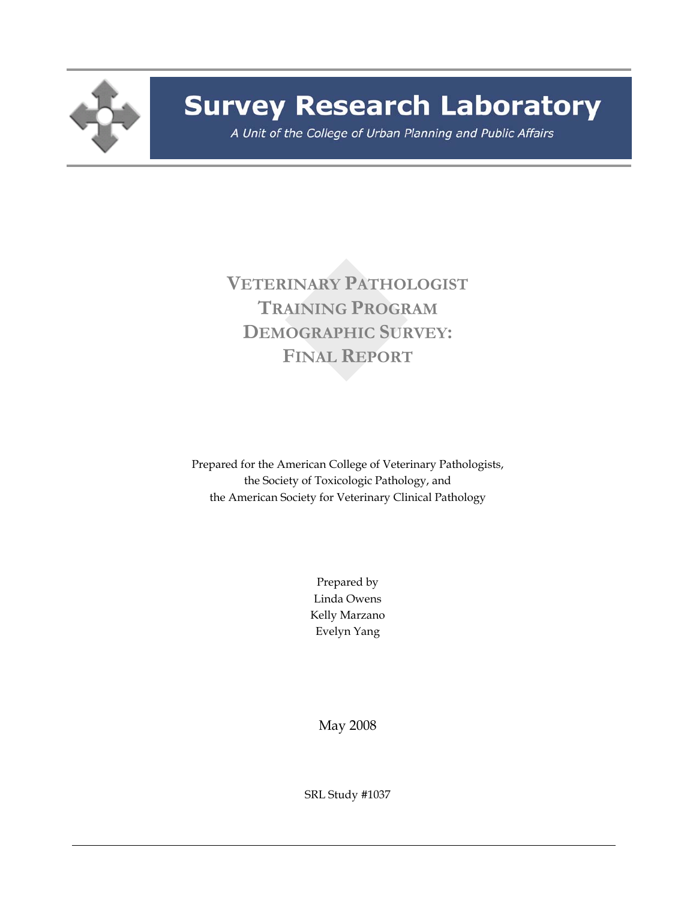**Survey Research Laboratory**

*A Unit of the College of Urban Planning and Public Affairs*

# VETERINARY PATHOLOGIST TRAINING PROGRAM DEMOGRAPHIC SURVEY: FINAL REPORT

Prepared for the American College of Veterinary Pathologists, the Society of Toxicologic Pathology, and the American Society for Veterinary Clinical Pathology

Prepared by
Linda Owens
Kelly Marzano
Evelyn Yang

May 2008

SRL Study #1037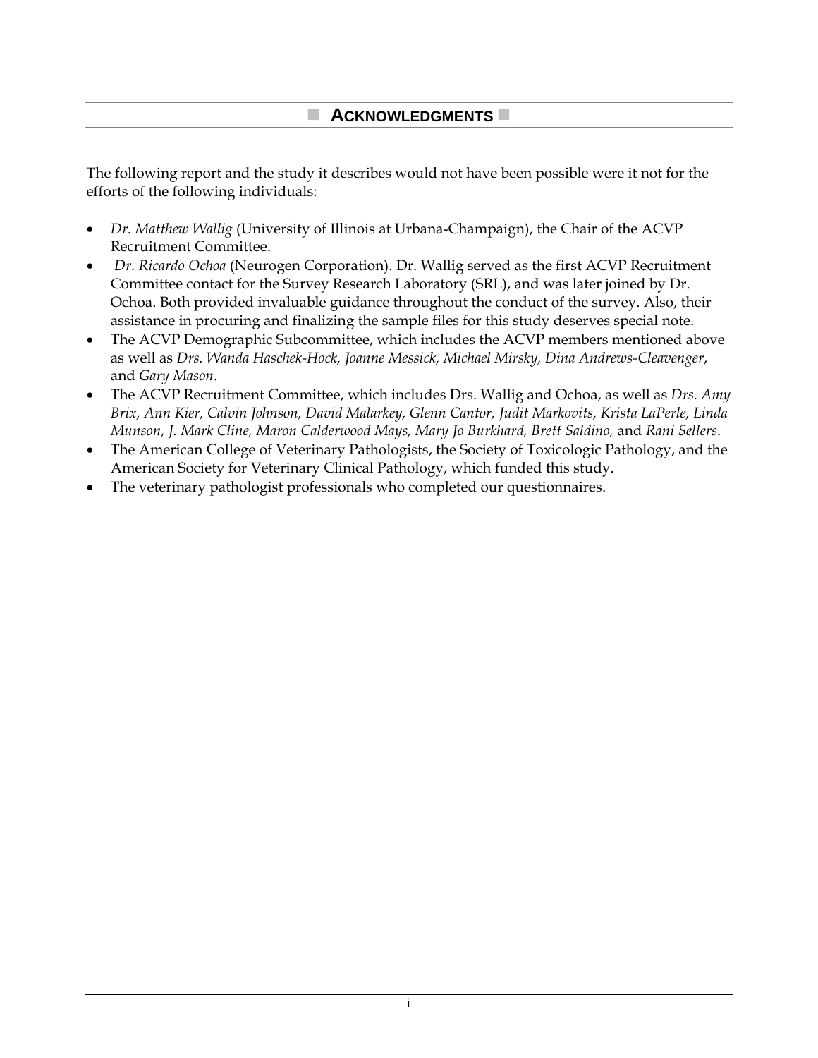# ACKNOWLEDGMENTS

The following report and the study it describes would not have been possible were it not for the efforts of the following individuals:

- *Dr. Matthew Wallig* (University of Illinois at Urbana-Champaign), the Chair of the ACVP Recruitment Committee.
- *Dr. Ricardo Ochoa* (Neurogen Corporation). Dr. Wallig served as the first ACVP Recruitment Committee contact for the Survey Research Laboratory (SRL), and was later joined by Dr. Ochoa. Both provided invaluable guidance throughout the conduct of the survey. Also, their assistance in procuring and finalizing the sample files for this study deserves special note.
- The ACVP Demographic Subcommittee, which includes the ACVP members mentioned above as well as *Drs. Wanda Haschek-Hock, Joanne Messick, Michael Mirsky, Dina Andrews-Cleavenger*, and *Gary Mason*.
- The ACVP Recruitment Committee, which includes Drs. Wallig and Ochoa, as well as *Drs. Amy Brix, Ann Kier, Calvin Johnson, David Malarkey, Glenn Cantor, Judit Markovits, Krista LaPerle, Linda Munson, J. Mark Cline, Maron Calderwood Mays, Mary Jo Burkhard, Brett Saldino,* and *Rani Sellers*.
- The American College of Veterinary Pathologists, the Society of Toxicologic Pathology, and the American Society for Veterinary Clinical Pathology, which funded this study.
- The veterinary pathologist professionals who completed our questionnaires.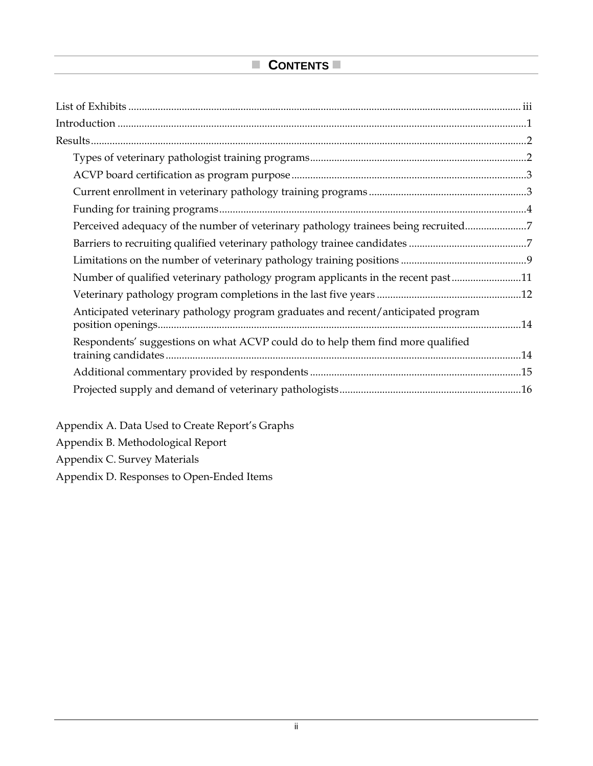# ■ Contents ■

List of Exhibits ..... iii

Introduction ..... 1

Results ..... 2

- Types of veterinary pathologist training programs ..... 2
- ACVP board certification as program purpose ..... 3
- Current enrollment in veterinary pathology training programs ..... 3
- Funding for training programs ..... 4
- Perceived adequacy of the number of veterinary pathology trainees being recruited ..... 7
- Barriers to recruiting qualified veterinary pathology trainee candidates ..... 7
- Limitations on the number of veterinary pathology training positions ..... 9
- Number of qualified veterinary pathology program applicants in the recent past ..... 11
- Veterinary pathology program completions in the last five years ..... 12
- Anticipated veterinary pathology program graduates and recent/anticipated program position openings ..... 14
- Respondents' suggestions on what ACVP could do to help them find more qualified training candidates ..... 14
- Additional commentary provided by respondents ..... 15
- Projected supply and demand of veterinary pathologists ..... 16

Appendix A. Data Used to Create Report's Graphs

Appendix B. Methodological Report

Appendix C. Survey Materials

Appendix D. Responses to Open-Ended Items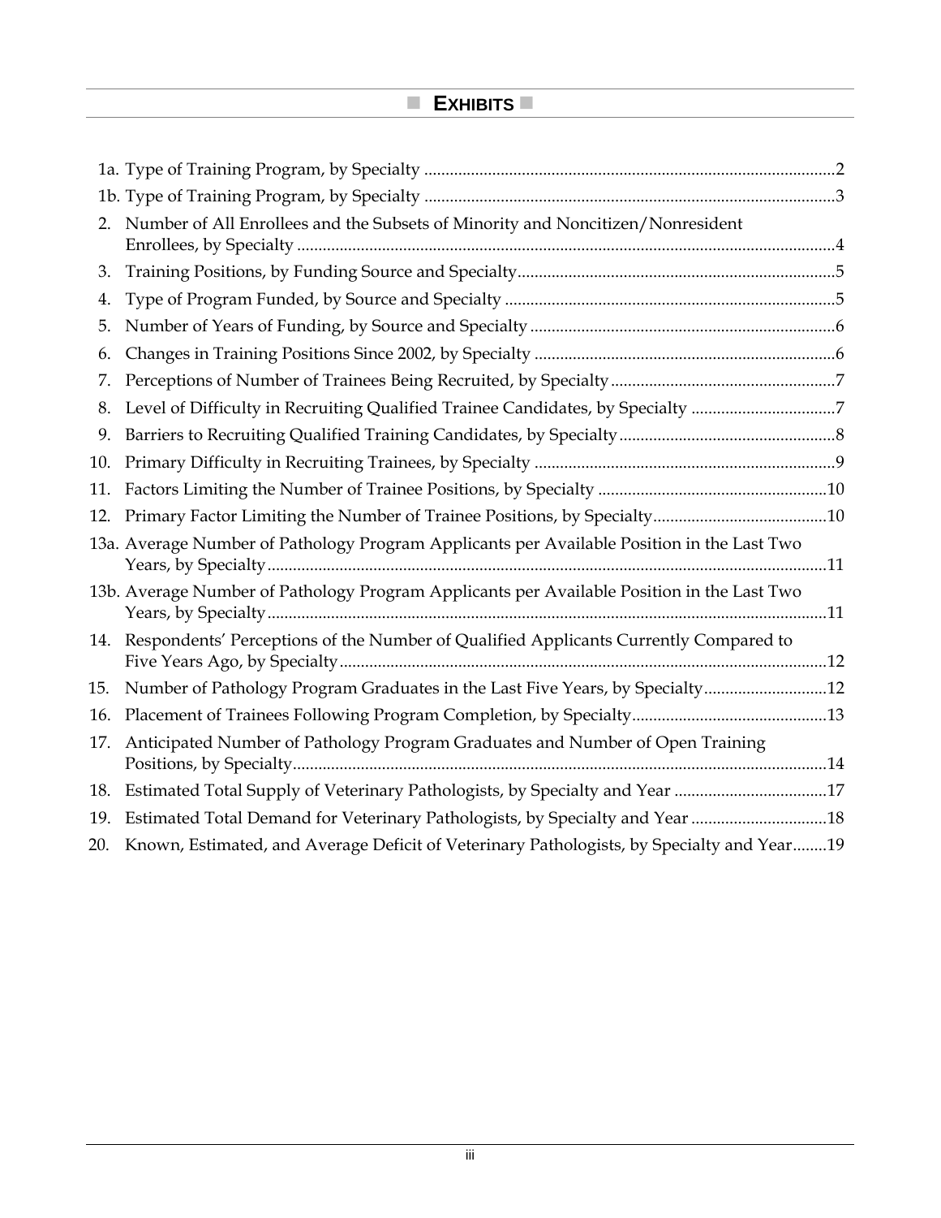# EXHIBITS

1a. Type of Training Program, by Specialty ....................................................................................2

1b. Type of Training Program, by Specialty ....................................................................................3

2. Number of All Enrollees and the Subsets of Minority and Noncitizen/Nonresident Enrollees, by Specialty ....................................................................................4

3. Training Positions, by Funding Source and Specialty....................................................................................5

4. Type of Program Funded, by Source and Specialty ....................................................................................5

5. Number of Years of Funding, by Source and Specialty ....................................................................................6

6. Changes in Training Positions Since 2002, by Specialty ....................................................................................6

7. Perceptions of Number of Trainees Being Recruited, by Specialty....................................................................................7

8. Level of Difficulty in Recruiting Qualified Trainee Candidates, by Specialty ....................................................................................7

9. Barriers to Recruiting Qualified Training Candidates, by Specialty....................................................................................8

10. Primary Difficulty in Recruiting Trainees, by Specialty ....................................................................................9

11. Factors Limiting the Number of Trainee Positions, by Specialty ....................................................................................10

12. Primary Factor Limiting the Number of Trainee Positions, by Specialty....................................................................................10

13a. Average Number of Pathology Program Applicants per Available Position in the Last Two Years, by Specialty....................................................................................11

13b. Average Number of Pathology Program Applicants per Available Position in the Last Two Years, by Specialty....................................................................................11

14. Respondents' Perceptions of the Number of Qualified Applicants Currently Compared to Five Years Ago, by Specialty....................................................................................12

15. Number of Pathology Program Graduates in the Last Five Years, by Specialty....................................................................................12

16. Placement of Trainees Following Program Completion, by Specialty....................................................................................13

17. Anticipated Number of Pathology Program Graduates and Number of Open Training Positions, by Specialty....................................................................................14

18. Estimated Total Supply of Veterinary Pathologists, by Specialty and Year ....................................................................................17

19. Estimated Total Demand for Veterinary Pathologists, by Specialty and Year ....................................................................................18

20. Known, Estimated, and Average Deficit of Veterinary Pathologists, by Specialty and Year........19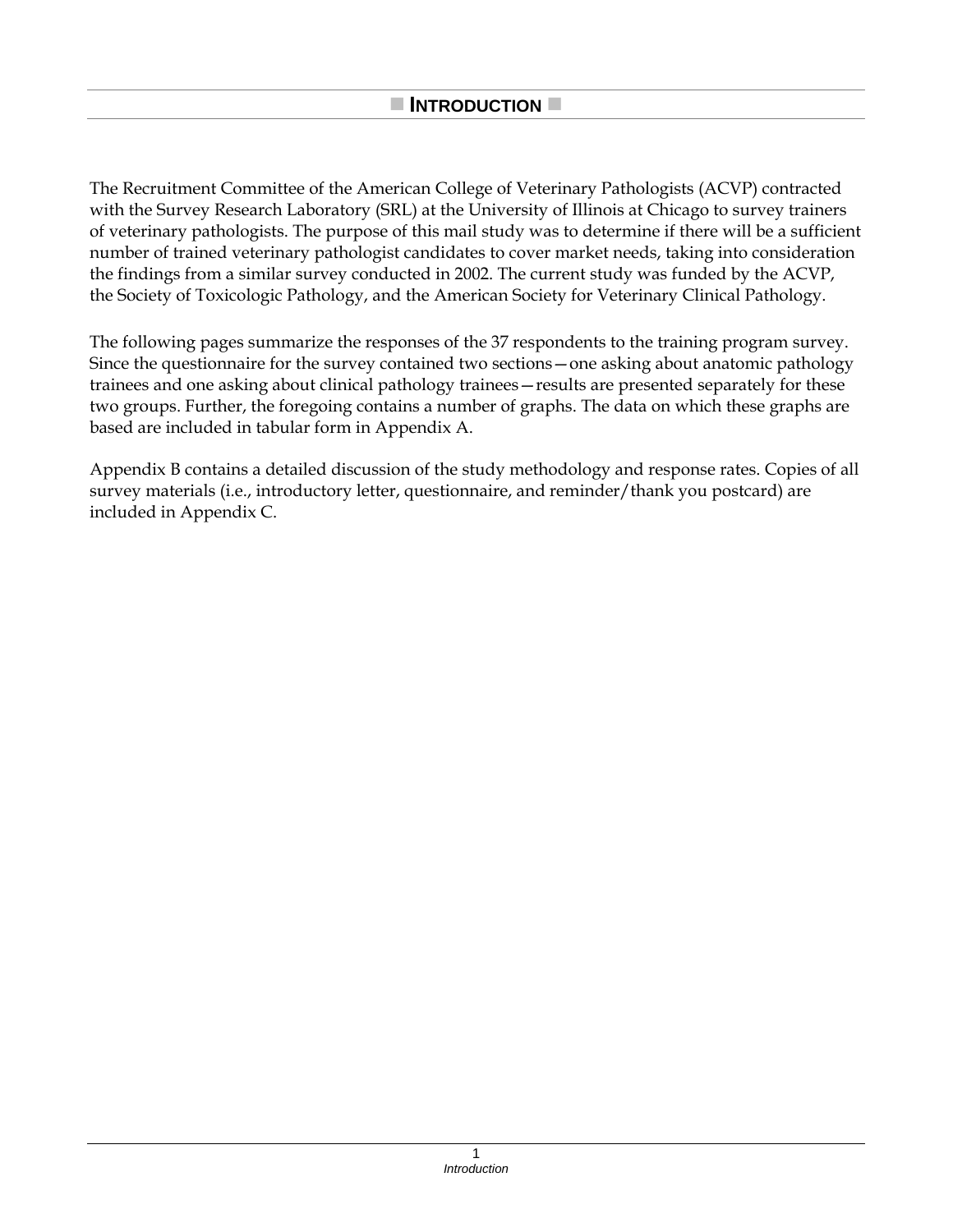# INTRODUCTION

The Recruitment Committee of the American College of Veterinary Pathologists (ACVP) contracted with the Survey Research Laboratory (SRL) at the University of Illinois at Chicago to survey trainers of veterinary pathologists. The purpose of this mail study was to determine if there will be a sufficient number of trained veterinary pathologist candidates to cover market needs, taking into consideration the findings from a similar survey conducted in 2002. The current study was funded by the ACVP, the Society of Toxicologic Pathology, and the American Society for Veterinary Clinical Pathology.

The following pages summarize the responses of the 37 respondents to the training program survey. Since the questionnaire for the survey contained two sections—one asking about anatomic pathology trainees and one asking about clinical pathology trainees—results are presented separately for these two groups. Further, the foregoing contains a number of graphs. The data on which these graphs are based are included in tabular form in Appendix A.

Appendix B contains a detailed discussion of the study methodology and response rates. Copies of all survey materials (i.e., introductory letter, questionnaire, and reminder/thank you postcard) are included in Appendix C.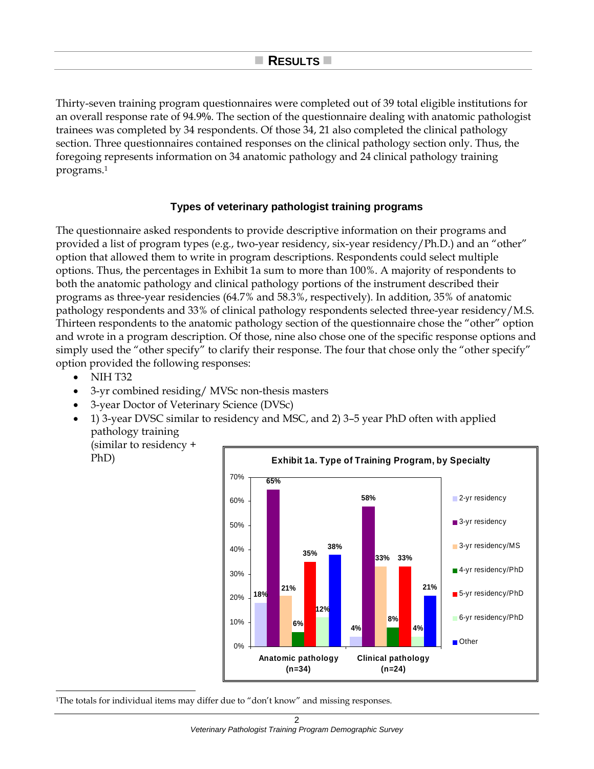## Results

Thirty-seven training program questionnaires were completed out of 39 total eligible institutions for an overall response rate of 94.9%. The section of the questionnaire dealing with anatomic pathologist trainees was completed by 34 respondents. Of those 34, 21 also completed the clinical pathology section. Three questionnaires contained responses on the clinical pathology section only. Thus, the foregoing represents information on 34 anatomic pathology and 24 clinical pathology training programs.[1]

### Types of veterinary pathologist training programs

The questionnaire asked respondents to provide descriptive information on their programs and provided a list of program types (e.g., two-year residency, six-year residency/Ph.D.) and an "other" option that allowed them to write in program descriptions. Respondents could select multiple options. Thus, the percentages in Exhibit 1a sum to more than 100%. A majority of respondents to both the anatomic pathology and clinical pathology portions of the instrument described their programs as three-year residencies (64.7% and 58.3%, respectively). In addition, 35% of anatomic pathology respondents and 33% of clinical pathology respondents selected three-year residency/M.S. Thirteen respondents to the anatomic pathology section of the questionnaire chose the "other" option and wrote in a program description. Of those, nine also chose one of the specific response options and simply used the "other specify" to clarify their response. The four that chose only the "other specify" option provided the following responses:

- NIH T32
- 3-yr combined residing/ MVSc non-thesis masters
- 3-year Doctor of Veterinary Science (DVSc)
- 1) 3-year DVSC similar to residency and MSC, and 2) 3–5 year PhD often with applied pathology training (similar to residency + PhD)

**Exhibit 1a. Type of Training Program, by Specialty**

| | Anatomic pathology (n=34) | Clinical pathology (n=24) |
|---|---|---|
| 2-yr residency | 18% | 4% |
| 3-yr residency | 65% | 58% |
| 3-yr residency/MS | 21% | 33% |
| 4-yr residency/PhD | 6% | 8% |
| 5-yr residency/PhD | 35% | 33% |
| 6-yr residency/PhD | 12% | 4% |
| Other | 38% | 21% |

[1]The totals for individual items may differ due to "don't know" and missing responses.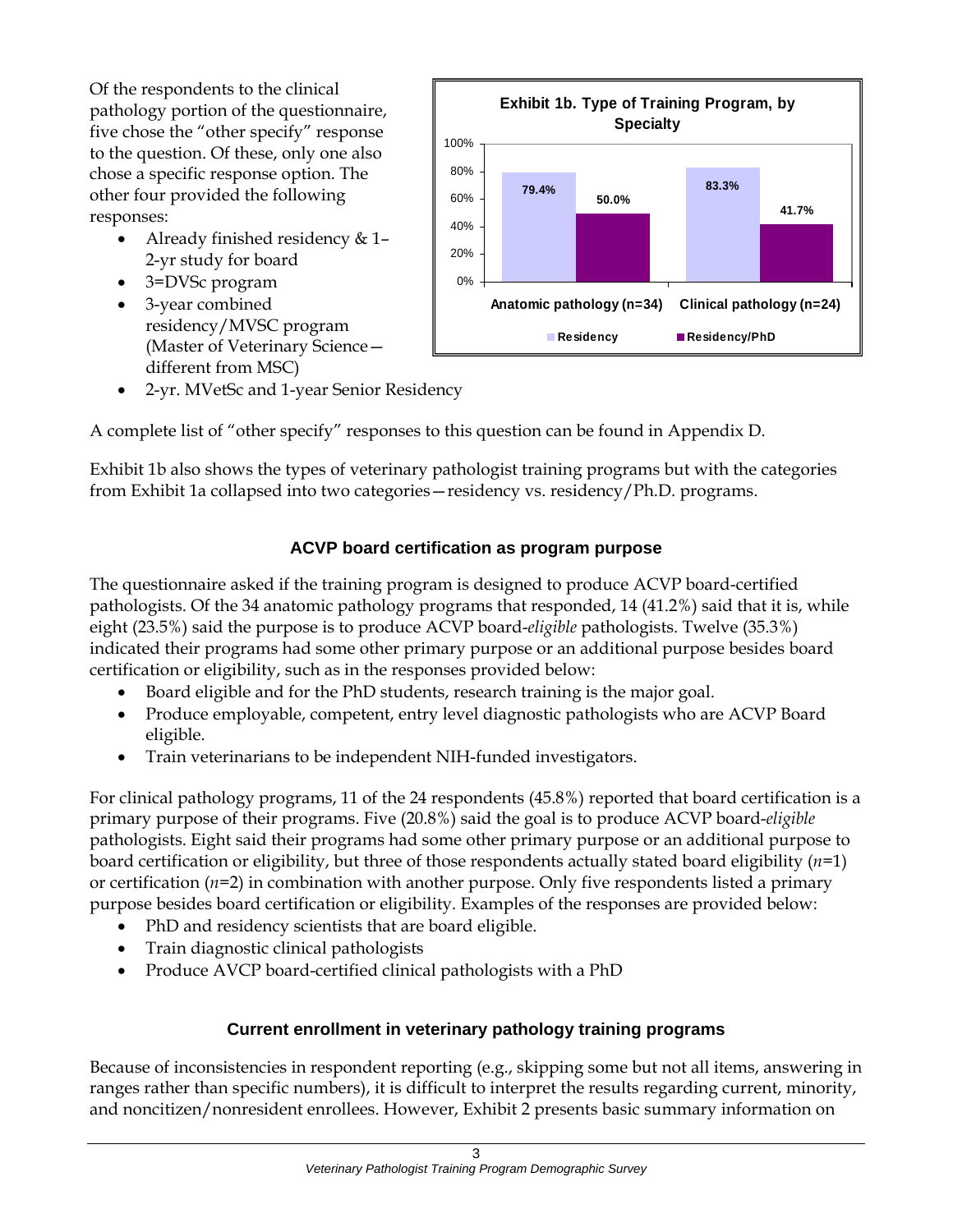Of the respondents to the clinical pathology portion of the questionnaire, five chose the "other specify" response to the question. Of these, only one also chose a specific response option. The other four provided the following responses:

- Already finished residency & 1–2-yr study for board
- 3=DVSc program
- 3-year combined residency/MVSC program (Master of Veterinary Science—different from MSC)
- 2-yr. MVetSc and 1-year Senior Residency

**Exhibit 1b. Type of Training Program, by Specialty**

| | Residency | Residency/PhD |
|---|---|---|
| Anatomic pathology (n=34) | 79.4% | 50.0% |
| Clinical pathology (n=24) | 83.3% | 41.7% |

A complete list of "other specify" responses to this question can be found in Appendix D.

Exhibit 1b also shows the types of veterinary pathologist training programs but with the categories from Exhibit 1a collapsed into two categories—residency vs. residency/Ph.D. programs.

### ACVP board certification as program purpose

The questionnaire asked if the training program is designed to produce ACVP board-certified pathologists. Of the 34 anatomic pathology programs that responded, 14 (41.2%) said that it is, while eight (23.5%) said the purpose is to produce ACVP board-*eligible* pathologists. Twelve (35.3%) indicated their programs had some other primary purpose or an additional purpose besides board certification or eligibility, such as in the responses provided below:

- Board eligible and for the PhD students, research training is the major goal.
- Produce employable, competent, entry level diagnostic pathologists who are ACVP Board eligible.
- Train veterinarians to be independent NIH-funded investigators.

For clinical pathology programs, 11 of the 24 respondents (45.8%) reported that board certification is a primary purpose of their programs. Five (20.8%) said the goal is to produce ACVP board-*eligible* pathologists. Eight said their programs had some other primary purpose or an additional purpose to board certification or eligibility, but three of those respondents actually stated board eligibility (*n*=1) or certification (*n*=2) in combination with another purpose. Only five respondents listed a primary purpose besides board certification or eligibility. Examples of the responses are provided below:

- PhD and residency scientists that are board eligible.
- Train diagnostic clinical pathologists
- Produce AVCP board-certified clinical pathologists with a PhD

### Current enrollment in veterinary pathology training programs

Because of inconsistencies in respondent reporting (e.g., skipping some but not all items, answering in ranges rather than specific numbers), it is difficult to interpret the results regarding current, minority, and noncitizen/nonresident enrollees. However, Exhibit 2 presents basic summary information on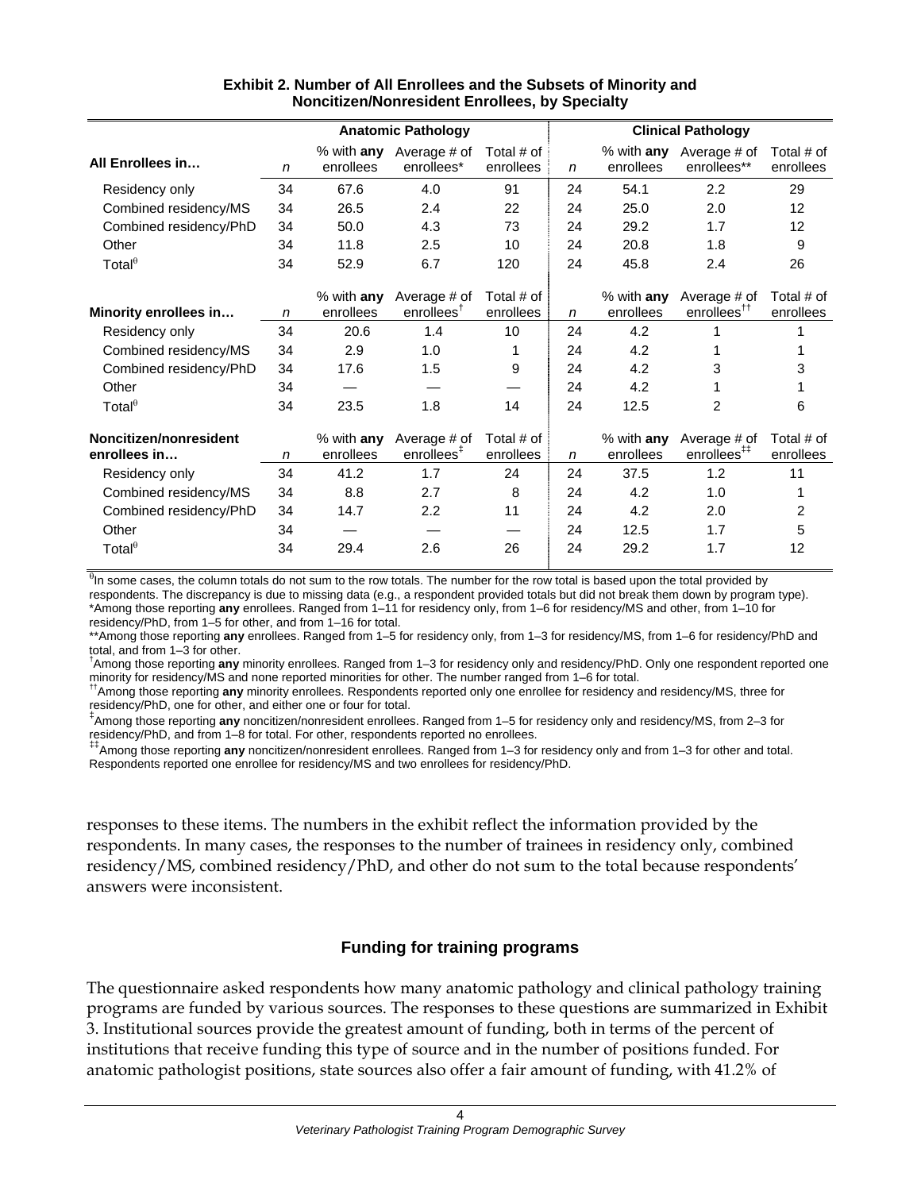**Exhibit 2. Number of All Enrollees and the Subsets of Minority and Noncitizen/Nonresident Enrollees, by Specialty**

| | Anatomic Pathology | | | | Clinical Pathology | | | |
|---|---|---|---|---|---|---|---|---|
| **All Enrollees in…** | *n* | % with **any** enrollees | Average # of enrollees* | Total # of enrollees | *n* | % with **any** enrollees | Average # of enrollees** | Total # of enrollees |
| Residency only | 34 | 67.6 | 4.0 | 91 | 24 | 54.1 | 2.2 | 29 |
| Combined residency/MS | 34 | 26.5 | 2.4 | 22 | 24 | 25.0 | 2.0 | 12 |
| Combined residency/PhD | 34 | 50.0 | 4.3 | 73 | 24 | 29.2 | 1.7 | 12 |
| Other | 34 | 11.8 | 2.5 | 10 | 24 | 20.8 | 1.8 | 9 |
| Total$^{\theta}$ | 34 | 52.9 | 6.7 | 120 | 24 | 45.8 | 2.4 | 26 |
| **Minority enrollees in…** | *n* | % with **any** enrollees | Average # of enrollees† | Total # of enrollees | *n* | % with **any** enrollees | Average # of enrollees†† | Total # of enrollees |
| Residency only | 34 | 20.6 | 1.4 | 10 | 24 | 4.2 | 1 | 1 |
| Combined residency/MS | 34 | 2.9 | 1.0 | 1 | 24 | 4.2 | 1 | 1 |
| Combined residency/PhD | 34 | 17.6 | 1.5 | 9 | 24 | 4.2 | 3 | 3 |
| Other | 34 | — | — | — | 24 | 4.2 | 1 | 1 |
| Total$^{\theta}$ | 34 | 23.5 | 1.8 | 14 | 24 | 12.5 | 2 | 6 |
| **Noncitizen/nonresident enrollees in…** | *n* | % with **any** enrollees | Average # of enrollees‡ | Total # of enrollees | *n* | % with **any** enrollees | Average # of enrollees‡‡ | Total # of enrollees |
| Residency only | 34 | 41.2 | 1.7 | 24 | 24 | 37.5 | 1.2 | 11 |
| Combined residency/MS | 34 | 8.8 | 2.7 | 8 | 24 | 4.2 | 1.0 | 1 |
| Combined residency/PhD | 34 | 14.7 | 2.2 | 11 | 24 | 4.2 | 2.0 | 2 |
| Other | 34 | — | — | — | 24 | 12.5 | 1.7 | 5 |
| Total$^{\theta}$ | 34 | 29.4 | 2.6 | 26 | 24 | 29.2 | 1.7 | 12 |

$^{\theta}$In some cases, the column totals do not sum to the row totals. The number for the row total is based upon the total provided by respondents. The discrepancy is due to missing data (e.g., a respondent provided totals but did not break them down by program type).
*Among those reporting **any** enrollees. Ranged from 1–11 for residency only, from 1–6 for residency/MS and other, from 1–10 for residency/PhD, from 1–5 for other, and from 1–16 for total.
**Among those reporting **any** enrollees. Ranged from 1–5 for residency only, from 1–3 for residency/MS, from 1–6 for residency/PhD and total, and from 1–3 for other.
†Among those reporting **any** minority enrollees. Ranged from 1–3 for residency only and residency/PhD. Only one respondent reported one minority for residency/MS and none reported minorities for other. The number ranged from 1–6 for total.
††Among those reporting **any** minority enrollees. Respondents reported only one enrollee for residency and residency/MS, three for residency/PhD, one for other, and either one or four for total.
‡Among those reporting **any** noncitizen/nonresident enrollees. Ranged from 1–5 for residency only and residency/MS, from 2–3 for residency/PhD, and from 1–8 for total. For other, respondents reported no enrollees.
‡‡Among those reporting **any** noncitizen/nonresident enrollees. Ranged from 1–3 for residency only and from 1–3 for other and total. Respondents reported one enrollee for residency/MS and two enrollees for residency/PhD.

responses to these items. The numbers in the exhibit reflect the information provided by the respondents. In many cases, the responses to the number of trainees in residency only, combined residency/MS, combined residency/PhD, and other do not sum to the total because respondents' answers were inconsistent.

### Funding for training programs

The questionnaire asked respondents how many anatomic pathology and clinical pathology training programs are funded by various sources. The responses to these questions are summarized in Exhibit 3. Institutional sources provide the greatest amount of funding, both in terms of the percent of institutions that receive funding this type of source and in the number of positions funded. For anatomic pathologist positions, state sources also offer a fair amount of funding, with 41.2% of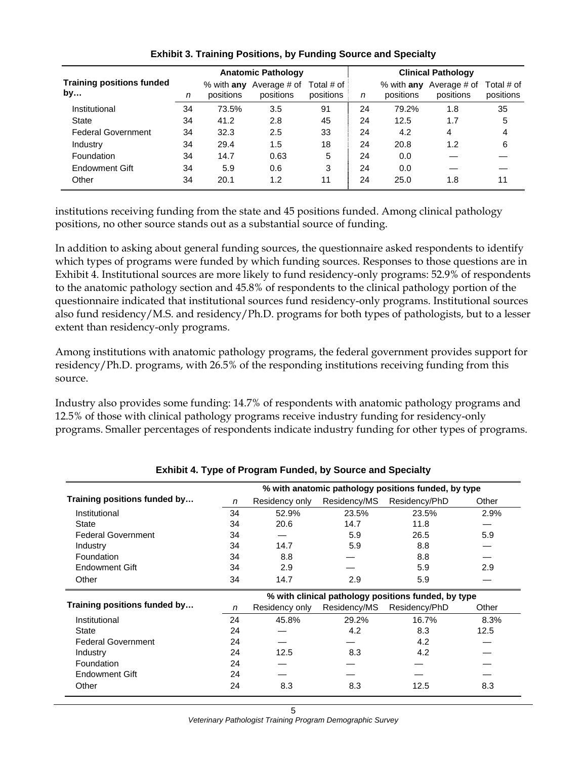**Exhibit 3. Training Positions, by Funding Source and Specialty**

| Training positions funded by… | Anatomic Pathology | | | | Clinical Pathology | | | |
|---|---|---|---|---|---|---|---|---|
| | n | % with **any** positions | Average # of positions | Total # of positions | n | % with **any** positions | Average # of positions | Total # of positions |
| Institutional | 34 | 73.5% | 3.5 | 91 | 24 | 79.2% | 1.8 | 35 |
| State | 34 | 41.2 | 2.8 | 45 | 24 | 12.5 | 1.7 | 5 |
| Federal Government | 34 | 32.3 | 2.5 | 33 | 24 | 4.2 | 4 | 4 |
| Industry | 34 | 29.4 | 1.5 | 18 | 24 | 20.8 | 1.2 | 6 |
| Foundation | 34 | 14.7 | 0.63 | 5 | 24 | 0.0 | — | — |
| Endowment Gift | 34 | 5.9 | 0.6 | 3 | 24 | 0.0 | — | — |
| Other | 34 | 20.1 | 1.2 | 11 | 24 | 25.0 | 1.8 | 11 |

institutions receiving funding from the state and 45 positions funded. Among clinical pathology positions, no other source stands out as a substantial source of funding.

In addition to asking about general funding sources, the questionnaire asked respondents to identify which types of programs were funded by which funding sources. Responses to those questions are in Exhibit 4. Institutional sources are more likely to fund residency-only programs: 52.9% of respondents to the anatomic pathology section and 45.8% of respondents to the clinical pathology portion of the questionnaire indicated that institutional sources fund residency-only programs. Institutional sources also fund residency/M.S. and residency/Ph.D. programs for both types of pathologists, but to a lesser extent than residency-only programs.

Among institutions with anatomic pathology programs, the federal government provides support for residency/Ph.D. programs, with 26.5% of the responding institutions receiving funding from this source.

Industry also provides some funding: 14.7% of respondents with anatomic pathology programs and 12.5% of those with clinical pathology programs receive industry funding for residency-only programs. Smaller percentages of respondents indicate industry funding for other types of programs.

**Exhibit 4. Type of Program Funded, by Source and Specialty**

| Training positions funded by… | % with anatomic pathology positions funded, by type | | | | |
|---|---|---|---|---|---|
| | n | Residency only | Residency/MS | Residency/PhD | Other |
| Institutional | 34 | 52.9% | 23.5% | 23.5% | 2.9% |
| State | 34 | 20.6 | 14.7 | 11.8 | — |
| Federal Government | 34 | — | 5.9 | 26.5 | 5.9 |
| Industry | 34 | 14.7 | 5.9 | 8.8 | — |
| Foundation | 34 | 8.8 | — | 8.8 | — |
| Endowment Gift | 34 | 2.9 | — | 5.9 | 2.9 |
| Other | 34 | 14.7 | 2.9 | 5.9 | — |

| Training positions funded by… | % with clinical pathology positions funded, by type | | | | |
|---|---|---|---|---|---|
| | n | Residency only | Residency/MS | Residency/PhD | Other |
| Institutional | 24 | 45.8% | 29.2% | 16.7% | 8.3% |
| State | 24 | — | 4.2 | 8.3 | 12.5 |
| Federal Government | 24 | — | — | 4.2 | — |
| Industry | 24 | 12.5 | 8.3 | 4.2 | — |
| Foundation | 24 | — | — | — | — |
| Endowment Gift | 24 | — | — | — | — |
| Other | 24 | 8.3 | 8.3 | 12.5 | 8.3 |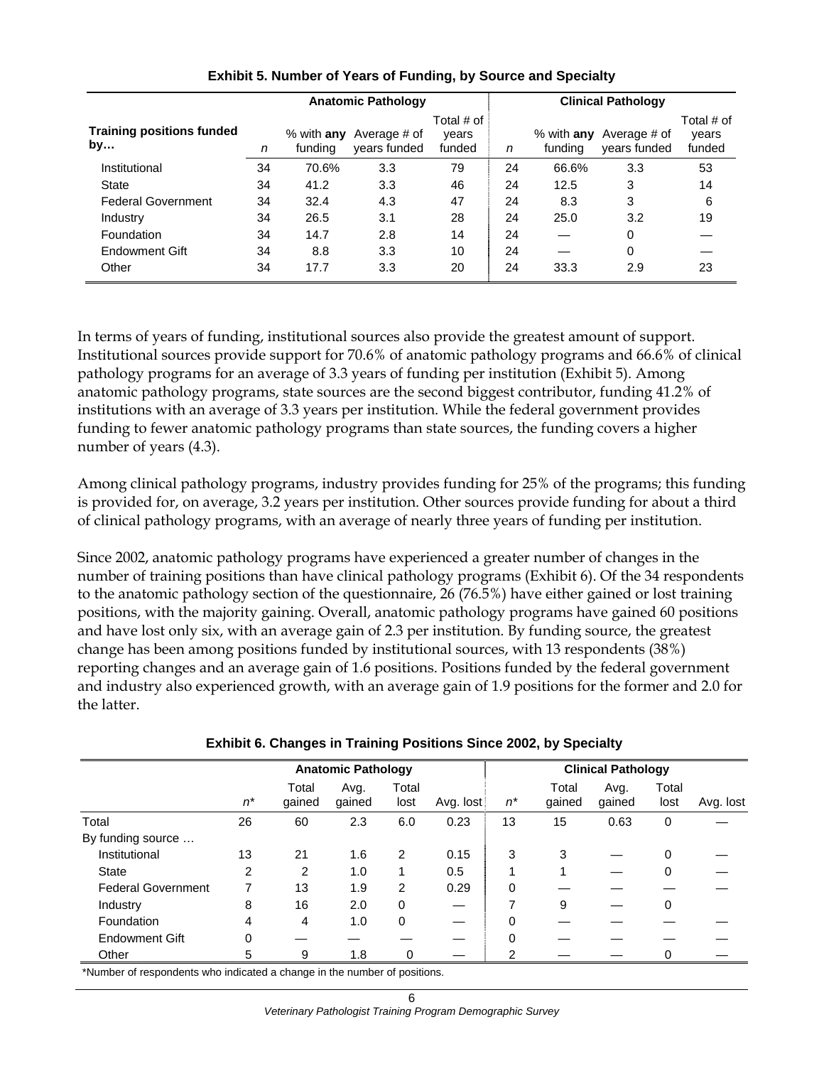**Exhibit 5. Number of Years of Funding, by Source and Specialty**

| Training positions funded by… | Anatomic Pathology | | | | Clinical Pathology | | | |
|---|---|---|---|---|---|---|---|---|
| | *n* | % with **any** funding | Average # of years funded | Total # of years funded | *n* | % with **any** funding | Average # of years funded | Total # of years funded |
| Institutional | 34 | 70.6% | 3.3 | 79 | 24 | 66.6% | 3.3 | 53 |
| State | 34 | 41.2 | 3.3 | 46 | 24 | 12.5 | 3 | 14 |
| Federal Government | 34 | 32.4 | 4.3 | 47 | 24 | 8.3 | 3 | 6 |
| Industry | 34 | 26.5 | 3.1 | 28 | 24 | 25.0 | 3.2 | 19 |
| Foundation | 34 | 14.7 | 2.8 | 14 | 24 | — | 0 | — |
| Endowment Gift | 34 | 8.8 | 3.3 | 10 | 24 | — | 0 | — |
| Other | 34 | 17.7 | 3.3 | 20 | 24 | 33.3 | 2.9 | 23 |

In terms of years of funding, institutional sources also provide the greatest amount of support. Institutional sources provide support for 70.6% of anatomic pathology programs and 66.6% of clinical pathology programs for an average of 3.3 years of funding per institution (Exhibit 5). Among anatomic pathology programs, state sources are the second biggest contributor, funding 41.2% of institutions with an average of 3.3 years per institution. While the federal government provides funding to fewer anatomic pathology programs than state sources, the funding covers a higher number of years (4.3).

Among clinical pathology programs, industry provides funding for 25% of the programs; this funding is provided for, on average, 3.2 years per institution. Other sources provide funding for about a third of clinical pathology programs, with an average of nearly three years of funding per institution.

Since 2002, anatomic pathology programs have experienced a greater number of changes in the number of training positions than have clinical pathology programs (Exhibit 6). Of the 34 respondents to the anatomic pathology section of the questionnaire, 26 (76.5%) have either gained or lost training positions, with the majority gaining. Overall, anatomic pathology programs have gained 60 positions and have lost only six, with an average gain of 2.3 per institution. By funding source, the greatest change has been among positions funded by institutional sources, with 13 respondents (38%) reporting changes and an average gain of 1.6 positions. Positions funded by the federal government and industry also experienced growth, with an average gain of 1.9 positions for the former and 2.0 for the latter.

**Exhibit 6. Changes in Training Positions Since 2002, by Specialty**

| | Anatomic Pathology | | | | | Clinical Pathology | | | | |
|---|---|---|---|---|---|---|---|---|---|---|
| | *n** | Total gained | Avg. gained | Total lost | Avg. lost | *n** | Total gained | Avg. gained | Total lost | Avg. lost |
| Total | 26 | 60 | 2.3 | 6.0 | 0.23 | 13 | 15 | 0.63 | 0 | — |
| By funding source … | | | | | | | | | | |
| Institutional | 13 | 21 | 1.6 | 2 | 0.15 | 3 | 3 | — | 0 | — |
| State | 2 | 2 | 1.0 | 1 | 0.5 | 1 | 1 | — | 0 | — |
| Federal Government | 7 | 13 | 1.9 | 2 | 0.29 | 0 | — | — | — | — |
| Industry | 8 | 16 | 2.0 | 0 | — | 7 | 9 | — | 0 | |
| Foundation | 4 | 4 | 1.0 | 0 | — | 0 | — | — | — | — |
| Endowment Gift | 0 | — | — | — | — | 0 | — | — | — | — |
| Other | 5 | 9 | 1.8 | 0 | — | 2 | — | — | 0 | — |

*Number of respondents who indicated a change in the number of positions.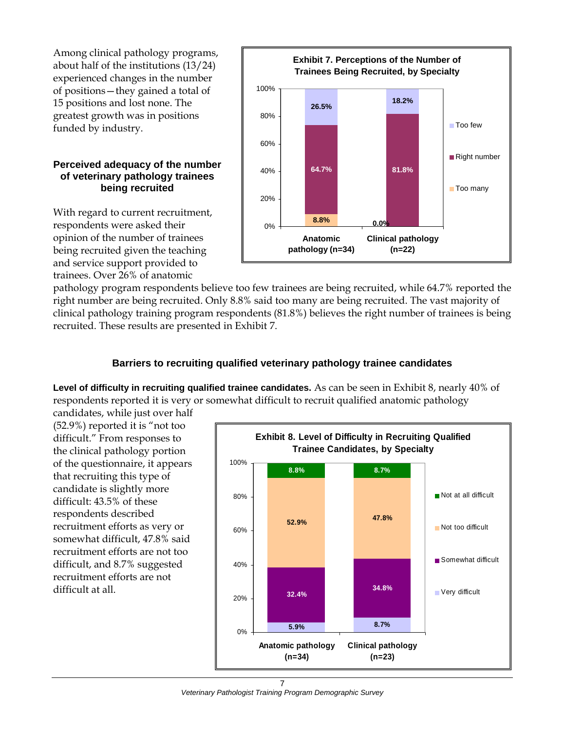Among clinical pathology programs, about half of the institutions (13/24) experienced changes in the number of positions—they gained a total of 15 positions and lost none. The greatest growth was in positions funded by industry.

### Perceived adequacy of the number of veterinary pathology trainees being recruited

With regard to current recruitment, respondents were asked their opinion of the number of trainees being recruited given the teaching and service support provided to trainees. Over 26% of anatomic pathology program respondents believe too few trainees are being recruited, while 64.7% reported the right number are being recruited. Only 8.8% said too many are being recruited. The vast majority of clinical pathology training program respondents (81.8%) believes the right number of trainees is being recruited. These results are presented in Exhibit 7.

**Exhibit 7. Perceptions of the Number of Trainees Being Recruited, by Specialty**

| | Anatomic pathology (n=34) | Clinical pathology (n=22) |
|---|---|---|
| Too few | 26.5% | 18.2% |
| Right number | 64.7% | 81.8% |
| Too many | 8.8% | 0.0% |

### Barriers to recruiting qualified veterinary pathology trainee candidates

**Level of difficulty in recruiting qualified trainee candidates.** As can be seen in Exhibit 8, nearly 40% of respondents reported it is very or somewhat difficult to recruit qualified anatomic pathology candidates, while just over half (52.9%) reported it is "not too difficult." From responses to the clinical pathology portion of the questionnaire, it appears that recruiting this type of candidate is slightly more difficult: 43.5% of these respondents described recruitment efforts as very or somewhat difficult, 47.8% said recruitment efforts are not too difficult, and 8.7% suggested recruitment efforts are not difficult at all.

**Exhibit 8. Level of Difficulty in Recruiting Qualified Trainee Candidates, by Specialty**

| | Anatomic pathology (n=34) | Clinical pathology (n=23) |
|---|---|---|
| Not at all difficult | 8.8% | 8.7% |
| Not too difficult | 52.9% | 47.8% |
| Somewhat difficult | 32.4% | 34.8% |
| Very difficult | 5.9% | 8.7% |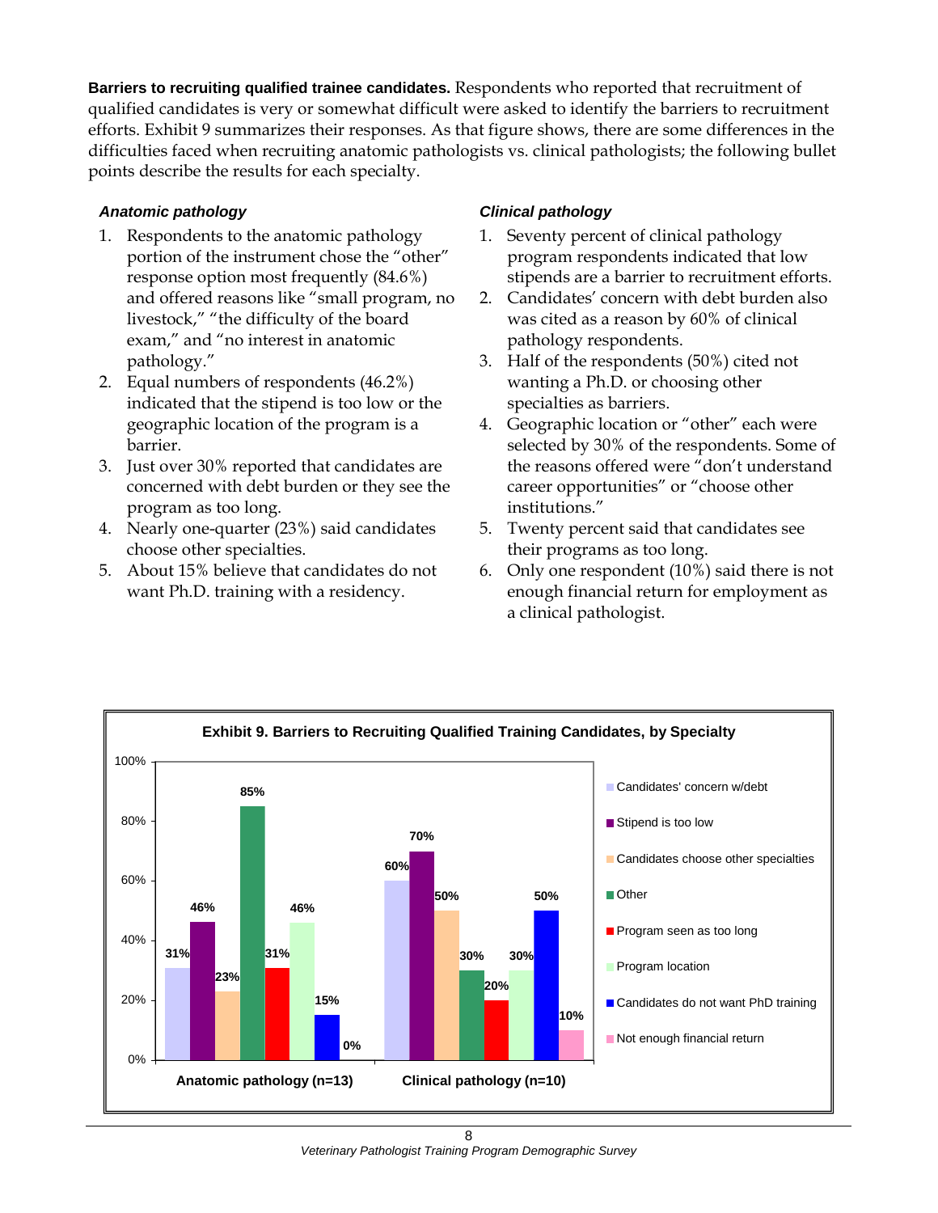**Barriers to recruiting qualified trainee candidates.** Respondents who reported that recruitment of qualified candidates is very or somewhat difficult were asked to identify the barriers to recruitment efforts. Exhibit 9 summarizes their responses. As that figure shows, there are some differences in the difficulties faced when recruiting anatomic pathologists vs. clinical pathologists; the following bullet points describe the results for each specialty.

### *Anatomic pathology*

1. Respondents to the anatomic pathology portion of the instrument chose the "other" response option most frequently (84.6%) and offered reasons like "small program, no livestock," "the difficulty of the board exam," and "no interest in anatomic pathology."
2. Equal numbers of respondents (46.2%) indicated that the stipend is too low or the geographic location of the program is a barrier.
3. Just over 30% reported that candidates are concerned with debt burden or they see the program as too long.
4. Nearly one-quarter (23%) said candidates choose other specialties.
5. About 15% believe that candidates do not want Ph.D. training with a residency.

### *Clinical pathology*

1. Seventy percent of clinical pathology program respondents indicated that low stipends are a barrier to recruitment efforts.
2. Candidates' concern with debt burden also was cited as a reason by 60% of clinical pathology respondents.
3. Half of the respondents (50%) cited not wanting a Ph.D. or choosing other specialties as barriers.
4. Geographic location or "other" each were selected by 30% of the respondents. Some of the reasons offered were "don't understand career opportunities" or "choose other institutions."
5. Twenty percent said that candidates see their programs as too long.
6. Only one respondent (10%) said there is not enough financial return for employment as a clinical pathologist.

**Exhibit 9. Barriers to Recruiting Qualified Training Candidates, by Specialty**

| Barrier | Anatomic pathology (n=13) | Clinical pathology (n=10) |
| --- | --- | --- |
| Candidates' concern w/debt | 31% | 60% |
| Stipend is too low | 46% | 70% |
| Candidates choose other specialties | 23% | 50% |
| Other | 85% | 30% |
| Program seen as too long | 31% | 20% |
| Program location | 46% | 30% |
| Candidates do not want PhD training | 15% | 50% |
| Not enough financial return | 0% | 10% |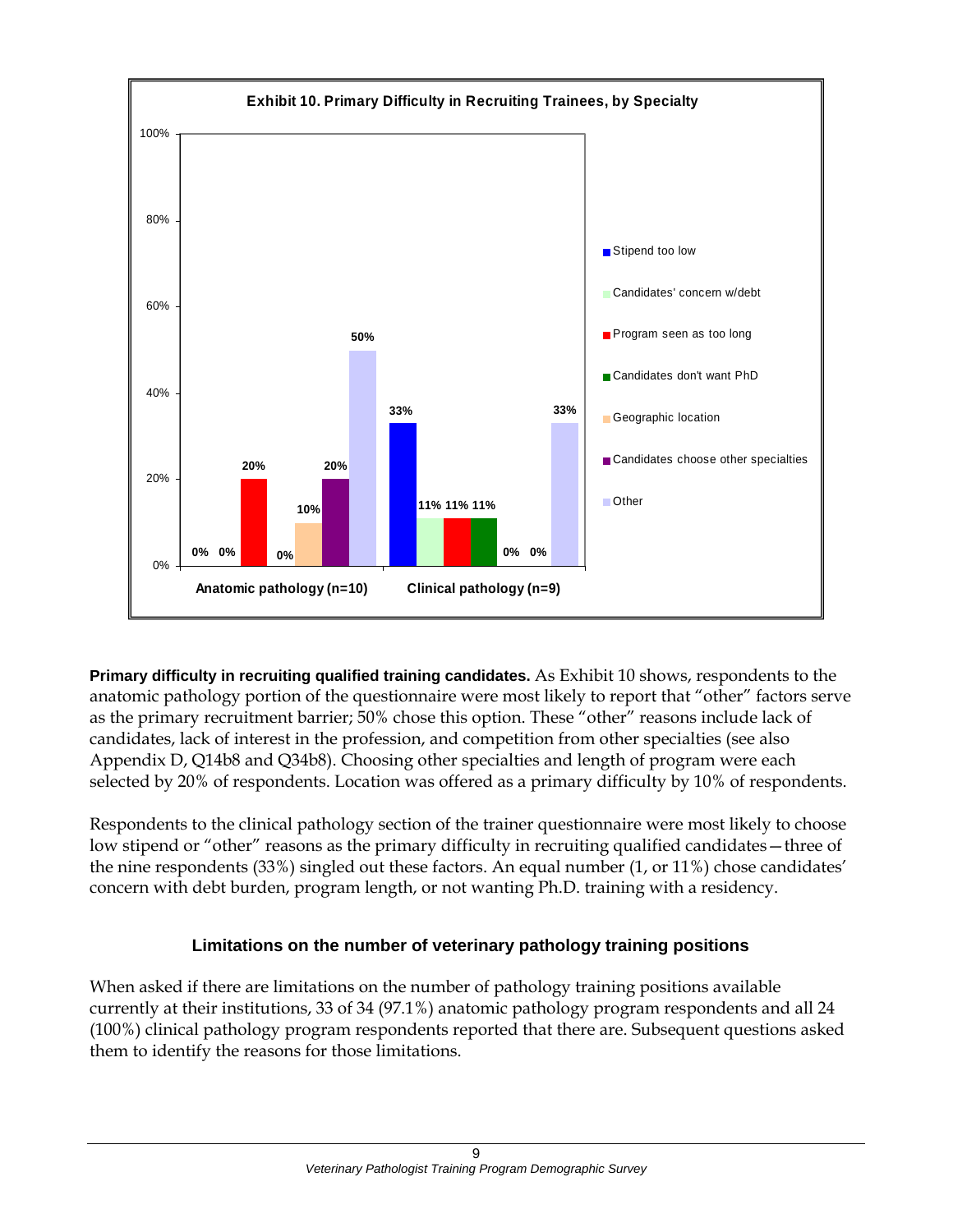**Exhibit 10. Primary Difficulty in Recruiting Trainees, by Specialty**

| | Anatomic pathology (n=10) | Clinical pathology (n=9) |
|---|---|---|
| Stipend too low | 0% | 33% |
| Candidates' concern w/debt | 0% | 11% |
| Program seen as too long | 20% | 11% |
| Candidates don't want PhD | 0% | 11% |
| Geographic location | 10% | 0% |
| Candidates choose other specialties | 20% | 0% |
| Other | 50% | 33% |

**Primary difficulty in recruiting qualified training candidates.** As Exhibit 10 shows, respondents to the anatomic pathology portion of the questionnaire were most likely to report that "other" factors serve as the primary recruitment barrier; 50% chose this option. These "other" reasons include lack of candidates, lack of interest in the profession, and competition from other specialties (see also Appendix D, Q14b8 and Q34b8). Choosing other specialties and length of program were each selected by 20% of respondents. Location was offered as a primary difficulty by 10% of respondents.

Respondents to the clinical pathology section of the trainer questionnaire were most likely to choose low stipend or "other" reasons as the primary difficulty in recruiting qualified candidates—three of the nine respondents (33%) singled out these factors. An equal number (1, or 11%) chose candidates' concern with debt burden, program length, or not wanting Ph.D. training with a residency.

## Limitations on the number of veterinary pathology training positions

When asked if there are limitations on the number of pathology training positions available currently at their institutions, 33 of 34 (97.1%) anatomic pathology program respondents and all 24 (100%) clinical pathology program respondents reported that there are. Subsequent questions asked them to identify the reasons for those limitations.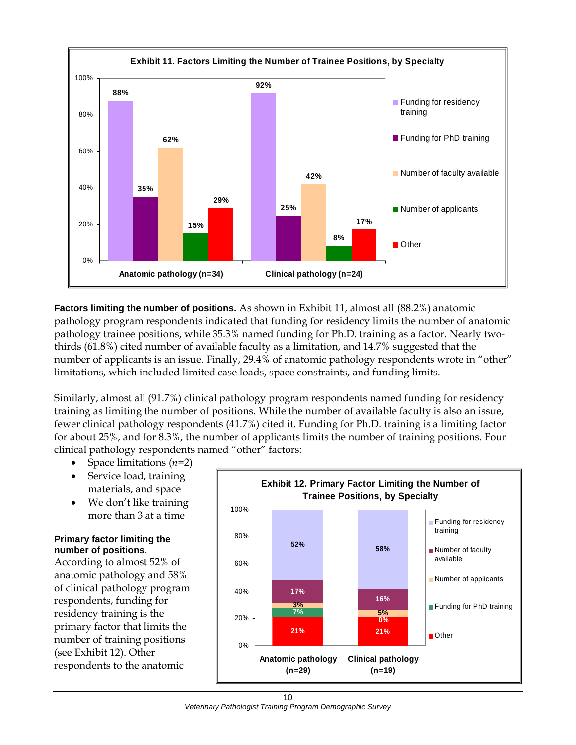**Exhibit 11. Factors Limiting the Number of Trainee Positions, by Specialty**

| | Anatomic pathology (n=34) | Clinical pathology (n=24) |
|---|---|---|
| Funding for residency training | 88% | 92% |
| Funding for PhD training | 35% | 25% |
| Number of faculty available | 62% | 42% |
| Number of applicants | 15% | 8% |
| Other | 29% | 17% |

**Factors limiting the number of positions.** As shown in Exhibit 11, almost all (88.2%) anatomic pathology program respondents indicated that funding for residency limits the number of anatomic pathology trainee positions, while 35.3% named funding for Ph.D. training as a factor. Nearly two-thirds (61.8%) cited number of available faculty as a limitation, and 14.7% suggested that the number of applicants is an issue. Finally, 29.4% of anatomic pathology respondents wrote in "other" limitations, which included limited case loads, space constraints, and funding limits.

Similarly, almost all (91.7%) clinical pathology program respondents named funding for residency training as limiting the number of positions. While the number of available faculty is also an issue, fewer clinical pathology respondents (41.7%) cited it. Funding for Ph.D. training is a limiting factor for about 25%, and for 8.3%, the number of applicants limits the number of training positions. Four clinical pathology respondents named "other" factors:

- Space limitations (*n*=2)
- Service load, training materials, and space
- We don't like training more than 3 at a time

**Primary factor limiting the number of positions**. According to almost 52% of anatomic pathology and 58% of clinical pathology program respondents, funding for residency training is the primary factor that limits the number of training positions (see Exhibit 12). Other respondents to the anatomic

**Exhibit 12. Primary Factor Limiting the Number of Trainee Positions, by Specialty**

| | Anatomic pathology (n=29) | Clinical pathology (n=19) |
|---|---|---|
| Funding for residency training | 52% | 58% |
| Number of faculty available | 17% | 16% |
| Number of applicants | 3% | 5% |
| Funding for PhD training | 7% | 0% |
| Other | 21% | 21% |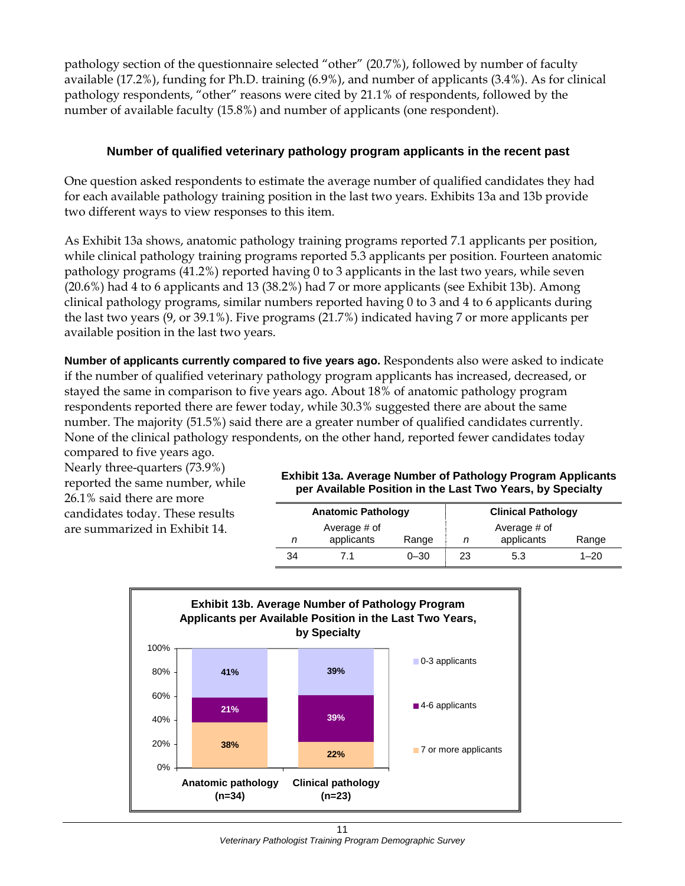pathology section of the questionnaire selected "other" (20.7%), followed by number of faculty available (17.2%), funding for Ph.D. training (6.9%), and number of applicants (3.4%). As for clinical pathology respondents, "other" reasons were cited by 21.1% of respondents, followed by the number of available faculty (15.8%) and number of applicants (one respondent).

### Number of qualified veterinary pathology program applicants in the recent past

One question asked respondents to estimate the average number of qualified candidates they had for each available pathology training position in the last two years. Exhibits 13a and 13b provide two different ways to view responses to this item.

As Exhibit 13a shows, anatomic pathology training programs reported 7.1 applicants per position, while clinical pathology training programs reported 5.3 applicants per position. Fourteen anatomic pathology programs (41.2%) reported having 0 to 3 applicants in the last two years, while seven (20.6%) had 4 to 6 applicants and 13 (38.2%) had 7 or more applicants (see Exhibit 13b). Among clinical pathology programs, similar numbers reported having 0 to 3 and 4 to 6 applicants during the last two years (9, or 39.1%). Five programs (21.7%) indicated having 7 or more applicants per available position in the last two years.

**Number of applicants currently compared to five years ago.** Respondents also were asked to indicate if the number of qualified veterinary pathology program applicants has increased, decreased, or stayed the same in comparison to five years ago. About 18% of anatomic pathology program respondents reported there are fewer today, while 30.3% suggested there are about the same number. The majority (51.5%) said there are a greater number of qualified candidates currently. None of the clinical pathology respondents, on the other hand, reported fewer candidates today compared to five years ago. Nearly three-quarters (73.9%) reported the same number, while 26.1% said there are more candidates today. These results are summarized in Exhibit 14.

**Exhibit 13a. Average Number of Pathology Program Applicants per Available Position in the Last Two Years, by Specialty**

| Anatomic Pathology | | | Clinical Pathology | | |
|---|---|---|---|---|---|
| *n* | Average # of applicants | Range | *n* | Average # of applicants | Range |
| 34 | 7.1 | 0–30 | 23 | 5.3 | 1–20 |

**Exhibit 13b. Average Number of Pathology Program Applicants per Available Position in the Last Two Years, by Specialty**

| | Anatomic pathology (n=34) | Clinical pathology (n=23) |
|---|---|---|
| 0-3 applicants | 41% | 39% |
| 4-6 applicants | 21% | 39% |
| 7 or more applicants | 38% | 22% |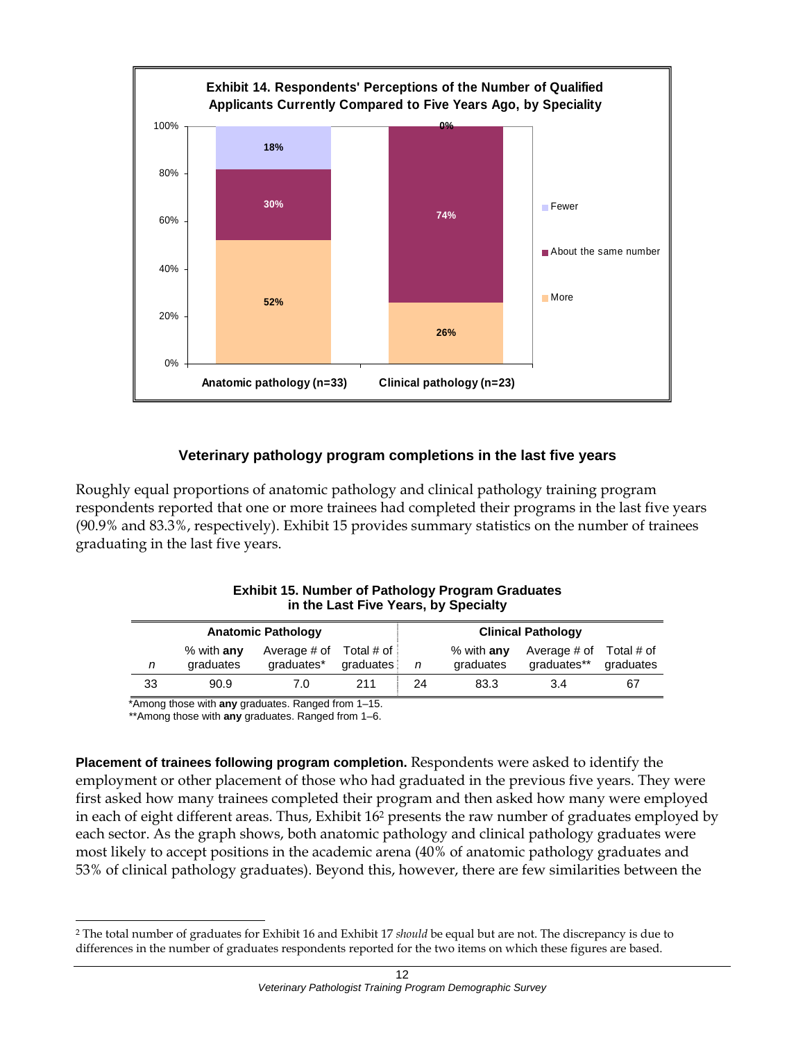**Exhibit 14. Respondents' Perceptions of the Number of Qualified Applicants Currently Compared to Five Years Ago, by Speciality**

| | Anatomic pathology (n=33) | Clinical pathology (n=23) |
|---|---|---|
| Fewer | 18% | 0% |
| About the same number | 30% | 74% |
| More | 52% | 26% |

### Veterinary pathology program completions in the last five years

Roughly equal proportions of anatomic pathology and clinical pathology training program respondents reported that one or more trainees had completed their programs in the last five years (90.9% and 83.3%, respectively). Exhibit 15 provides summary statistics on the number of trainees graduating in the last five years.

**Exhibit 15. Number of Pathology Program Graduates in the Last Five Years, by Specialty**

| Anatomic Pathology | | | | Clinical Pathology | | | |
|---|---|---|---|---|---|---|---|
| *n* | % with **any** graduates | Average # of graduates* | Total # of graduates | *n* | % with **any** graduates | Average # of graduates** | Total # of graduates |
| 33 | 90.9 | 7.0 | 211 | 24 | 83.3 | 3.4 | 67 |

*Among those with **any** graduates. Ranged from 1–15.
**Among those with **any** graduates. Ranged from 1–6.

**Placement of trainees following program completion.** Respondents were asked to identify the employment or other placement of those who had graduated in the previous five years. They were first asked how many trainees completed their program and then asked how many were employed in each of eight different areas. Thus, Exhibit 16[2] presents the raw number of graduates employed by each sector. As the graph shows, both anatomic pathology and clinical pathology graduates were most likely to accept positions in the academic arena (40% of anatomic pathology graduates and 53% of clinical pathology graduates). Beyond this, however, there are few similarities between the

[2] The total number of graduates for Exhibit 16 and Exhibit 17 *should* be equal but are not. The discrepancy is due to differences in the number of graduates respondents reported for the two items on which these figures are based.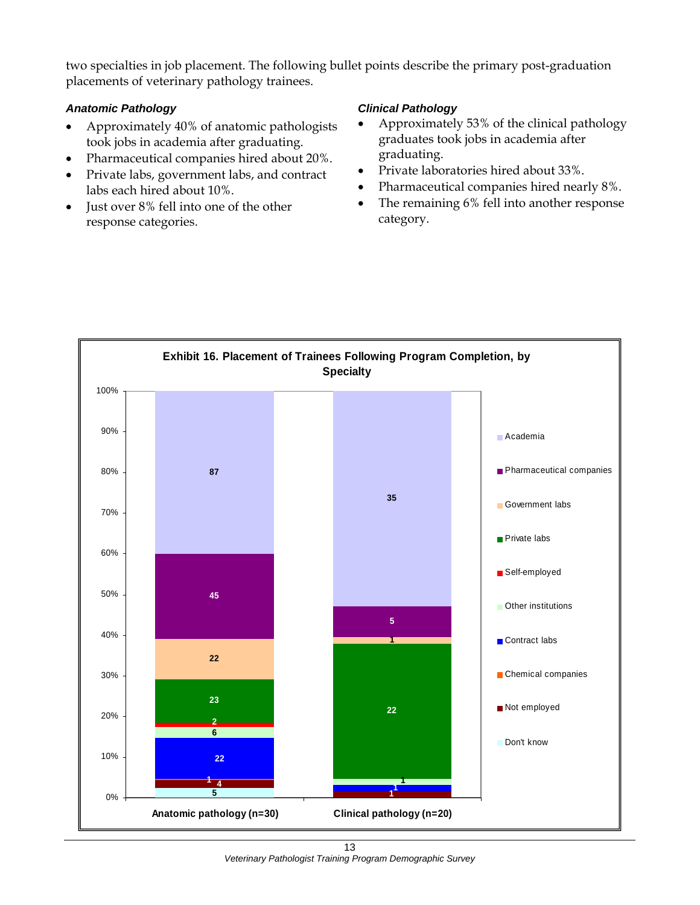two specialties in job placement. The following bullet points describe the primary post-graduation placements of veterinary pathology trainees.

### *Anatomic Pathology*

- Approximately 40% of anatomic pathologists took jobs in academia after graduating.
- Pharmaceutical companies hired about 20%.
- Private labs, government labs, and contract labs each hired about 10%.
- Just over 8% fell into one of the other response categories.

### *Clinical Pathology*

- Approximately 53% of the clinical pathology graduates took jobs in academia after graduating.
- Private laboratories hired about 33%.
- Pharmaceutical companies hired nearly 8%.
- The remaining 6% fell into another response category.

**Exhibit 16. Placement of Trainees Following Program Completion, by Specialty**

| Placement | Anatomic pathology (n=30) | Clinical pathology (n=20) |
|---|---|---|
| Academia | 87 | 35 |
| Pharmaceutical companies | 45 | 5 |
| Government labs | 22 | 1 |
| Private labs | 23 | 22 |
| Self-employed | 2 | |
| Other institutions | 6 | 1 |
| Contract labs | 22 | 1 |
| Chemical companies | 1 | |
| Not employed | 4 | 1 |
| Don't know | 5 | |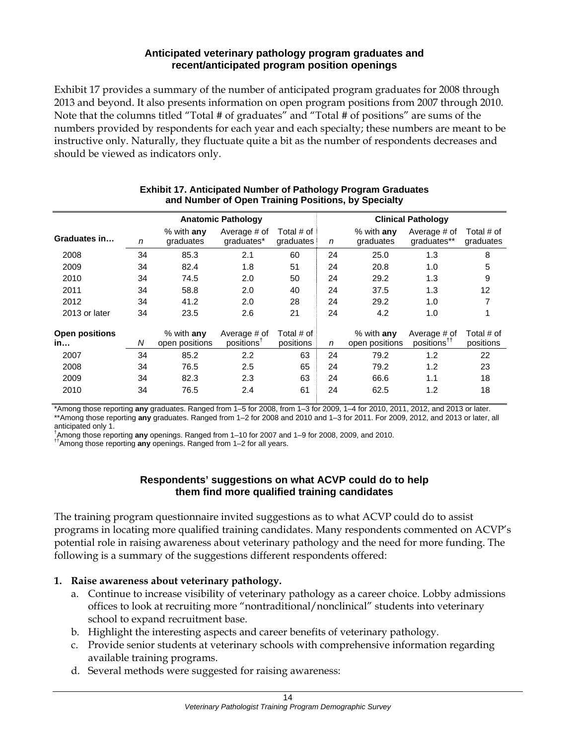### Anticipated veterinary pathology program graduates and recent/anticipated program position openings

Exhibit 17 provides a summary of the number of anticipated program graduates for 2008 through 2013 and beyond. It also presents information on open program positions from 2007 through 2010. Note that the columns titled "Total # of graduates" and "Total # of positions" are sums of the numbers provided by respondents for each year and each specialty; these numbers are meant to be instructive only. Naturally, they fluctuate quite a bit as the number of respondents decreases and should be viewed as indicators only.

**Exhibit 17. Anticipated Number of Pathology Program Graduates and Number of Open Training Positions, by Specialty**

| | Anatomic Pathology | | | | Clinical Pathology | | | |
|---|---|---|---|---|---|---|---|---|
| **Graduates in…** | *n* | % with **any** graduates | Average # of graduates* | Total # of graduates | *n* | % with **any** graduates | Average # of graduates** | Total # of graduates |
| 2008 | 34 | 85.3 | 2.1 | 60 | 24 | 25.0 | 1.3 | 8 |
| 2009 | 34 | 82.4 | 1.8 | 51 | 24 | 20.8 | 1.0 | 5 |
| 2010 | 34 | 74.5 | 2.0 | 50 | 24 | 29.2 | 1.3 | 9 |
| 2011 | 34 | 58.8 | 2.0 | 40 | 24 | 37.5 | 1.3 | 12 |
| 2012 | 34 | 41.2 | 2.0 | 28 | 24 | 29.2 | 1.0 | 7 |
| 2013 or later | 34 | 23.5 | 2.6 | 21 | 24 | 4.2 | 1.0 | 1 |
| **Open positions in…** | *N* | % with **any** open positions | Average # of positions[†] | Total # of positions | *n* | % with **any** open positions | Average # of positions[††] | Total # of positions |
| 2007 | 34 | 85.2 | 2.2 | 63 | 24 | 79.2 | 1.2 | 22 |
| 2008 | 34 | 76.5 | 2.5 | 65 | 24 | 79.2 | 1.2 | 23 |
| 2009 | 34 | 82.3 | 2.3 | 63 | 24 | 66.6 | 1.1 | 18 |
| 2010 | 34 | 76.5 | 2.4 | 61 | 24 | 62.5 | 1.2 | 18 |

*Among those reporting **any** graduates. Ranged from 1–5 for 2008, from 1–3 for 2009, 1–4 for 2010, 2011, 2012, and 2013 or later.
**Among those reporting **any** graduates. Ranged from 1–2 for 2008 and 2010 and 1–3 for 2011. For 2009, 2012, and 2013 or later, all anticipated only 1.
[†]Among those reporting **any** openings. Ranged from 1–10 for 2007 and 1–9 for 2008, 2009, and 2010.
[††]Among those reporting **any** openings. Ranged from 1–2 for all years.

### Respondents' suggestions on what ACVP could do to help them find more qualified training candidates

The training program questionnaire invited suggestions as to what ACVP could do to assist programs in locating more qualified training candidates. Many respondents commented on ACVP's potential role in raising awareness about veterinary pathology and the need for more funding. The following is a summary of the suggestions different respondents offered:

1. **Raise awareness about veterinary pathology.**
   a. Continue to increase visibility of veterinary pathology as a career choice. Lobby admissions offices to look at recruiting more "nontraditional/nonclinical" students into veterinary school to expand recruitment base.
   b. Highlight the interesting aspects and career benefits of veterinary pathology.
   c. Provide senior students at veterinary schools with comprehensive information regarding available training programs.
   d. Several methods were suggested for raising awareness: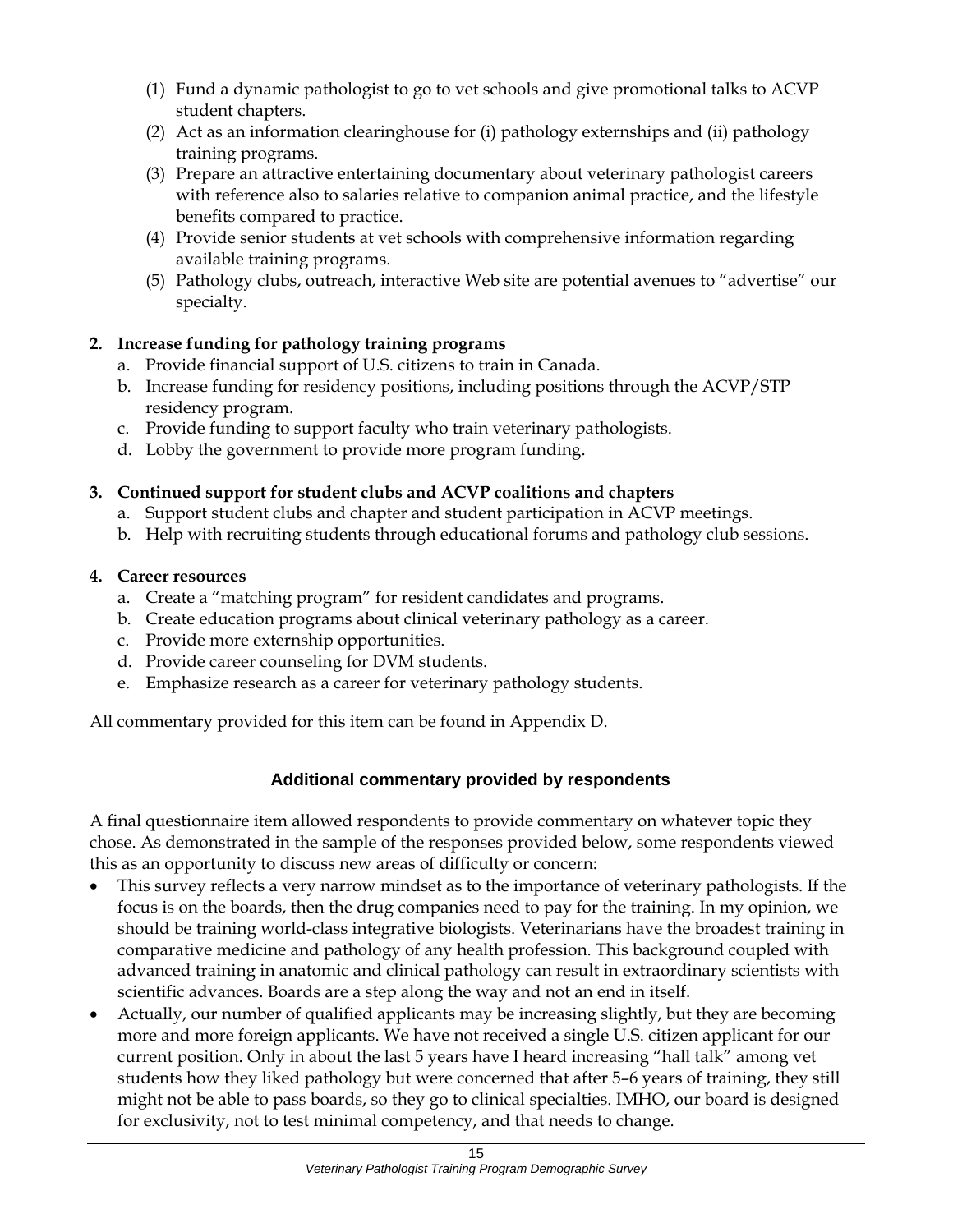(1) Fund a dynamic pathologist to go to vet schools and give promotional talks to ACVP student chapters.
(2) Act as an information clearinghouse for (i) pathology externships and (ii) pathology training programs.
(3) Prepare an attractive entertaining documentary about veterinary pathologist careers with reference also to salaries relative to companion animal practice, and the lifestyle benefits compared to practice.
(4) Provide senior students at vet schools with comprehensive information regarding available training programs.
(5) Pathology clubs, outreach, interactive Web site are potential avenues to "advertise" our specialty.

**2. Increase funding for pathology training programs**

a. Provide financial support of U.S. citizens to train in Canada.
b. Increase funding for residency positions, including positions through the ACVP/STP residency program.
c. Provide funding to support faculty who train veterinary pathologists.
d. Lobby the government to provide more program funding.

**3. Continued support for student clubs and ACVP coalitions and chapters**

a. Support student clubs and chapter and student participation in ACVP meetings.
b. Help with recruiting students through educational forums and pathology club sessions.

**4. Career resources**

a. Create a "matching program" for resident candidates and programs.
b. Create education programs about clinical veterinary pathology as a career.
c. Provide more externship opportunities.
d. Provide career counseling for DVM students.
e. Emphasize research as a career for veterinary pathology students.

All commentary provided for this item can be found in Appendix D.

## Additional commentary provided by respondents

A final questionnaire item allowed respondents to provide commentary on whatever topic they chose. As demonstrated in the sample of the responses provided below, some respondents viewed this as an opportunity to discuss new areas of difficulty or concern:

- This survey reflects a very narrow mindset as to the importance of veterinary pathologists. If the focus is on the boards, then the drug companies need to pay for the training. In my opinion, we should be training world-class integrative biologists. Veterinarians have the broadest training in comparative medicine and pathology of any health profession. This background coupled with advanced training in anatomic and clinical pathology can result in extraordinary scientists with scientific advances. Boards are a step along the way and not an end in itself.
- Actually, our number of qualified applicants may be increasing slightly, but they are becoming more and more foreign applicants. We have not received a single U.S. citizen applicant for our current position. Only in about the last 5 years have I heard increasing "hall talk" among vet students how they liked pathology but were concerned that after 5–6 years of training, they still might not be able to pass boards, so they go to clinical specialties. IMHO, our board is designed for exclusivity, not to test minimal competency, and that needs to change.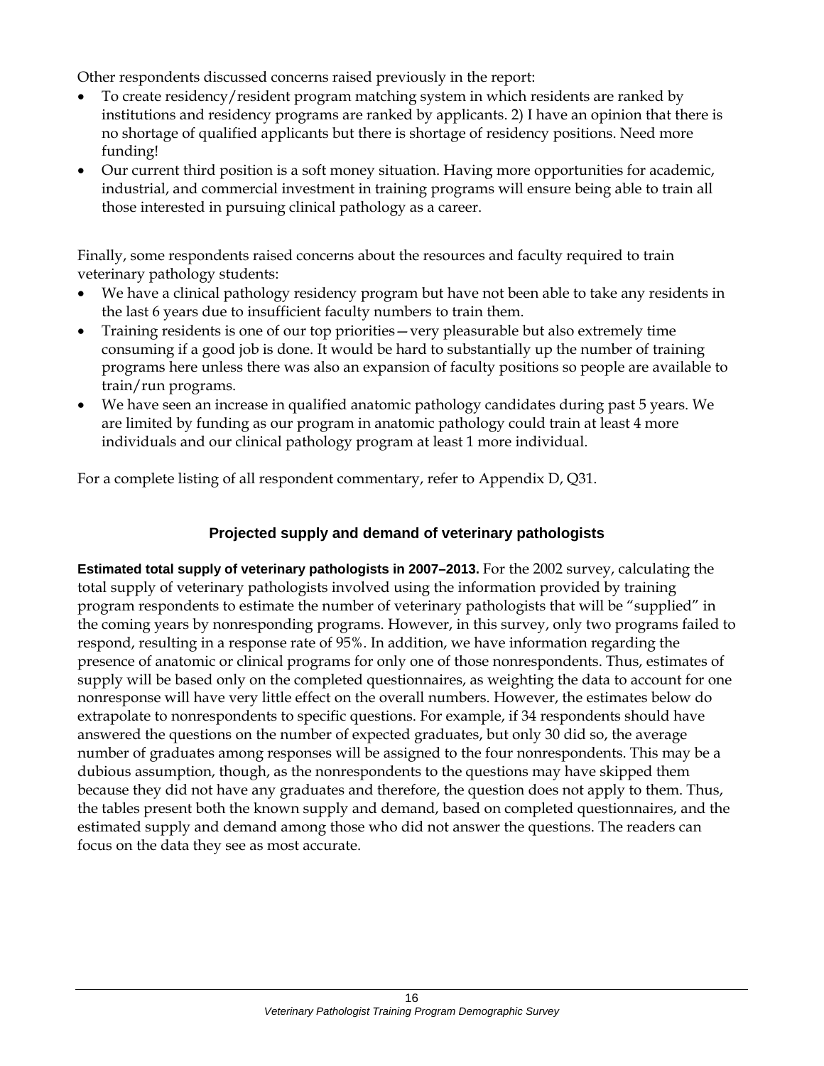Other respondents discussed concerns raised previously in the report:

- To create residency/resident program matching system in which residents are ranked by institutions and residency programs are ranked by applicants. 2) I have an opinion that there is no shortage of qualified applicants but there is shortage of residency positions. Need more funding!
- Our current third position is a soft money situation. Having more opportunities for academic, industrial, and commercial investment in training programs will ensure being able to train all those interested in pursuing clinical pathology as a career.

Finally, some respondents raised concerns about the resources and faculty required to train veterinary pathology students:

- We have a clinical pathology residency program but have not been able to take any residents in the last 6 years due to insufficient faculty numbers to train them.
- Training residents is one of our top priorities—very pleasurable but also extremely time consuming if a good job is done. It would be hard to substantially up the number of training programs here unless there was also an expansion of faculty positions so people are available to train/run programs.
- We have seen an increase in qualified anatomic pathology candidates during past 5 years. We are limited by funding as our program in anatomic pathology could train at least 4 more individuals and our clinical pathology program at least 1 more individual.

For a complete listing of all respondent commentary, refer to Appendix D, Q31.

## Projected supply and demand of veterinary pathologists

**Estimated total supply of veterinary pathologists in 2007–2013.** For the 2002 survey, calculating the total supply of veterinary pathologists involved using the information provided by training program respondents to estimate the number of veterinary pathologists that will be "supplied" in the coming years by nonresponding programs. However, in this survey, only two programs failed to respond, resulting in a response rate of 95%. In addition, we have information regarding the presence of anatomic or clinical programs for only one of those nonrespondents. Thus, estimates of supply will be based only on the completed questionnaires, as weighting the data to account for one nonresponse will have very little effect on the overall numbers. However, the estimates below do extrapolate to nonrespondents to specific questions. For example, if 34 respondents should have answered the questions on the number of expected graduates, but only 30 did so, the average number of graduates among responses will be assigned to the four nonrespondents. This may be a dubious assumption, though, as the nonrespondents to the questions may have skipped them because they did not have any graduates and therefore, the question does not apply to them. Thus, the tables present both the known supply and demand, based on completed questionnaires, and the estimated supply and demand among those who did not answer the questions. The readers can focus on the data they see as most accurate.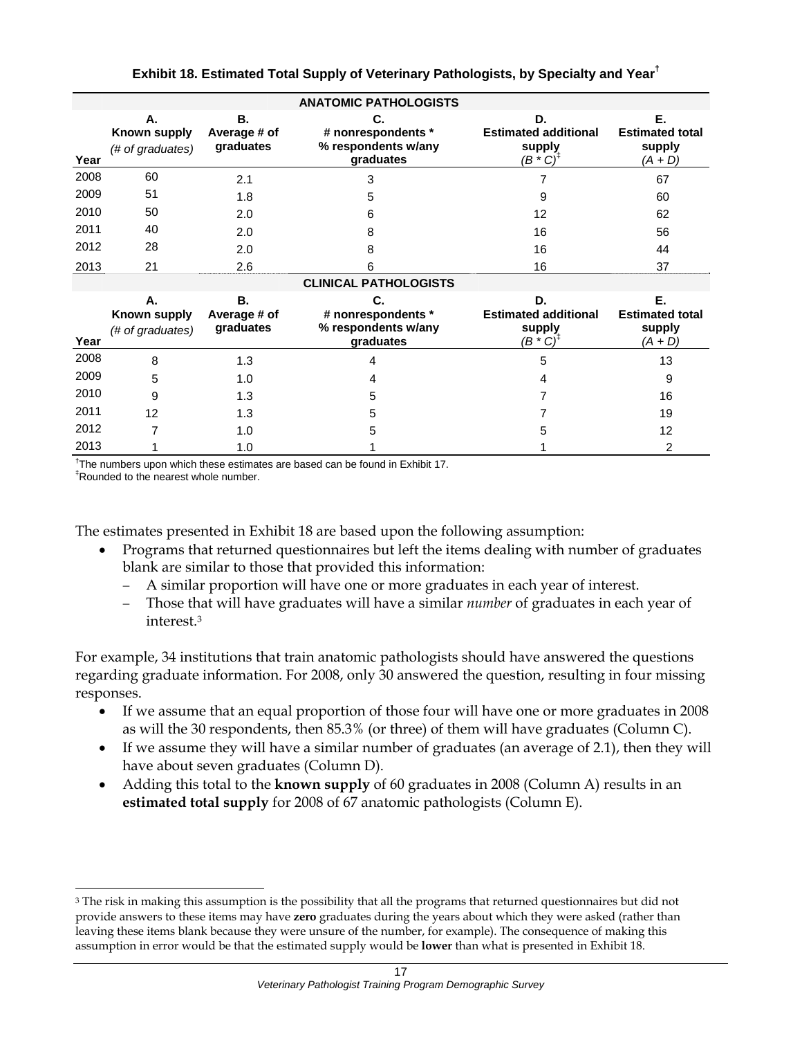**Exhibit 18. Estimated Total Supply of Veterinary Pathologists, by Specialty and Year**[†]

| | | | ANATOMIC PATHOLOGISTS | | |
|---|---|---|---|---|---|
| Year | A. Known supply *(# of graduates)* | B. Average # of graduates | C. # nonrespondents * % respondents w/any graduates | D. Estimated additional supply *(B * C)*[‡] | E. Estimated total supply *(A + D)* |
| 2008 | 60 | 2.1 | 3 | 7 | 67 |
| 2009 | 51 | 1.8 | 5 | 9 | 60 |
| 2010 | 50 | 2.0 | 6 | 12 | 62 |
| 2011 | 40 | 2.0 | 8 | 16 | 56 |
| 2012 | 28 | 2.0 | 8 | 16 | 44 |
| 2013 | 21 | 2.6 | 6 | 16 | 37 |
| | | | **CLINICAL PATHOLOGISTS** | | |
| Year | A. Known supply *(# of graduates)* | B. Average # of graduates | C. # nonrespondents * % respondents w/any graduates | D. Estimated additional supply *(B * C)*[‡] | E. Estimated total supply *(A + D)* |
| 2008 | 8 | 1.3 | 4 | 5 | 13 |
| 2009 | 5 | 1.0 | 4 | 4 | 9 |
| 2010 | 9 | 1.3 | 5 | 7 | 16 |
| 2011 | 12 | 1.3 | 5 | 7 | 19 |
| 2012 | 7 | 1.0 | 5 | 5 | 12 |
| 2013 | 1 | 1.0 | 1 | 1 | 2 |

[†]The numbers upon which these estimates are based can be found in Exhibit 17.
[‡]Rounded to the nearest whole number.

The estimates presented in Exhibit 18 are based upon the following assumption:

- Programs that returned questionnaires but left the items dealing with number of graduates blank are similar to those that provided this information:
  - A similar proportion will have one or more graduates in each year of interest.
  - Those that will have graduates will have a similar *number* of graduates in each year of interest.[3]

For example, 34 institutions that train anatomic pathologists should have answered the questions regarding graduate information. For 2008, only 30 answered the question, resulting in four missing responses.

- If we assume that an equal proportion of those four will have one or more graduates in 2008 as will the 30 respondents, then 85.3% (or three) of them will have graduates (Column C).
- If we assume they will have a similar number of graduates (an average of 2.1), then they will have about seven graduates (Column D).
- Adding this total to the **known supply** of 60 graduates in 2008 (Column A) results in an **estimated total supply** for 2008 of 67 anatomic pathologists (Column E).

[3] The risk in making this assumption is the possibility that all the programs that returned questionnaires but did not provide answers to these items may have **zero** graduates during the years about which they were asked (rather than leaving these items blank because they were unsure of the number, for example). The consequence of making this assumption in error would be that the estimated supply would be **lower** than what is presented in Exhibit 18.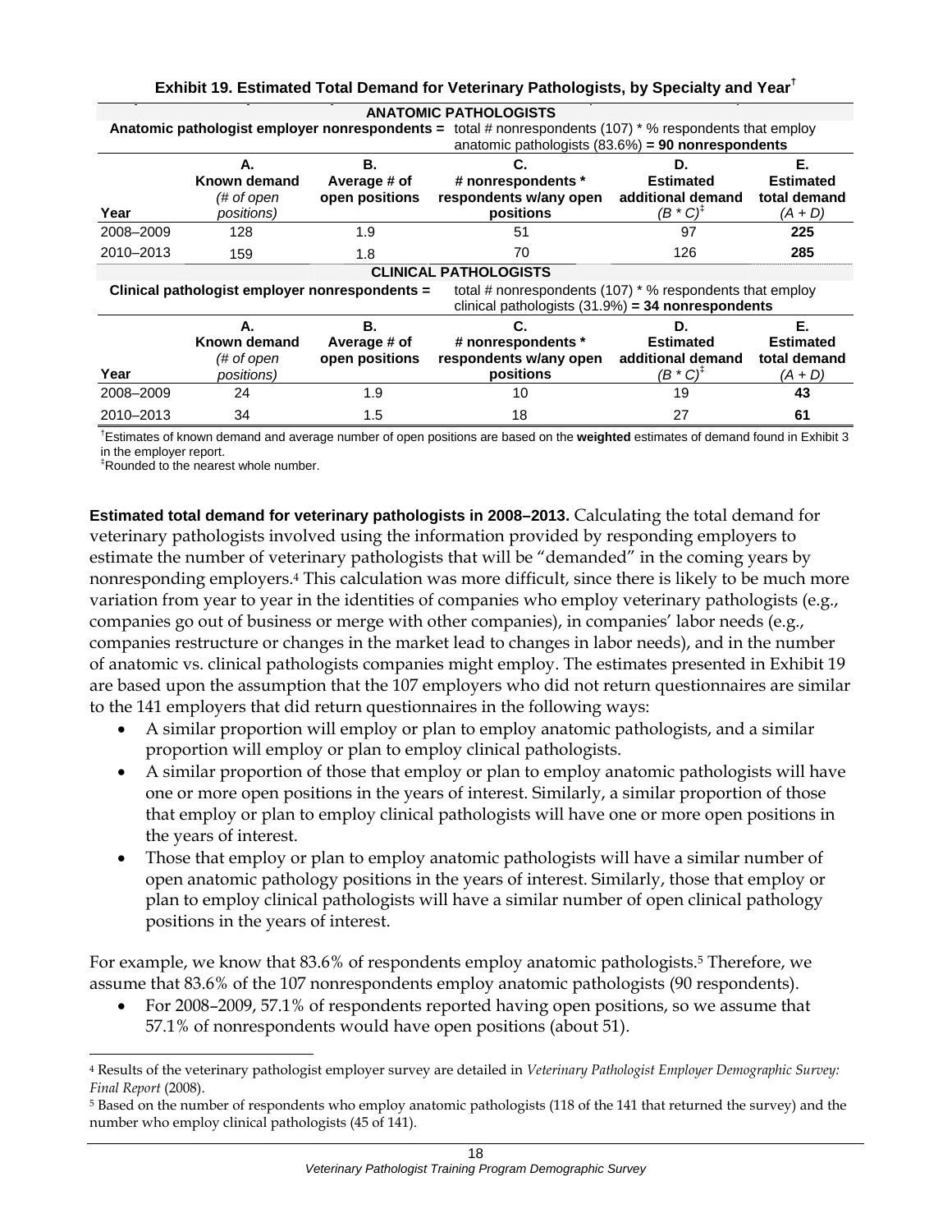**Exhibit 19. Estimated Total Demand for Veterinary Pathologists, by Specialty and Year**[†]

| | | | **ANATOMIC PATHOLOGISTS** | | |
|---|---|---|---|---|---|
| **Anatomic pathologist employer nonrespondents =** | | | total # nonrespondents (107) * % respondents that employ anatomic pathologists (83.6%) **= 90 nonrespondents** | | |
| **Year** | **A. Known demand** *(# of open positions)* | **B. Average # of open positions** | **C. # nonrespondents * respondents w/any open positions** | **D. Estimated additional demand** *(B * C)*[‡] | **E. Estimated total demand** *(A + D)* |
| 2008–2009 | 128 | 1.9 | 51 | 97 | **225** |
| 2010–2013 | 159 | 1.8 | 70 | 126 | **285** |
| | | | **CLINICAL PATHOLOGISTS** | | |
| **Clinical pathologist employer nonrespondents =** | | | total # nonrespondents (107) * % respondents that employ clinical pathologists (31.9%) **= 34 nonrespondents** | | |
| **Year** | **A. Known demand** *(# of open positions)* | **B. Average # of open positions** | **C. # nonrespondents * respondents w/any open positions** | **D. Estimated additional demand** *(B * C)*[‡] | **E. Estimated total demand** *(A + D)* |
| 2008–2009 | 24 | 1.9 | 10 | 19 | **43** |
| 2010–2013 | 34 | 1.5 | 18 | 27 | **61** |

[†]Estimates of known demand and average number of open positions are based on the **weighted** estimates of demand found in Exhibit 3 in the employer report.
[‡]Rounded to the nearest whole number.

**Estimated total demand for veterinary pathologists in 2008–2013.** Calculating the total demand for veterinary pathologists involved using the information provided by responding employers to estimate the number of veterinary pathologists that will be "demanded" in the coming years by nonresponding employers.[4] This calculation was more difficult, since there is likely to be much more variation from year to year in the identities of companies who employ veterinary pathologists (e.g., companies go out of business or merge with other companies), in companies' labor needs (e.g., companies restructure or changes in the market lead to changes in labor needs), and in the number of anatomic vs. clinical pathologists companies might employ. The estimates presented in Exhibit 19 are based upon the assumption that the 107 employers who did not return questionnaires are similar to the 141 employers that did return questionnaires in the following ways:

- A similar proportion will employ or plan to employ anatomic pathologists, and a similar proportion will employ or plan to employ clinical pathologists.
- A similar proportion of those that employ or plan to employ anatomic pathologists will have one or more open positions in the years of interest. Similarly, a similar proportion of those that employ or plan to employ clinical pathologists will have one or more open positions in the years of interest.
- Those that employ or plan to employ anatomic pathologists will have a similar number of open anatomic pathology positions in the years of interest. Similarly, those that employ or plan to employ clinical pathologists will have a similar number of open clinical pathology positions in the years of interest.

For example, we know that 83.6% of respondents employ anatomic pathologists.[5] Therefore, we assume that 83.6% of the 107 nonrespondents employ anatomic pathologists (90 respondents).

- For 2008–2009, 57.1% of respondents reported having open positions, so we assume that 57.1% of nonrespondents would have open positions (about 51).

[4] Results of the veterinary pathologist employer survey are detailed in *Veterinary Pathologist Employer Demographic Survey: Final Report* (2008).

[5] Based on the number of respondents who employ anatomic pathologists (118 of the 141 that returned the survey) and the number who employ clinical pathologists (45 of 141).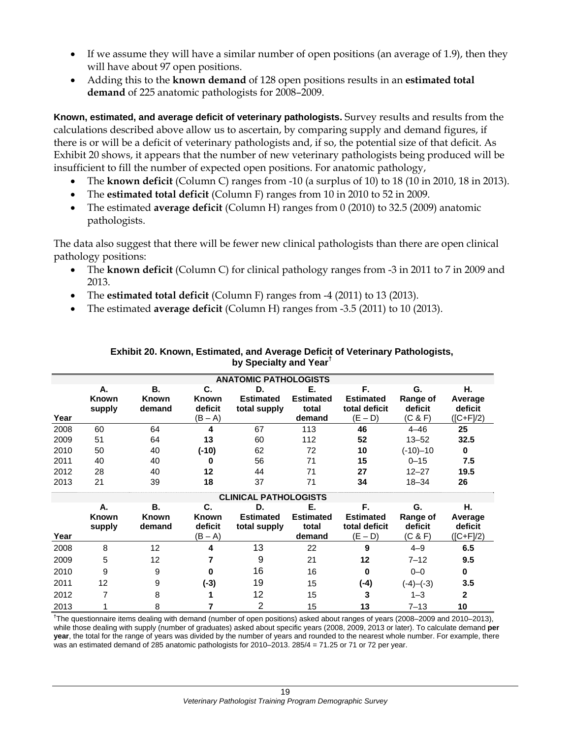- If we assume they will have a similar number of open positions (an average of 1.9), then they will have about 97 open positions.
- Adding this to the **known demand** of 128 open positions results in an **estimated total demand** of 225 anatomic pathologists for 2008–2009.

**Known, estimated, and average deficit of veterinary pathologists.** Survey results and results from the calculations described above allow us to ascertain, by comparing supply and demand figures, if there is or will be a deficit of veterinary pathologists and, if so, the potential size of that deficit. As Exhibit 20 shows, it appears that the number of new veterinary pathologists being produced will be insufficient to fill the number of expected open positions. For anatomic pathology,

- The **known deficit** (Column C) ranges from -10 (a surplus of 10) to 18 (10 in 2010, 18 in 2013).
- The **estimated total deficit** (Column F) ranges from 10 in 2010 to 52 in 2009.
- The estimated **average deficit** (Column H) ranges from 0 (2010) to 32.5 (2009) anatomic pathologists.

The data also suggest that there will be fewer new clinical pathologists than there are open clinical pathology positions:

- The **known deficit** (Column C) for clinical pathology ranges from -3 in 2011 to 7 in 2009 and 2013.
- The **estimated total deficit** (Column F) ranges from -4 (2011) to 13 (2013).
- The estimated **average deficit** (Column H) ranges from -3.5 (2011) to 10 (2013).

**Exhibit 20. Known, Estimated, and Average Deficit of Veterinary Pathologists, by Specialty and Year†**

| Year | A. Known supply | B. Known demand | C. Known deficit (B – A) | D. Estimated total supply | E. Estimated total demand | F. Estimated total deficit (E – D) | G. Range of deficit (C & F) | H. Average deficit ([C+F]/2) |
|---|---|---|---|---|---|---|---|---|
| **ANATOMIC PATHOLOGISTS** | | | | | | | | |
| 2008 | 60 | 64 | **4** | 67 | 113 | **46** | 4–46 | **25** |
| 2009 | 51 | 64 | **13** | 60 | 112 | **52** | 13–52 | **32.5** |
| 2010 | 50 | 40 | **(-10)** | 62 | 72 | **10** | (-10)–10 | **0** |
| 2011 | 40 | 40 | **0** | 56 | 71 | **15** | 0–15 | **7.5** |
| 2012 | 28 | 40 | **12** | 44 | 71 | **27** | 12–27 | **19.5** |
| 2013 | 21 | 39 | **18** | 37 | 71 | **34** | 18–34 | **26** |
| **CLINICAL PATHOLOGISTS** | | | | | | | | |
| 2008 | 8 | 12 | **4** | 13 | 22 | **9** | 4–9 | **6.5** |
| 2009 | 5 | 12 | **7** | 9 | 21 | **12** | 7–12 | **9.5** |
| 2010 | 9 | 9 | **0** | 16 | 16 | **0** | 0–0 | **0** |
| 2011 | 12 | 9 | **(-3)** | 19 | 15 | **(-4)** | (-4)–(-3) | **3.5** |
| 2012 | 7 | 8 | **1** | 12 | 15 | **3** | 1–3 | **2** |
| 2013 | 1 | 8 | **7** | 2 | 15 | **13** | 7–13 | **10** |

†The questionnaire items dealing with demand (number of open positions) asked about ranges of years (2008–2009 and 2010–2013), while those dealing with supply (number of graduates) asked about specific years (2008, 2009, 2013 or later). To calculate demand **per year**, the total for the range of years was divided by the number of years and rounded to the nearest whole number. For example, there was an estimated demand of 285 anatomic pathologists for 2010–2013. 285/4 = 71.25 or 71 or 72 per year.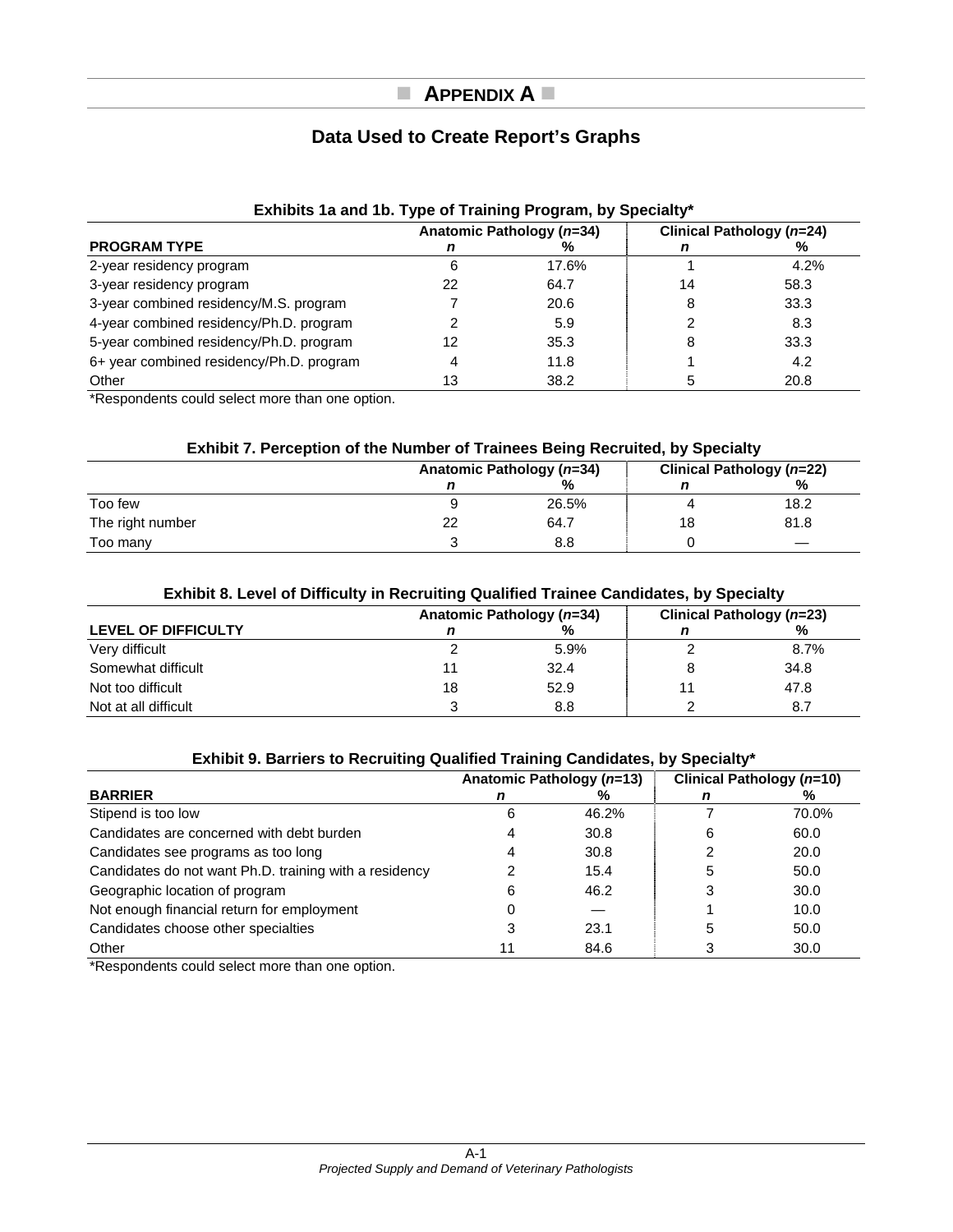# Appendix A

## Data Used to Create Report's Graphs

### Exhibits 1a and 1b. Type of Training Program, by Specialty*

| PROGRAM TYPE | Anatomic Pathology (*n*=34) | | Clinical Pathology (*n*=24) | |
|---|---|---|---|---|
| | *n* | % | *n* | % |
| 2-year residency program | 6 | 17.6% | 1 | 4.2% |
| 3-year residency program | 22 | 64.7 | 14 | 58.3 |
| 3-year combined residency/M.S. program | 7 | 20.6 | 8 | 33.3 |
| 4-year combined residency/Ph.D. program | 2 | 5.9 | 2 | 8.3 |
| 5-year combined residency/Ph.D. program | 12 | 35.3 | 8 | 33.3 |
| 6+ year combined residency/Ph.D. program | 4 | 11.8 | 1 | 4.2 |
| Other | 13 | 38.2 | 5 | 20.8 |

*Respondents could select more than one option.

### Exhibit 7. Perception of the Number of Trainees Being Recruited, by Specialty

| | Anatomic Pathology (*n*=34) | | Clinical Pathology (*n*=22) | |
|---|---|---|---|---|
| | *n* | % | *n* | % |
| Too few | 9 | 26.5% | 4 | 18.2 |
| The right number | 22 | 64.7 | 18 | 81.8 |
| Too many | 3 | 8.8 | 0 | — |

### Exhibit 8. Level of Difficulty in Recruiting Qualified Trainee Candidates, by Specialty

| LEVEL OF DIFFICULTY | Anatomic Pathology (*n*=34) | | Clinical Pathology (*n*=23) | |
|---|---|---|---|---|
| | *n* | % | *n* | % |
| Very difficult | 2 | 5.9% | 2 | 8.7% |
| Somewhat difficult | 11 | 32.4 | 8 | 34.8 |
| Not too difficult | 18 | 52.9 | 11 | 47.8 |
| Not at all difficult | 3 | 8.8 | 2 | 8.7 |

### Exhibit 9. Barriers to Recruiting Qualified Training Candidates, by Specialty*

| BARRIER | Anatomic Pathology (*n*=13) | | Clinical Pathology (*n*=10) | |
|---|---|---|---|---|
| | *n* | % | *n* | % |
| Stipend is too low | 6 | 46.2% | 7 | 70.0% |
| Candidates are concerned with debt burden | 4 | 30.8 | 6 | 60.0 |
| Candidates see programs as too long | 4 | 30.8 | 2 | 20.0 |
| Candidates do not want Ph.D. training with a residency | 2 | 15.4 | 5 | 50.0 |
| Geographic location of program | 6 | 46.2 | 3 | 30.0 |
| Not enough financial return for employment | 0 | — | 1 | 10.0 |
| Candidates choose other specialties | 3 | 23.1 | 5 | 50.0 |
| Other | 11 | 84.6 | 3 | 30.0 |

*Respondents could select more than one option.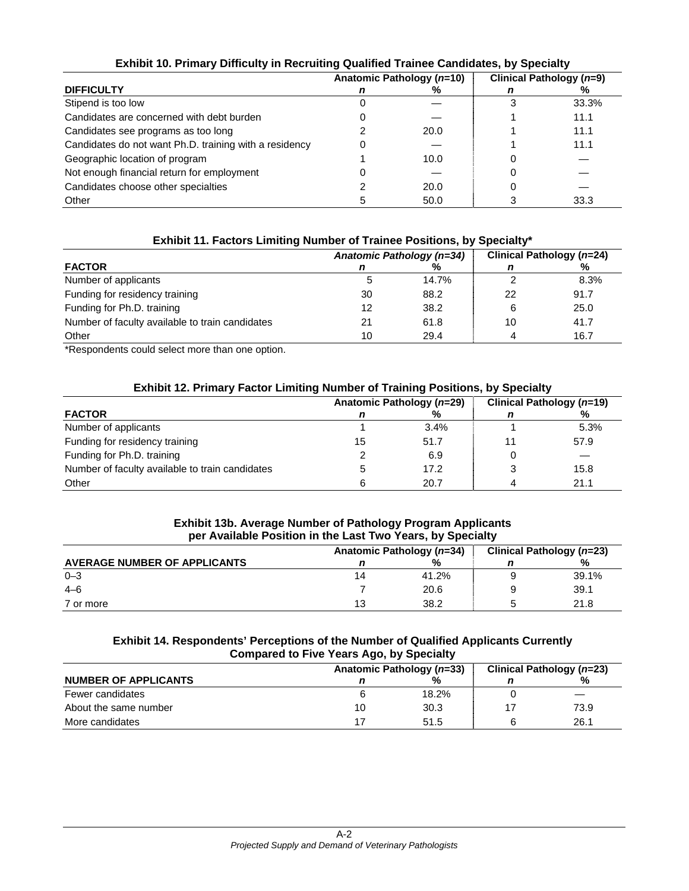**Exhibit 10. Primary Difficulty in Recruiting Qualified Trainee Candidates, by Specialty**

| | Anatomic Pathology (*n*=10) | | Clinical Pathology (*n*=9) | |
|---|---|---|---|---|
| **DIFFICULTY** | ***n*** | **%** | ***n*** | **%** |
| Stipend is too low | 0 | — | 3 | 33.3% |
| Candidates are concerned with debt burden | 0 | — | 1 | 11.1 |
| Candidates see programs as too long | 2 | 20.0 | 1 | 11.1 |
| Candidates do not want Ph.D. training with a residency | 0 | — | 1 | 11.1 |
| Geographic location of program | 1 | 10.0 | 0 | — |
| Not enough financial return for employment | 0 | — | 0 | — |
| Candidates choose other specialties | 2 | 20.0 | 0 | — |
| Other | 5 | 50.0 | 3 | 33.3 |

**Exhibit 11. Factors Limiting Number of Trainee Positions, by Specialty***

| | Anatomic Pathology (*n*=34) | | Clinical Pathology (*n*=24) | |
|---|---|---|---|---|
| **FACTOR** | ***n*** | **%** | ***n*** | **%** |
| Number of applicants | 5 | 14.7% | 2 | 8.3% |
| Funding for residency training | 30 | 88.2 | 22 | 91.7 |
| Funding for Ph.D. training | 12 | 38.2 | 6 | 25.0 |
| Number of faculty available to train candidates | 21 | 61.8 | 10 | 41.7 |
| Other | 10 | 29.4 | 4 | 16.7 |

*Respondents could select more than one option.

**Exhibit 12. Primary Factor Limiting Number of Training Positions, by Specialty**

| | Anatomic Pathology (*n*=29) | | Clinical Pathology (*n*=19) | |
|---|---|---|---|---|
| **FACTOR** | ***n*** | **%** | ***n*** | **%** |
| Number of applicants | 1 | 3.4% | 1 | 5.3% |
| Funding for residency training | 15 | 51.7 | 11 | 57.9 |
| Funding for Ph.D. training | 2 | 6.9 | 0 | — |
| Number of faculty available to train candidates | 5 | 17.2 | 3 | 15.8 |
| Other | 6 | 20.7 | 4 | 21.1 |

**Exhibit 13b. Average Number of Pathology Program Applicants per Available Position in the Last Two Years, by Specialty**

| | Anatomic Pathology (*n*=34) | | Clinical Pathology (*n*=23) | |
|---|---|---|---|---|
| **AVERAGE NUMBER OF APPLICANTS** | ***n*** | **%** | ***n*** | **%** |
| 0–3 | 14 | 41.2% | 9 | 39.1% |
| 4–6 | 7 | 20.6 | 9 | 39.1 |
| 7 or more | 13 | 38.2 | 5 | 21.8 |

**Exhibit 14. Respondents' Perceptions of the Number of Qualified Applicants Currently Compared to Five Years Ago, by Specialty**

| | Anatomic Pathology (*n*=33) | | Clinical Pathology (*n*=23) | |
|---|---|---|---|---|
| **NUMBER OF APPLICANTS** | ***n*** | **%** | ***n*** | **%** |
| Fewer candidates | 6 | 18.2% | 0 | — |
| About the same number | 10 | 30.3 | 17 | 73.9 |
| More candidates | 17 | 51.5 | 6 | 26.1 |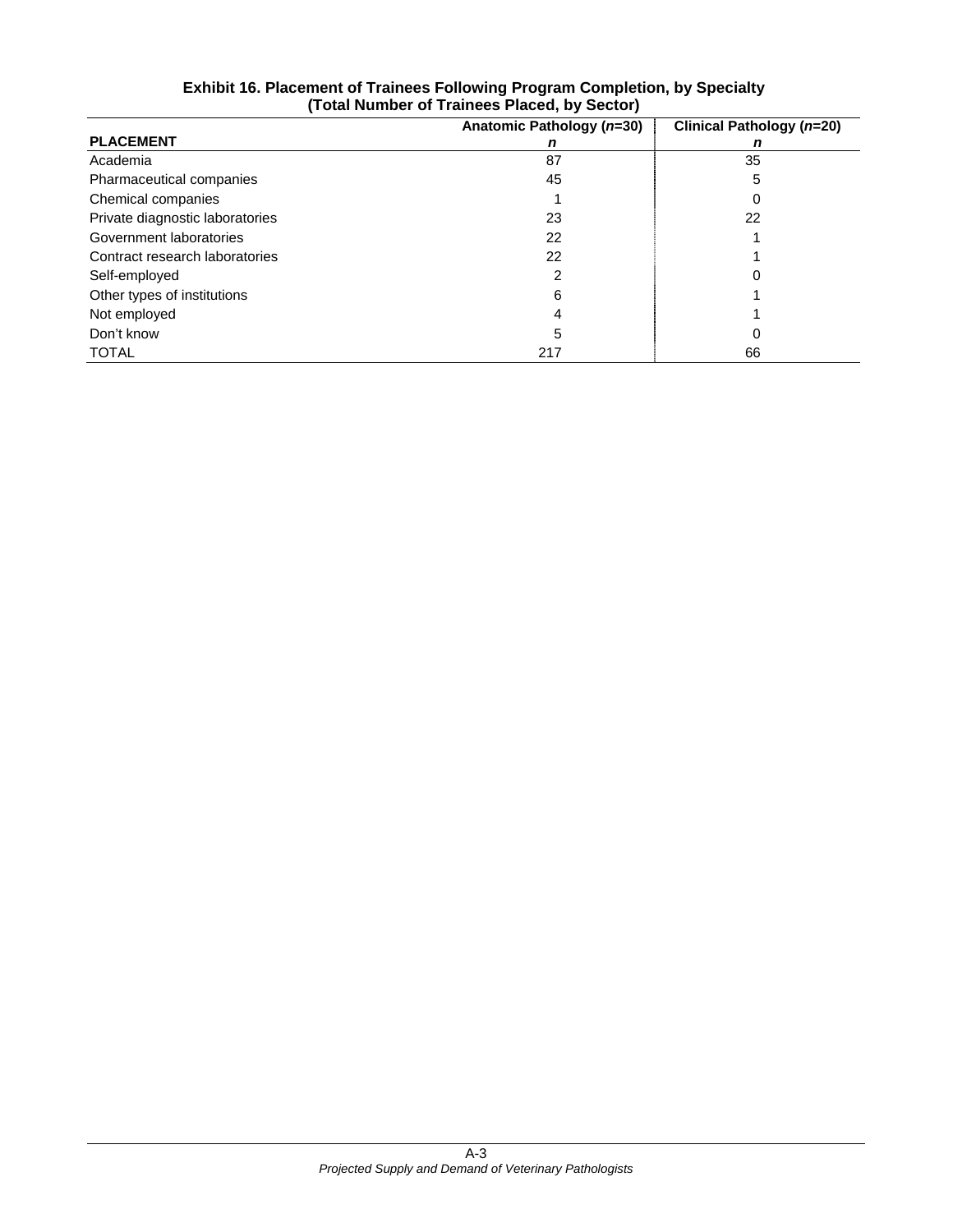**Exhibit 16. Placement of Trainees Following Program Completion, by Specialty (Total Number of Trainees Placed, by Sector)**

| PLACEMENT | Anatomic Pathology (*n*=30)<br>*n* | Clinical Pathology (*n*=20)<br>*n* |
|---|---|---|
| Academia | 87 | 35 |
| Pharmaceutical companies | 45 | 5 |
| Chemical companies | 1 | 0 |
| Private diagnostic laboratories | 23 | 22 |
| Government laboratories | 22 | 1 |
| Contract research laboratories | 22 | 1 |
| Self-employed | 2 | 0 |
| Other types of institutions | 6 | 1 |
| Not employed | 4 | 1 |
| Don't know | 5 | 0 |
| TOTAL | 217 | 66 |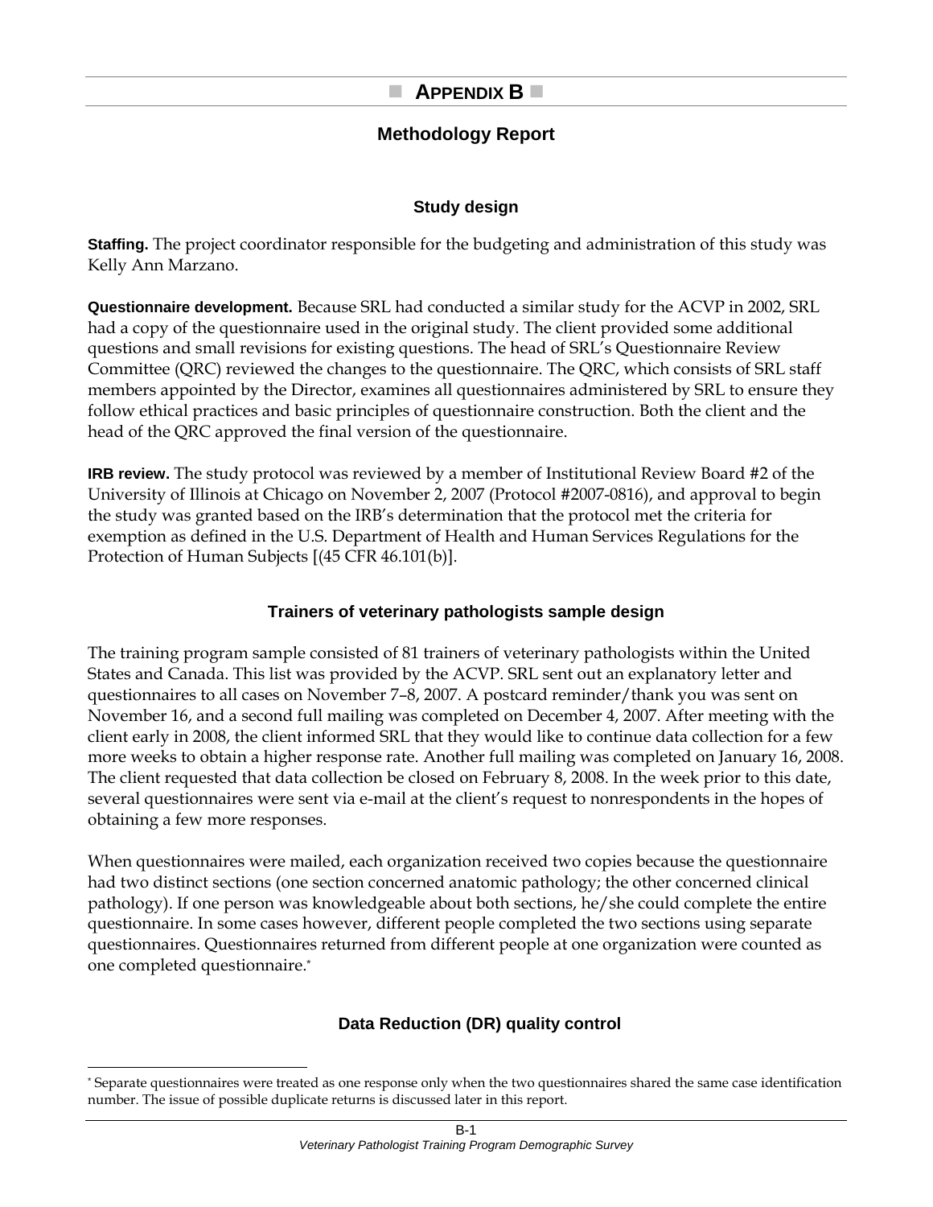# APPENDIX B

## Methodology Report

### Study design

**Staffing.** The project coordinator responsible for the budgeting and administration of this study was Kelly Ann Marzano.

**Questionnaire development.** Because SRL had conducted a similar study for the ACVP in 2002, SRL had a copy of the questionnaire used in the original study. The client provided some additional questions and small revisions for existing questions. The head of SRL's Questionnaire Review Committee (QRC) reviewed the changes to the questionnaire. The QRC, which consists of SRL staff members appointed by the Director, examines all questionnaires administered by SRL to ensure they follow ethical practices and basic principles of questionnaire construction. Both the client and the head of the QRC approved the final version of the questionnaire.

**IRB review.** The study protocol was reviewed by a member of Institutional Review Board #2 of the University of Illinois at Chicago on November 2, 2007 (Protocol #2007-0816), and approval to begin the study was granted based on the IRB's determination that the protocol met the criteria for exemption as defined in the U.S. Department of Health and Human Services Regulations for the Protection of Human Subjects [(45 CFR 46.101(b)].

### Trainers of veterinary pathologists sample design

The training program sample consisted of 81 trainers of veterinary pathologists within the United States and Canada. This list was provided by the ACVP. SRL sent out an explanatory letter and questionnaires to all cases on November 7–8, 2007. A postcard reminder/thank you was sent on November 16, and a second full mailing was completed on December 4, 2007. After meeting with the client early in 2008, the client informed SRL that they would like to continue data collection for a few more weeks to obtain a higher response rate. Another full mailing was completed on January 16, 2008. The client requested that data collection be closed on February 8, 2008. In the week prior to this date, several questionnaires were sent via e-mail at the client's request to nonrespondents in the hopes of obtaining a few more responses.

When questionnaires were mailed, each organization received two copies because the questionnaire had two distinct sections (one section concerned anatomic pathology; the other concerned clinical pathology). If one person was knowledgeable about both sections, he/she could complete the entire questionnaire. In some cases however, different people completed the two sections using separate questionnaires. Questionnaires returned from different people at one organization were counted as one completed questionnaire.*

### Data Reduction (DR) quality control

* Separate questionnaires were treated as one response only when the two questionnaires shared the same case identification number. The issue of possible duplicate returns is discussed later in this report.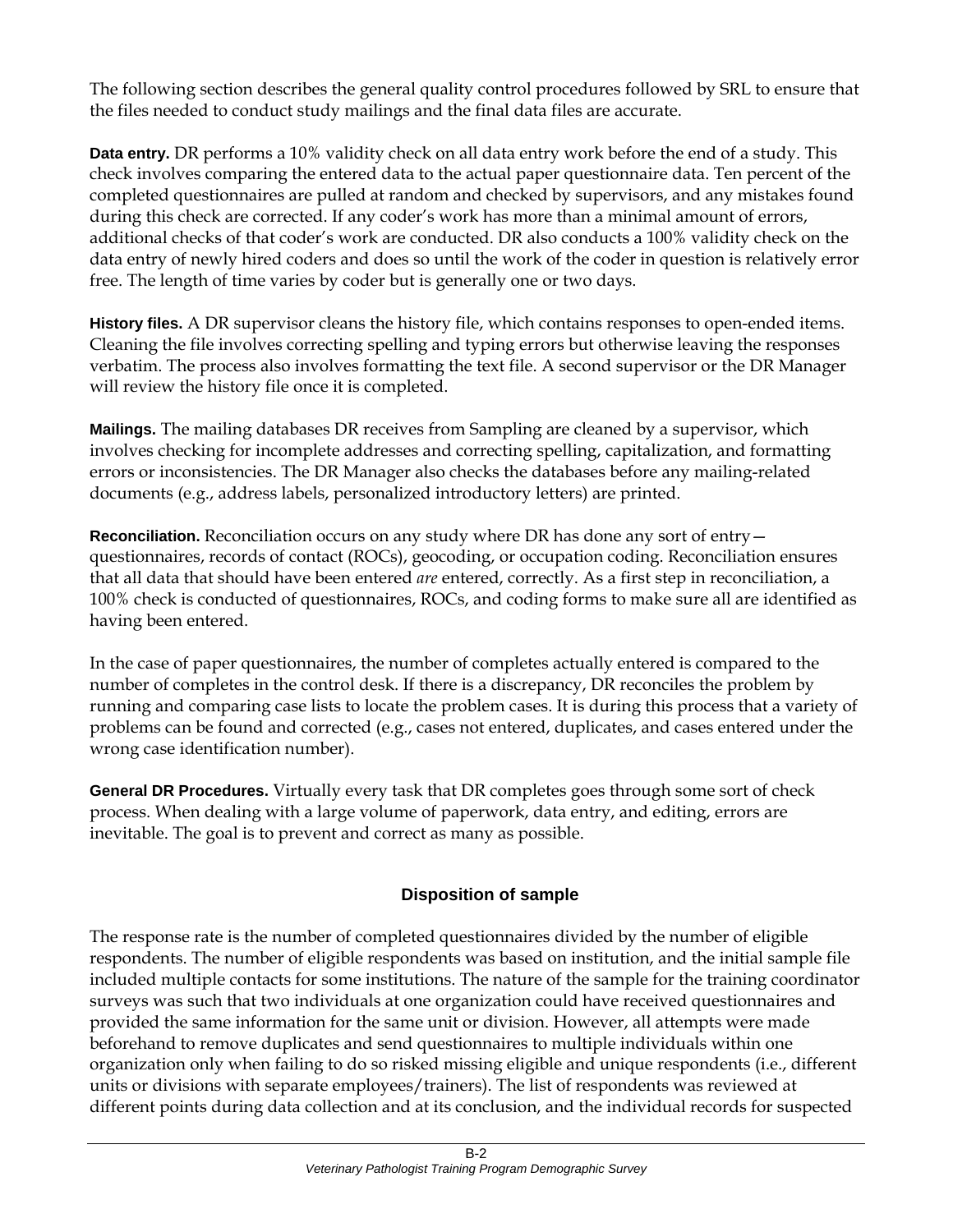The following section describes the general quality control procedures followed by SRL to ensure that the files needed to conduct study mailings and the final data files are accurate.

**Data entry.** DR performs a 10% validity check on all data entry work before the end of a study. This check involves comparing the entered data to the actual paper questionnaire data. Ten percent of the completed questionnaires are pulled at random and checked by supervisors, and any mistakes found during this check are corrected. If any coder's work has more than a minimal amount of errors, additional checks of that coder's work are conducted. DR also conducts a 100% validity check on the data entry of newly hired coders and does so until the work of the coder in question is relatively error free. The length of time varies by coder but is generally one or two days.

**History files.** A DR supervisor cleans the history file, which contains responses to open-ended items. Cleaning the file involves correcting spelling and typing errors but otherwise leaving the responses verbatim. The process also involves formatting the text file. A second supervisor or the DR Manager will review the history file once it is completed.

**Mailings.** The mailing databases DR receives from Sampling are cleaned by a supervisor, which involves checking for incomplete addresses and correcting spelling, capitalization, and formatting errors or inconsistencies. The DR Manager also checks the databases before any mailing-related documents (e.g., address labels, personalized introductory letters) are printed.

**Reconciliation.** Reconciliation occurs on any study where DR has done any sort of entry—questionnaires, records of contact (ROCs), geocoding, or occupation coding. Reconciliation ensures that all data that should have been entered *are* entered, correctly. As a first step in reconciliation, a 100% check is conducted of questionnaires, ROCs, and coding forms to make sure all are identified as having been entered.

In the case of paper questionnaires, the number of completes actually entered is compared to the number of completes in the control desk. If there is a discrepancy, DR reconciles the problem by running and comparing case lists to locate the problem cases. It is during this process that a variety of problems can be found and corrected (e.g., cases not entered, duplicates, and cases entered under the wrong case identification number).

**General DR Procedures.** Virtually every task that DR completes goes through some sort of check process. When dealing with a large volume of paperwork, data entry, and editing, errors are inevitable. The goal is to prevent and correct as many as possible.

## Disposition of sample

The response rate is the number of completed questionnaires divided by the number of eligible respondents. The number of eligible respondents was based on institution, and the initial sample file included multiple contacts for some institutions. The nature of the sample for the training coordinator surveys was such that two individuals at one organization could have received questionnaires and provided the same information for the same unit or division. However, all attempts were made beforehand to remove duplicates and send questionnaires to multiple individuals within one organization only when failing to do so risked missing eligible and unique respondents (i.e., different units or divisions with separate employees/trainers). The list of respondents was reviewed at different points during data collection and at its conclusion, and the individual records for suspected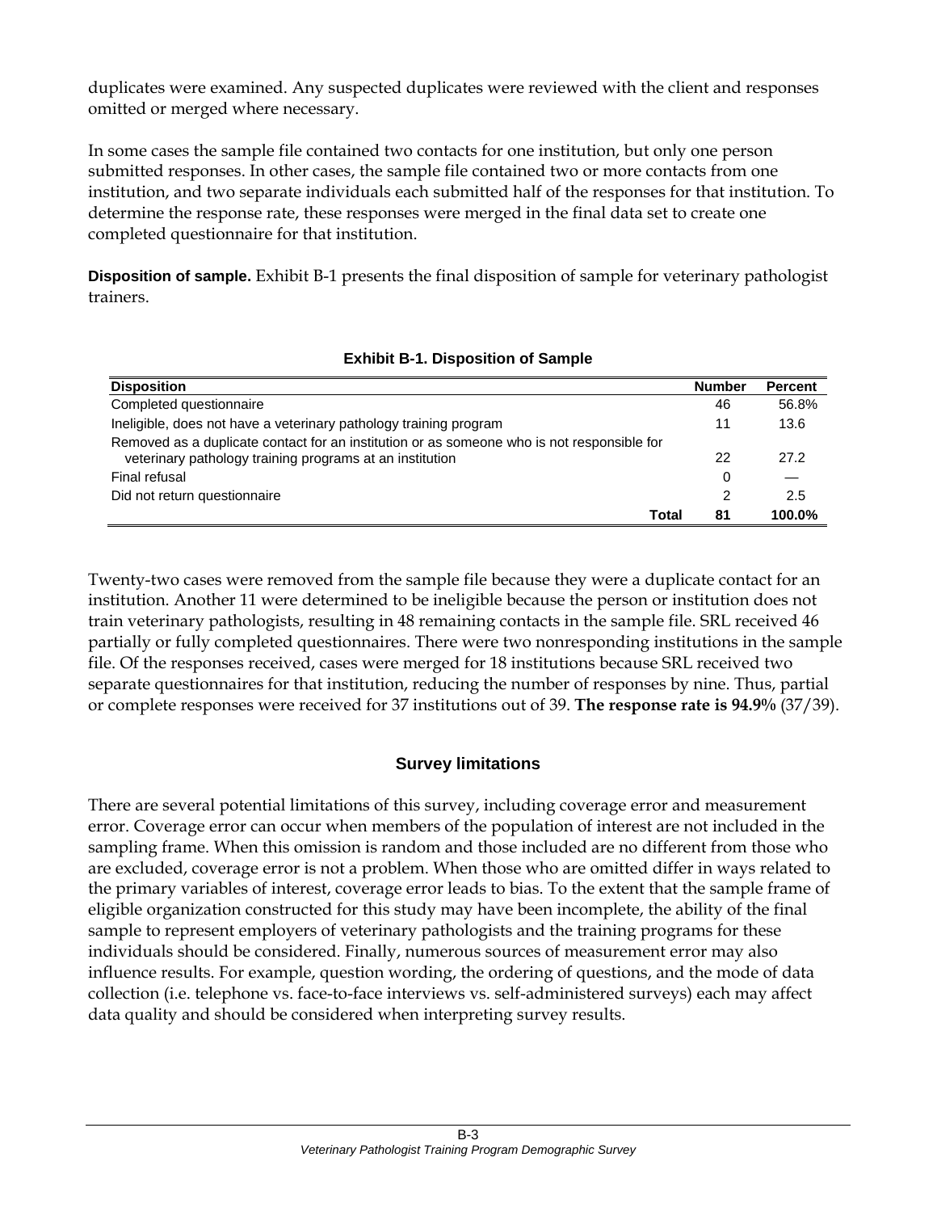duplicates were examined. Any suspected duplicates were reviewed with the client and responses omitted or merged where necessary.

In some cases the sample file contained two contacts for one institution, but only one person submitted responses. In other cases, the sample file contained two or more contacts from one institution, and two separate individuals each submitted half of the responses for that institution. To determine the response rate, these responses were merged in the final data set to create one completed questionnaire for that institution.

**Disposition of sample.** Exhibit B-1 presents the final disposition of sample for veterinary pathologist trainers.

**Exhibit B-1. Disposition of Sample**

| Disposition | Number | Percent |
|---|---|---|
| Completed questionnaire | 46 | 56.8% |
| Ineligible, does not have a veterinary pathology training program | 11 | 13.6 |
| Removed as a duplicate contact for an institution or as someone who is not responsible for veterinary pathology training programs at an institution | 22 | 27.2 |
| Final refusal | 0 | — |
| Did not return questionnaire | 2 | 2.5 |
| **Total** | **81** | **100.0%** |

Twenty-two cases were removed from the sample file because they were a duplicate contact for an institution. Another 11 were determined to be ineligible because the person or institution does not train veterinary pathologists, resulting in 48 remaining contacts in the sample file. SRL received 46 partially or fully completed questionnaires. There were two nonresponding institutions in the sample file. Of the responses received, cases were merged for 18 institutions because SRL received two separate questionnaires for that institution, reducing the number of responses by nine. Thus, partial or complete responses were received for 37 institutions out of 39. **The response rate is 94.9%** (37/39).

## Survey limitations

There are several potential limitations of this survey, including coverage error and measurement error. Coverage error can occur when members of the population of interest are not included in the sampling frame. When this omission is random and those included are no different from those who are excluded, coverage error is not a problem. When those who are omitted differ in ways related to the primary variables of interest, coverage error leads to bias. To the extent that the sample frame of eligible organization constructed for this study may have been incomplete, the ability of the final sample to represent employers of veterinary pathologists and the training programs for these individuals should be considered. Finally, numerous sources of measurement error may also influence results. For example, question wording, the ordering of questions, and the mode of data collection (i.e. telephone vs. face-to-face interviews vs. self-administered surveys) each may affect data quality and should be considered when interpreting survey results.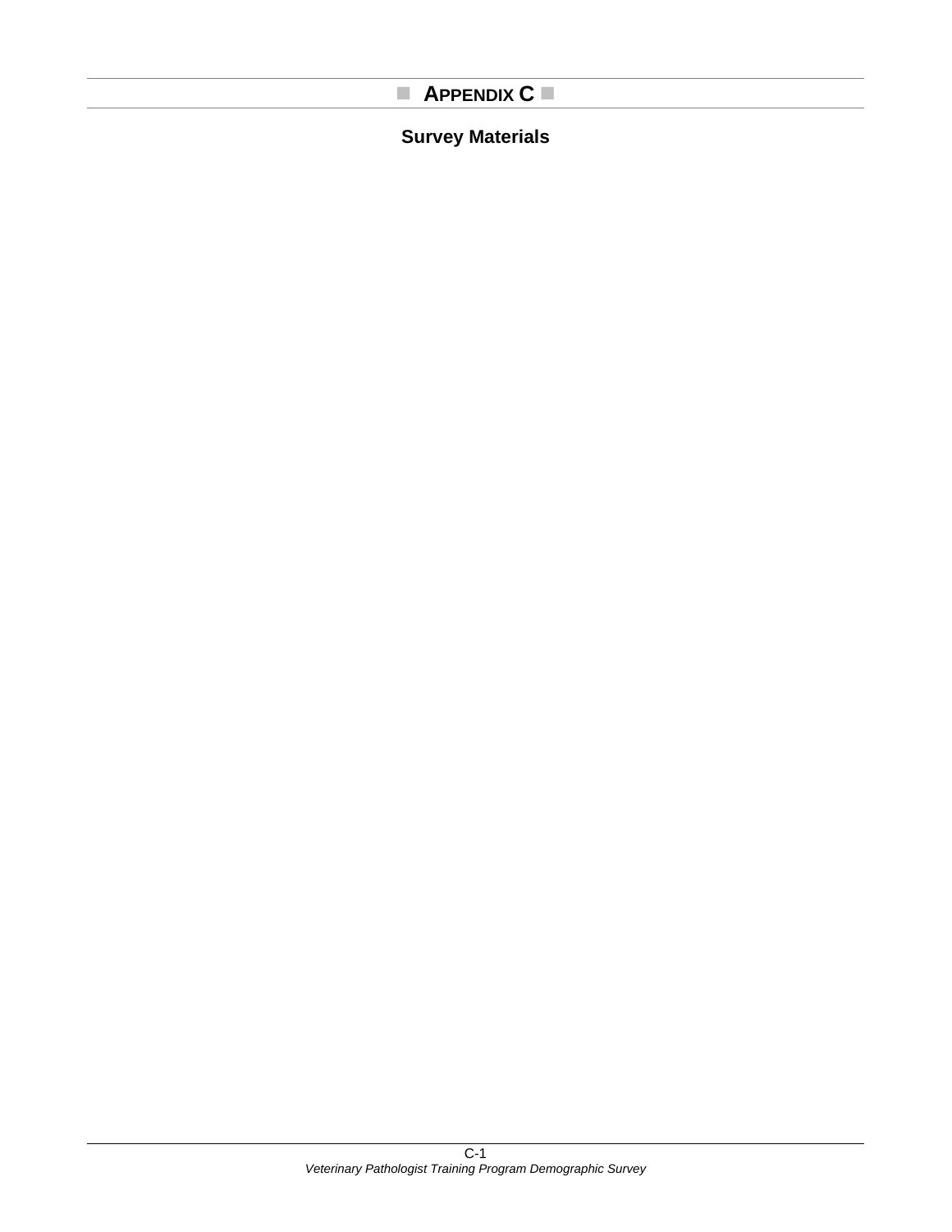# APPENDIX C

## Survey Materials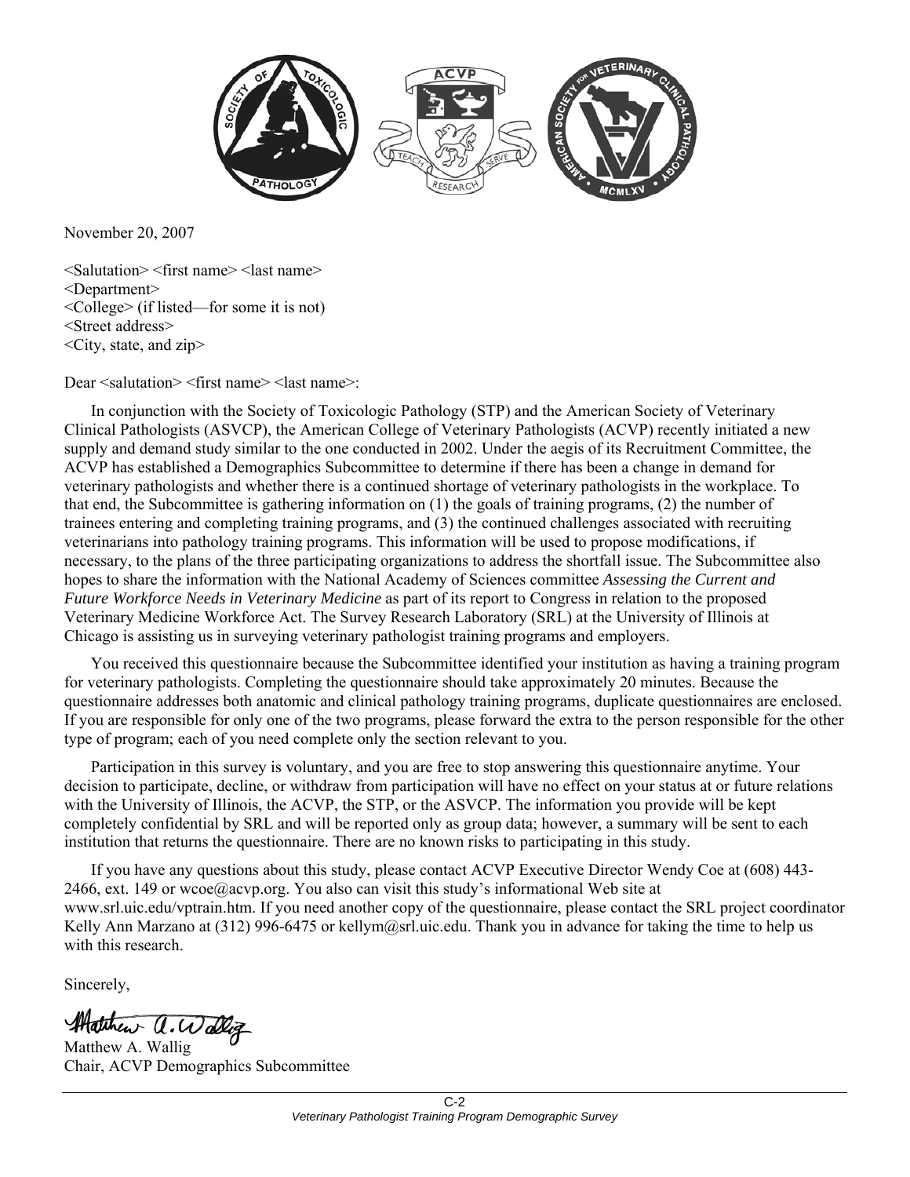November 20, 2007

<Salutation> <first name> <last name>
<Department>
<College> (if listed—for some it is not)
<Street address>
<City, state, and zip>

Dear <salutation> <first name> <last name>:

In conjunction with the Society of Toxicologic Pathology (STP) and the American Society of Veterinary Clinical Pathologists (ASVCP), the American College of Veterinary Pathologists (ACVP) recently initiated a new supply and demand study similar to the one conducted in 2002. Under the aegis of its Recruitment Committee, the ACVP has established a Demographics Subcommittee to determine if there has been a change in demand for veterinary pathologists and whether there is a continued shortage of veterinary pathologists in the workplace. To that end, the Subcommittee is gathering information on (1) the goals of training programs, (2) the number of trainees entering and completing training programs, and (3) the continued challenges associated with recruiting veterinarians into pathology training programs. This information will be used to propose modifications, if necessary, to the plans of the three participating organizations to address the shortfall issue. The Subcommittee also hopes to share the information with the National Academy of Sciences committee *Assessing the Current and Future Workforce Needs in Veterinary Medicine* as part of its report to Congress in relation to the proposed Veterinary Medicine Workforce Act. The Survey Research Laboratory (SRL) at the University of Illinois at Chicago is assisting us in surveying veterinary pathologist training programs and employers.

You received this questionnaire because the Subcommittee identified your institution as having a training program for veterinary pathologists. Completing the questionnaire should take approximately 20 minutes. Because the questionnaire addresses both anatomic and clinical pathology training programs, duplicate questionnaires are enclosed. If you are responsible for only one of the two programs, please forward the extra to the person responsible for the other type of program; each of you need complete only the section relevant to you.

Participation in this survey is voluntary, and you are free to stop answering this questionnaire anytime. Your decision to participate, decline, or withdraw from participation will have no effect on your status at or future relations with the University of Illinois, the ACVP, the STP, or the ASVCP. The information you provide will be kept completely confidential by SRL and will be reported only as group data; however, a summary will be sent to each institution that returns the questionnaire. There are no known risks to participating in this study.

If you have any questions about this study, please contact ACVP Executive Director Wendy Coe at (608) 443-2466, ext. 149 or wcoe@acvp.org. You also can visit this study's informational Web site at www.srl.uic.edu/vptrain.htm. If you need another copy of the questionnaire, please contact the SRL project coordinator Kelly Ann Marzano at (312) 996-6475 or kellym@srl.uic.edu. Thank you in advance for taking the time to help us with this research.

Sincerely,

Matthew A. Wallig
Chair, ACVP Demographics Subcommittee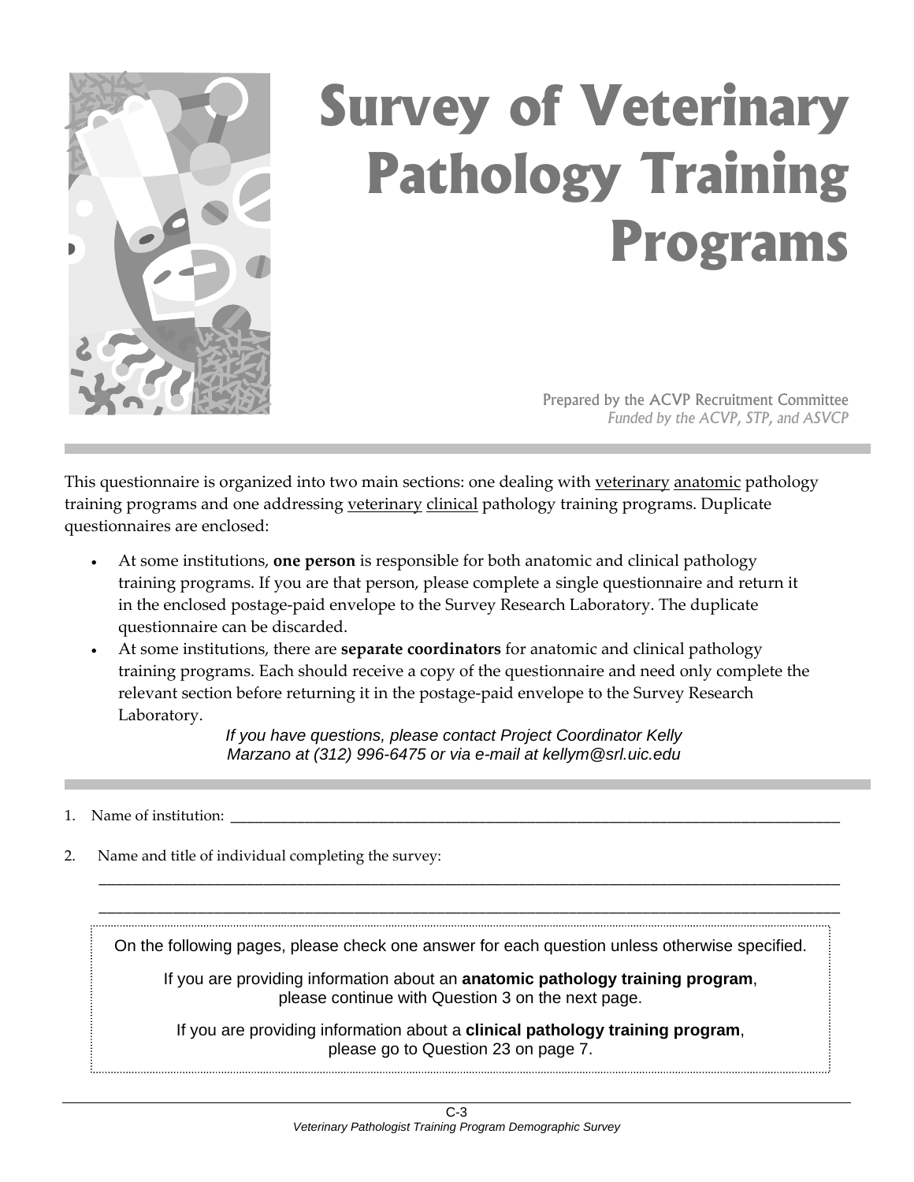# Survey of Veterinary Pathology Training Programs

Prepared by the ACVP Recruitment Committee
*Funded by the ACVP, STP, and ASVCP*

---

This questionnaire is organized into two main sections: one dealing with veterinary anatomic pathology training programs and one addressing veterinary clinical pathology training programs. Duplicate questionnaires are enclosed:

- At some institutions, **one person** is responsible for both anatomic and clinical pathology training programs. If you are that person, please complete a single questionnaire and return it in the enclosed postage-paid envelope to the Survey Research Laboratory. The duplicate questionnaire can be discarded.
- At some institutions, there are **separate coordinators** for anatomic and clinical pathology training programs. Each should receive a copy of the questionnaire and need only complete the relevant section before returning it in the postage-paid envelope to the Survey Research Laboratory.

*If you have questions, please contact Project Coordinator Kelly Marzano at (312) 996-6475 or via e-mail at kellym@srl.uic.edu*

---

1. Name of institution: ____________________________________________

2. Name and title of individual completing the survey:

____________________________________________

____________________________________________

On the following pages, please check one answer for each question unless otherwise specified.

If you are providing information about an **anatomic pathology training program**, please continue with Question 3 on the next page.

If you are providing information about a **clinical pathology training program**, please go to Question 23 on page 7.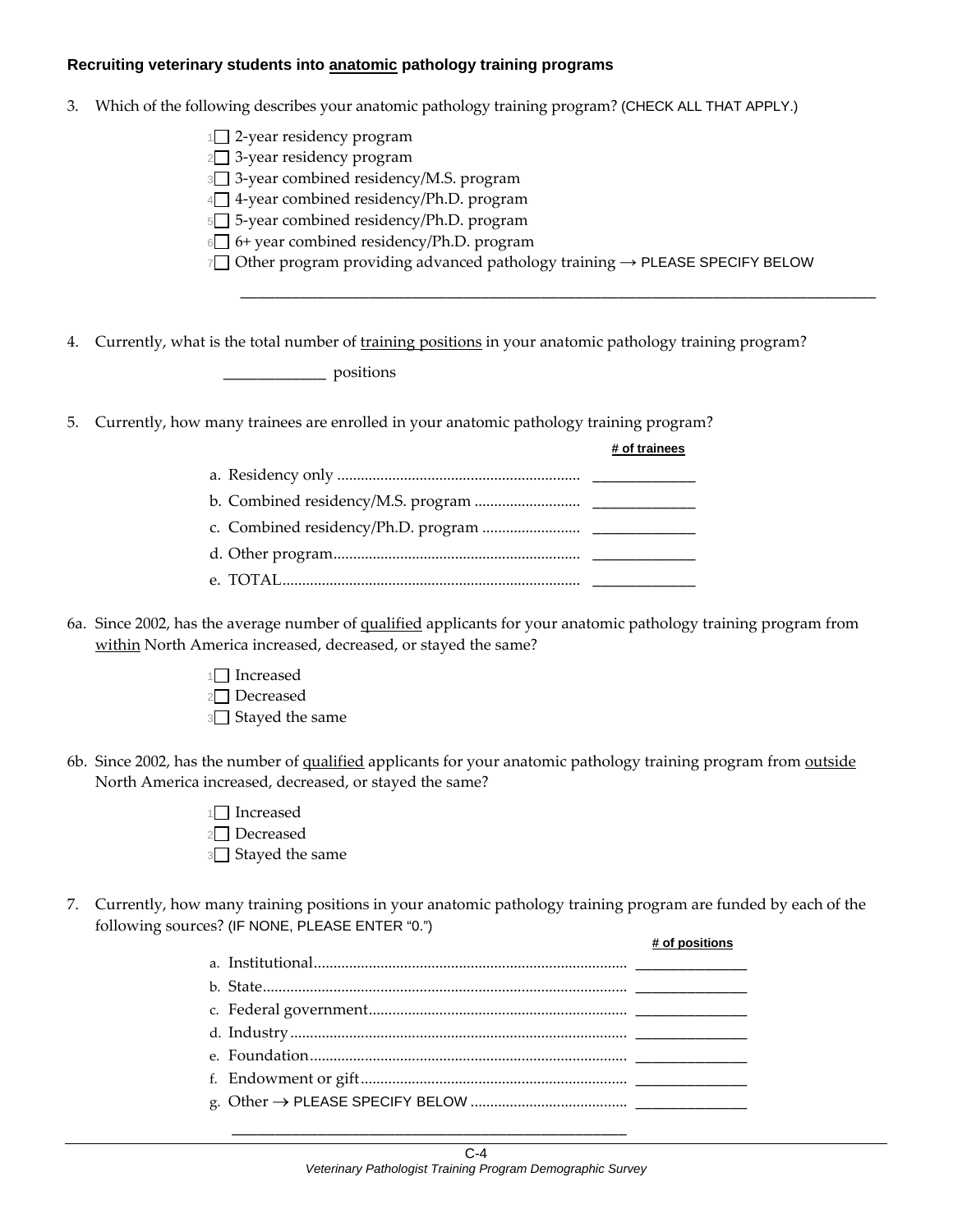**Recruiting veterinary students into anatomic pathology training programs**

3. Which of the following describes your anatomic pathology training program? (CHECK ALL THAT APPLY.)

   1☐ 2-year residency program
   2☐ 3-year residency program
   3☐ 3-year combined residency/M.S. program
   4☐ 4-year combined residency/Ph.D. program
   5☐ 5-year combined residency/Ph.D. program
   6☐ 6+ year combined residency/Ph.D. program
   7☐ Other program providing advanced pathology training → PLEASE SPECIFY BELOW

   ______________________________________________________________________

4. Currently, what is the total number of training positions in your anatomic pathology training program?

   ____________ positions

5. Currently, how many trainees are enrolled in your anatomic pathology training program?

| | # of trainees |
|---|---|
| a. Residency only | ____________ |
| b. Combined residency/M.S. program | ____________ |
| c. Combined residency/Ph.D. program | ____________ |
| d. Other program | ____________ |
| e. TOTAL | ____________ |

6a. Since 2002, has the average number of qualified applicants for your anatomic pathology training program from within North America increased, decreased, or stayed the same?

   1☐ Increased
   2☐ Decreased
   3☐ Stayed the same

6b. Since 2002, has the number of qualified applicants for your anatomic pathology training program from outside North America increased, decreased, or stayed the same?

   1☐ Increased
   2☐ Decreased
   3☐ Stayed the same

7. Currently, how many training positions in your anatomic pathology training program are funded by each of the following sources? (IF NONE, PLEASE ENTER "0.")

| | # of positions |
|---|---|
| a. Institutional | ____________ |
| b. State | ____________ |
| c. Federal government | ____________ |
| d. Industry | ____________ |
| e. Foundation | ____________ |
| f. Endowment or gift | ____________ |
| g. Other → PLEASE SPECIFY BELOW | ____________ |

   ______________________________________________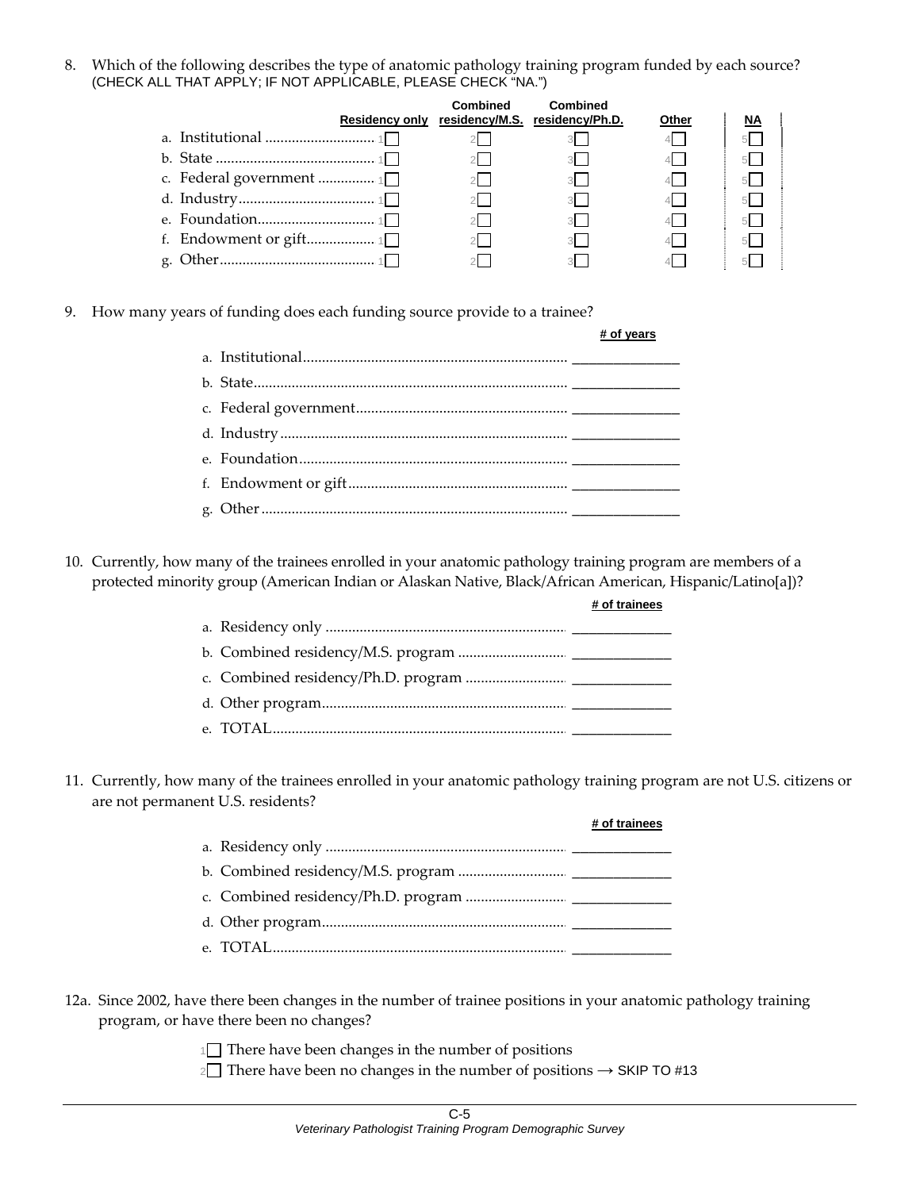8. Which of the following describes the type of anatomic pathology training program funded by each source? (CHECK ALL THAT APPLY; IF NOT APPLICABLE, PLEASE CHECK "NA.")

| | Residency only | Combined residency/M.S. | Combined residency/Ph.D. | Other | NA |
|---|---|---|---|---|---|
| a. Institutional | 1 ☐ | 2 ☐ | 3 ☐ | 4 ☐ | 5 ☐ |
| b. State | 1 ☐ | 2 ☐ | 3 ☐ | 4 ☐ | 5 ☐ |
| c. Federal government | 1 ☐ | 2 ☐ | 3 ☐ | 4 ☐ | 5 ☐ |
| d. Industry | 1 ☐ | 2 ☐ | 3 ☐ | 4 ☐ | 5 ☐ |
| e. Foundation | 1 ☐ | 2 ☐ | 3 ☐ | 4 ☐ | 5 ☐ |
| f. Endowment or gift | 1 ☐ | 2 ☐ | 3 ☐ | 4 ☐ | 5 ☐ |
| g. Other | 1 ☐ | 2 ☐ | 3 ☐ | 4 ☐ | 5 ☐ |

9. How many years of funding does each funding source provide to a trainee?

| | # of years |
|---|---|
| a. Institutional | ______________ |
| b. State | ______________ |
| c. Federal government | ______________ |
| d. Industry | ______________ |
| e. Foundation | ______________ |
| f. Endowment or gift | ______________ |
| g. Other | ______________ |

10. Currently, how many of the trainees enrolled in your anatomic pathology training program are members of a protected minority group (American Indian or Alaskan Native, Black/African American, Hispanic/Latino[a])?

| | # of trainees |
|---|---|
| a. Residency only | ______________ |
| b. Combined residency/M.S. program | ______________ |
| c. Combined residency/Ph.D. program | ______________ |
| d. Other program | ______________ |
| e. TOTAL | ______________ |

11. Currently, how many of the trainees enrolled in your anatomic pathology training program are not U.S. citizens or are not permanent U.S. residents?

| | # of trainees |
|---|---|
| a. Residency only | ______________ |
| b. Combined residency/M.S. program | ______________ |
| c. Combined residency/Ph.D. program | ______________ |
| d. Other program | ______________ |
| e. TOTAL | ______________ |

12a. Since 2002, have there been changes in the number of trainee positions in your anatomic pathology training program, or have there been no changes?

1 ☐ There have been changes in the number of positions

2 ☐ There have been no changes in the number of positions → SKIP TO #13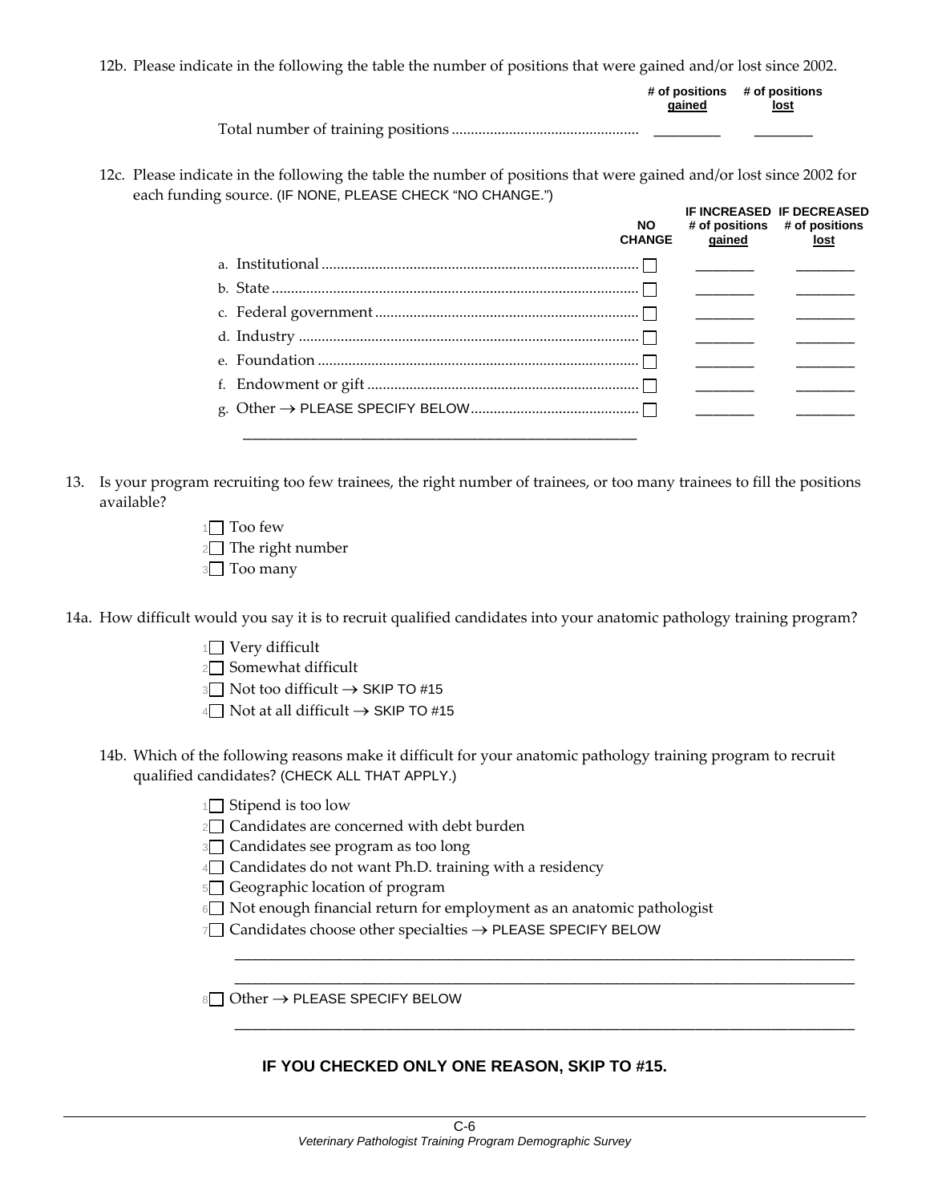12b. Please indicate in the following the table the number of positions that were gained and/or lost since 2002.

| | # of positions gained | # of positions lost |
|---|---|---|
| Total number of training positions | ________ | ________ |

12c. Please indicate in the following the table the number of positions that were gained and/or lost since 2002 for each funding source. (IF NONE, PLEASE CHECK "NO CHANGE.")

| | NO CHANGE | IF INCREASED # of positions gained | IF DECREASED # of positions lost |
|---|---|---|---|
| a. Institutional | ☐ | ________ | ________ |
| b. State | ☐ | ________ | ________ |
| c. Federal government | ☐ | ________ | ________ |
| d. Industry | ☐ | ________ | ________ |
| e. Foundation | ☐ | ________ | ________ |
| f. Endowment or gift | ☐ | ________ | ________ |
| g. Other → PLEASE SPECIFY BELOW | ☐ | ________ | ________ |

______________________________________________________

13. Is your program recruiting too few trainees, the right number of trainees, or too many trainees to fill the positions available?

1 ☐ Too few
2 ☐ The right number
3 ☐ Too many

14a. How difficult would you say it is to recruit qualified candidates into your anatomic pathology training program?

1 ☐ Very difficult
2 ☐ Somewhat difficult
3 ☐ Not too difficult → SKIP TO #15
4 ☐ Not at all difficult → SKIP TO #15

14b. Which of the following reasons make it difficult for your anatomic pathology training program to recruit qualified candidates? (CHECK ALL THAT APPLY.)

1 ☐ Stipend is too low
2 ☐ Candidates are concerned with debt burden
3 ☐ Candidates see program as too long
4 ☐ Candidates do not want Ph.D. training with a residency
5 ☐ Geographic location of program
6 ☐ Not enough financial return for employment as an anatomic pathologist
7 ☐ Candidates choose other specialties → PLEASE SPECIFY BELOW

______________________________________________________________________________

______________________________________________________________________________

8 ☐ Other → PLEASE SPECIFY BELOW

______________________________________________________________________________

**IF YOU CHECKED ONLY ONE REASON, SKIP TO #15.**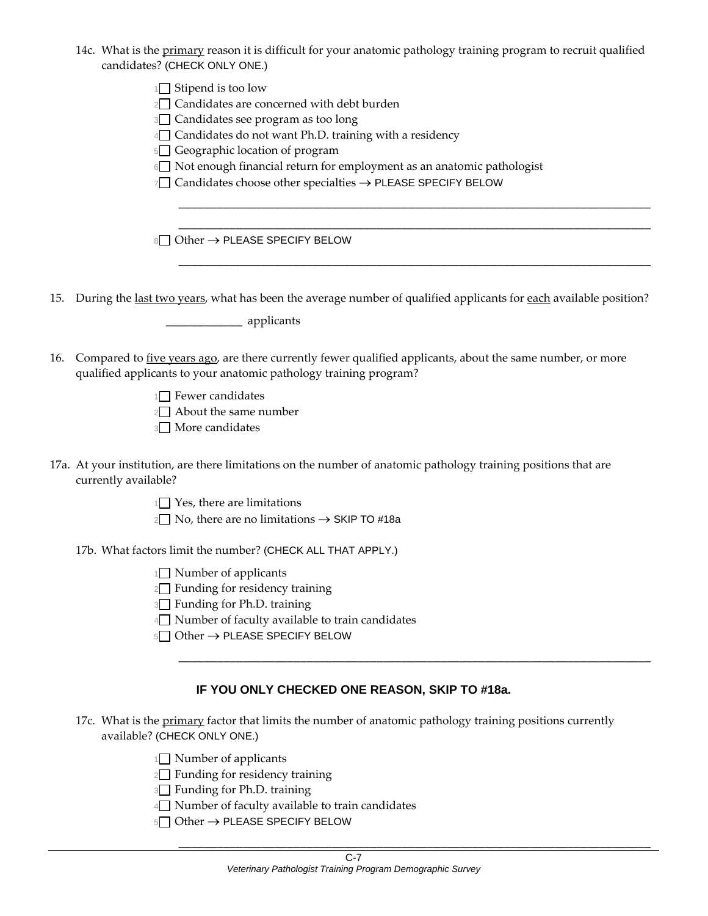14c. What is the primary reason it is difficult for your anatomic pathology training program to recruit qualified candidates? (CHECK ONLY ONE.)

- 1☐ Stipend is too low
- 2☐ Candidates are concerned with debt burden
- 3☐ Candidates see program as too long
- 4☐ Candidates do not want Ph.D. training with a residency
- 5☐ Geographic location of program
- 6☐ Not enough financial return for employment as an anatomic pathologist
- 7☐ Candidates choose other specialties → PLEASE SPECIFY BELOW

______________________________________________________________________________

______________________________________________________________________________

- 8☐ Other → PLEASE SPECIFY BELOW

______________________________________________________________________________

15. During the last two years, what has been the average number of qualified applicants for each available position?

_____________ applicants

16. Compared to five years ago, are there currently fewer qualified applicants, about the same number, or more qualified applicants to your anatomic pathology training program?

- 1☐ Fewer candidates
- 2☐ About the same number
- 3☐ More candidates

17a. At your institution, are there limitations on the number of anatomic pathology training positions that are currently available?

- 1☐ Yes, there are limitations
- 2☐ No, there are no limitations → SKIP TO #18a

17b. What factors limit the number? (CHECK ALL THAT APPLY.)

- 1☐ Number of applicants
- 2☐ Funding for residency training
- 3☐ Funding for Ph.D. training
- 4☐ Number of faculty available to train candidates
- 5☐ Other → PLEASE SPECIFY BELOW

______________________________________________________________________________

**IF YOU ONLY CHECKED ONE REASON, SKIP TO #18a.**

17c. What is the primary factor that limits the number of anatomic pathology training positions currently available? (CHECK ONLY ONE.)

- 1☐ Number of applicants
- 2☐ Funding for residency training
- 3☐ Funding for Ph.D. training
- 4☐ Number of faculty available to train candidates
- 5☐ Other → PLEASE SPECIFY BELOW

______________________________________________________________________________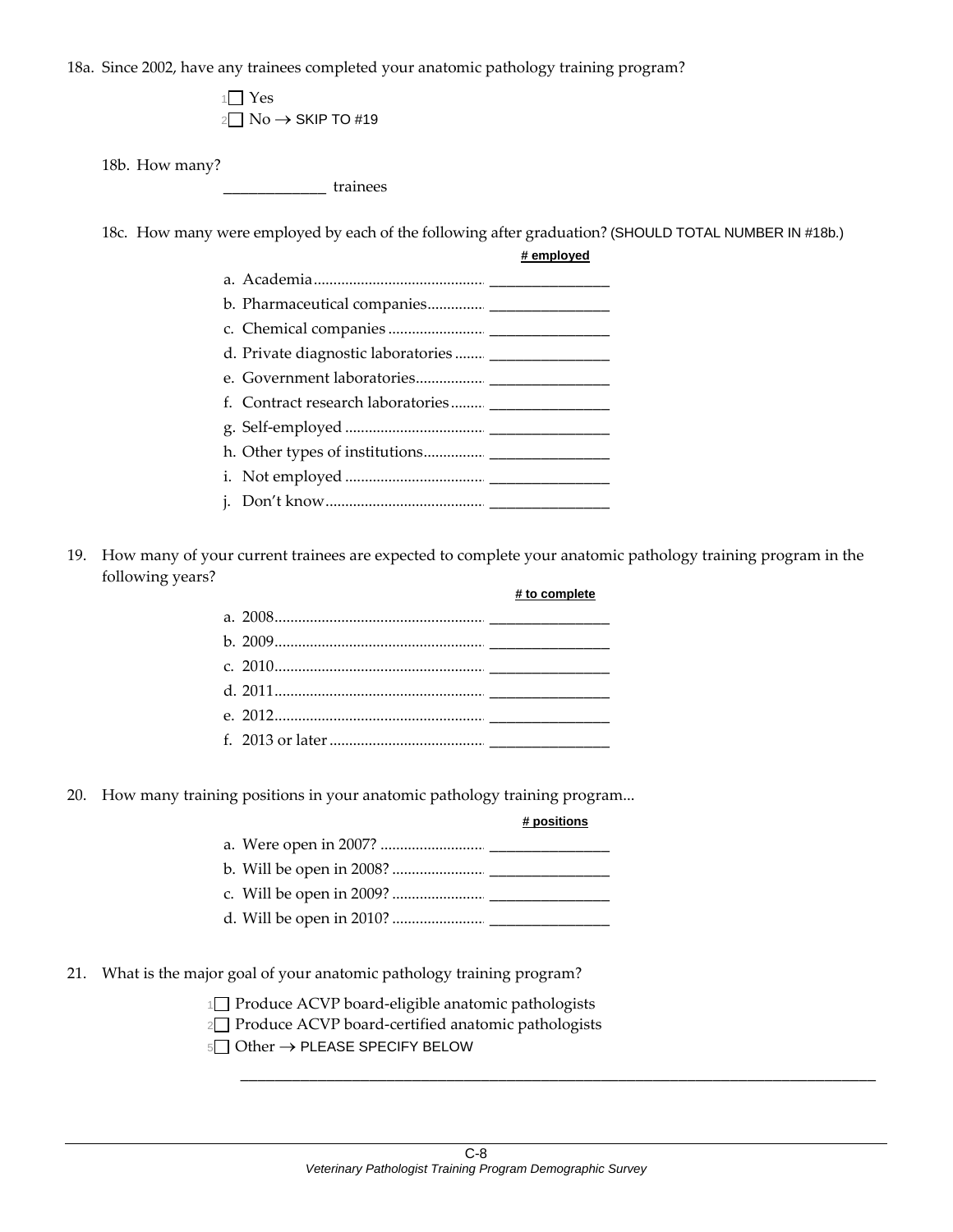18a. Since 2002, have any trainees completed your anatomic pathology training program?

1☐ Yes
2☐ No → SKIP TO #19

18b. How many?

_____________ trainees

18c. How many were employed by each of the following after graduation? (SHOULD TOTAL NUMBER IN #18b.)

| | # employed |
|---|---|
| a. Academia | _______________ |
| b. Pharmaceutical companies | _______________ |
| c. Chemical companies | _______________ |
| d. Private diagnostic laboratories | _______________ |
| e. Government laboratories | _______________ |
| f. Contract research laboratories | _______________ |
| g. Self-employed | _______________ |
| h. Other types of institutions | _______________ |
| i. Not employed | _______________ |
| j. Don't know | _______________ |

19. How many of your current trainees are expected to complete your anatomic pathology training program in the following years?

| | # to complete |
|---|---|
| a. 2008 | _______________ |
| b. 2009 | _______________ |
| c. 2010 | _______________ |
| d. 2011 | _______________ |
| e. 2012 | _______________ |
| f. 2013 or later | _______________ |

20. How many training positions in your anatomic pathology training program...

| | # positions |
|---|---|
| a. Were open in 2007? | _______________ |
| b. Will be open in 2008? | _______________ |
| c. Will be open in 2009? | _______________ |
| d. Will be open in 2010? | _______________ |

21. What is the major goal of your anatomic pathology training program?

1☐ Produce ACVP board-eligible anatomic pathologists
2☐ Produce ACVP board-certified anatomic pathologists
5☐ Other → PLEASE SPECIFY BELOW

_______________________________________________________________________________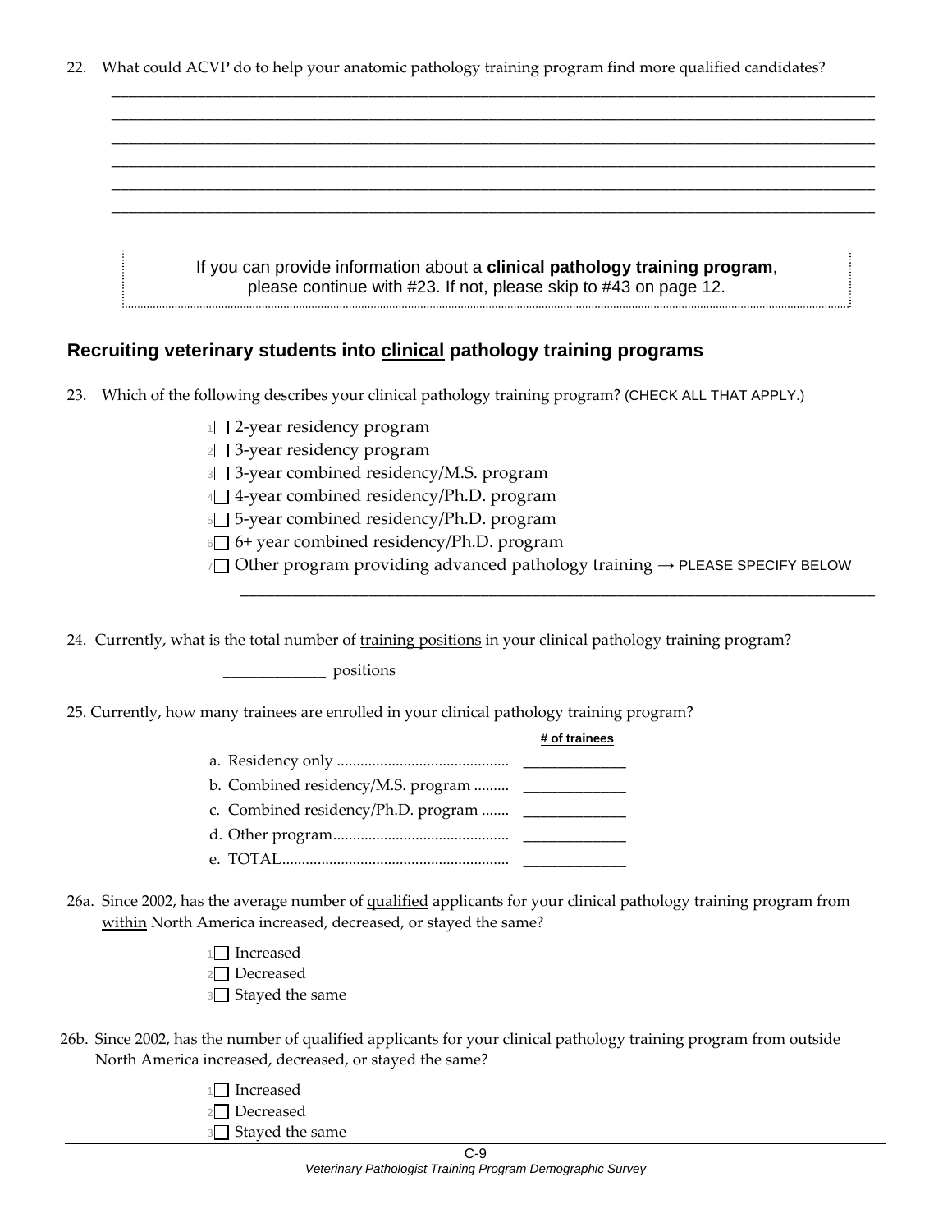22. What could ACVP do to help your anatomic pathology training program find more qualified candidates?

______________________________________________________________________________________
______________________________________________________________________________________
______________________________________________________________________________________
______________________________________________________________________________________
______________________________________________________________________________________
______________________________________________________________________________________

> If you can provide information about a **clinical pathology training program**, please continue with #23. If not, please skip to #43 on page 12.

## Recruiting veterinary students into clinical pathology training programs

23. Which of the following describes your clinical pathology training program? (CHECK ALL THAT APPLY.)

- 1☐ 2-year residency program
- 2☐ 3-year residency program
- 3☐ 3-year combined residency/M.S. program
- 4☐ 4-year combined residency/Ph.D. program
- 5☐ 5-year combined residency/Ph.D. program
- 6☐ 6+ year combined residency/Ph.D. program
- 7☐ Other program providing advanced pathology training → PLEASE SPECIFY BELOW

  ________________________________________________________________________

24. Currently, what is the total number of training positions in your clinical pathology training program?

_____________ positions

25. Currently, how many trainees are enrolled in your clinical pathology training program?

| | # of trainees |
|---|---|
| a. Residency only | _____________ |
| b. Combined residency/M.S. program | _____________ |
| c. Combined residency/Ph.D. program | _____________ |
| d. Other program | _____________ |
| e. TOTAL | _____________ |

26a. Since 2002, has the average number of qualified applicants for your clinical pathology training program from within North America increased, decreased, or stayed the same?

- 1☐ Increased
- 2☐ Decreased
- 3☐ Stayed the same

26b. Since 2002, has the number of qualified applicants for your clinical pathology training program from outside North America increased, decreased, or stayed the same?

- 1☐ Increased
- 2☐ Decreased
- 3☐ Stayed the same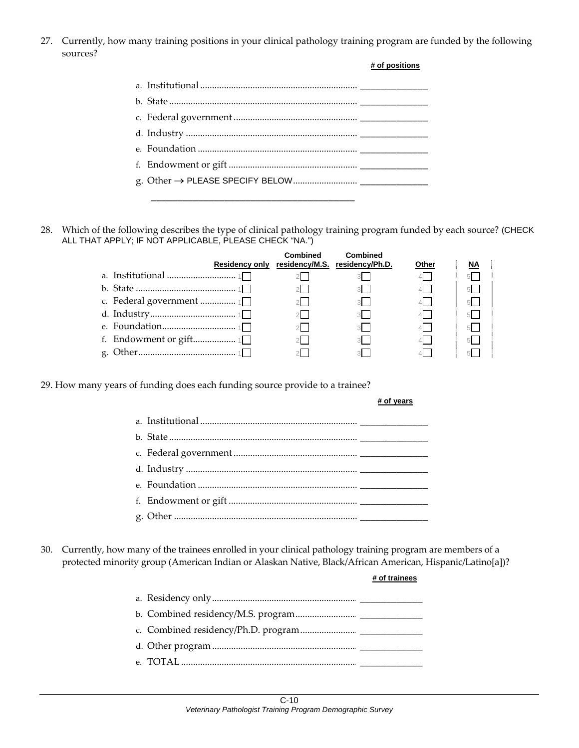27. Currently, how many training positions in your clinical pathology training program are funded by the following sources?

| | # of positions |
|---|---|
| a. Institutional | ______________ |
| b. State | ______________ |
| c. Federal government | ______________ |
| d. Industry | ______________ |
| e. Foundation | ______________ |
| f. Endowment or gift | ______________ |
| g. Other → PLEASE SPECIFY BELOW | ______________ |

___________________________________________

28. Which of the following describes the type of clinical pathology training program funded by each source? (CHECK ALL THAT APPLY; IF NOT APPLICABLE, PLEASE CHECK "NA.")

| | Residency only | Combined residency/M.S. | Combined residency/Ph.D. | Other | NA |
|---|---|---|---|---|---|
| a. Institutional | 1☐ | 2☐ | 3☐ | 4☐ | 5☐ |
| b. State | 1☐ | 2☐ | 3☐ | 4☐ | 5☐ |
| c. Federal government | 1☐ | 2☐ | 3☐ | 4☐ | 5☐ |
| d. Industry | 1☐ | 2☐ | 3☐ | 4☐ | 5☐ |
| e. Foundation | 1☐ | 2☐ | 3☐ | 4☐ | 5☐ |
| f. Endowment or gift | 1☐ | 2☐ | 3☐ | 4☐ | 5☐ |
| g. Other | 1☐ | 2☐ | 3☐ | 4☐ | 5☐ |

29. How many years of funding does each funding source provide to a trainee?

| | # of years |
|---|---|
| a. Institutional | ______________ |
| b. State | ______________ |
| c. Federal government | ______________ |
| d. Industry | ______________ |
| e. Foundation | ______________ |
| f. Endowment or gift | ______________ |
| g. Other | ______________ |

30. Currently, how many of the trainees enrolled in your clinical pathology training program are members of a protected minority group (American Indian or Alaskan Native, Black/African American, Hispanic/Latino[a])?

| | # of trainees |
|---|---|
| a. Residency only | ______________ |
| b. Combined residency/M.S. program | ______________ |
| c. Combined residency/Ph.D. program | ______________ |
| d. Other program | ______________ |
| e. TOTAL | ______________ |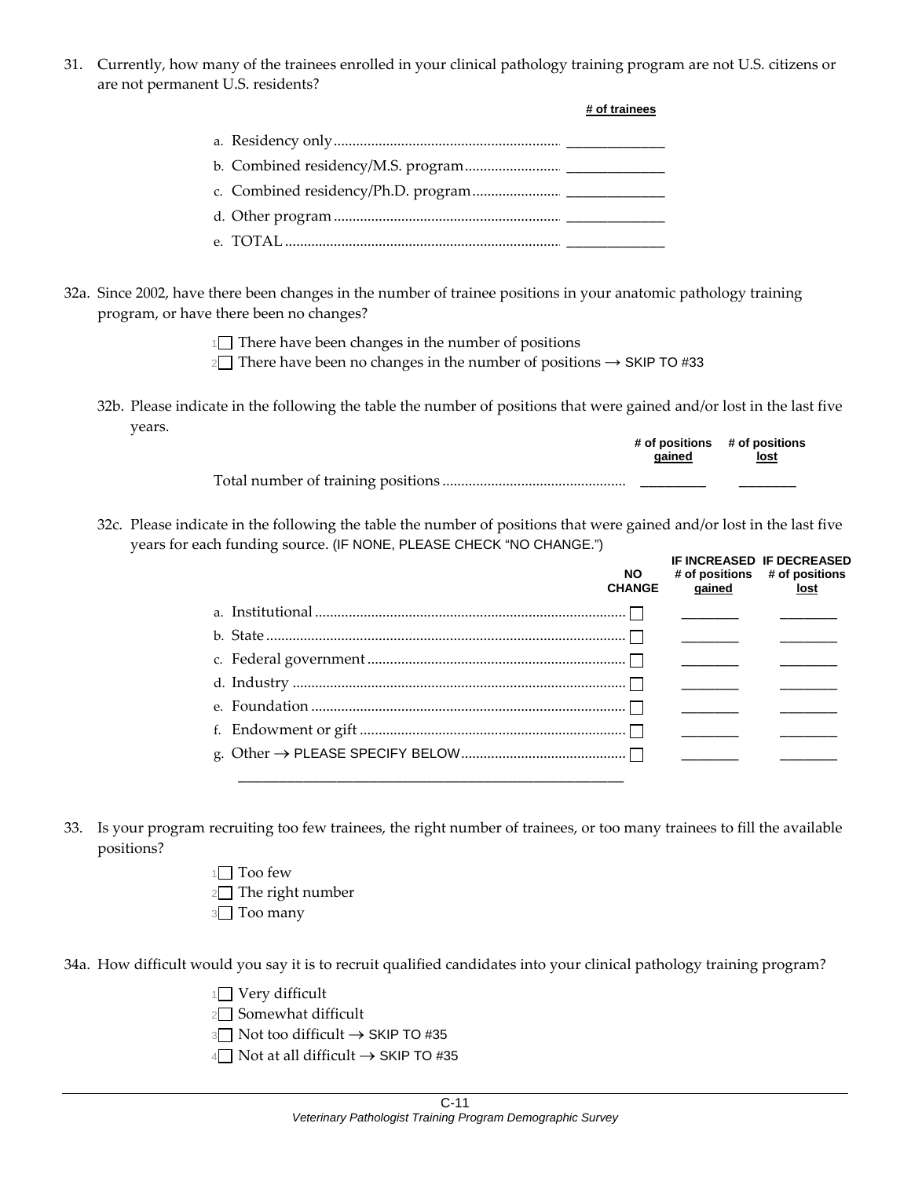31. Currently, how many of the trainees enrolled in your clinical pathology training program are not U.S. citizens or are not permanent U.S. residents?

| | # of trainees |
|---|---|
| a. Residency only | _____________ |
| b. Combined residency/M.S. program | _____________ |
| c. Combined residency/Ph.D. program | _____________ |
| d. Other program | _____________ |
| e. TOTAL | _____________ |

32a. Since 2002, have there been changes in the number of trainee positions in your anatomic pathology training program, or have there been no changes?

1☐ There have been changes in the number of positions
2☐ There have been no changes in the number of positions → SKIP TO #33

32b. Please indicate in the following the table the number of positions that were gained and/or lost in the last five years.

| | # of positions gained | # of positions lost |
|---|---|---|
| Total number of training positions | _________ | ________ |

32c. Please indicate in the following the table the number of positions that were gained and/or lost in the last five years for each funding source. (IF NONE, PLEASE CHECK "NO CHANGE.")

| | NO CHANGE | IF INCREASED # of positions gained | IF DECREASED # of positions lost |
|---|---|---|---|
| a. Institutional | ☐ | ________ | ________ |
| b. State | ☐ | ________ | ________ |
| c. Federal government | ☐ | ________ | ________ |
| d. Industry | ☐ | ________ | ________ |
| e. Foundation | ☐ | ________ | ________ |
| f. Endowment or gift | ☐ | ________ | ________ |
| g. Other → PLEASE SPECIFY BELOW | ☐ | ________ | ________ |

_______________________________________________________

33. Is your program recruiting too few trainees, the right number of trainees, or too many trainees to fill the available positions?

1☐ Too few
2☐ The right number
3☐ Too many

34a. How difficult would you say it is to recruit qualified candidates into your clinical pathology training program?

1☐ Very difficult
2☐ Somewhat difficult
3☐ Not too difficult → SKIP TO #35
4☐ Not at all difficult → SKIP TO #35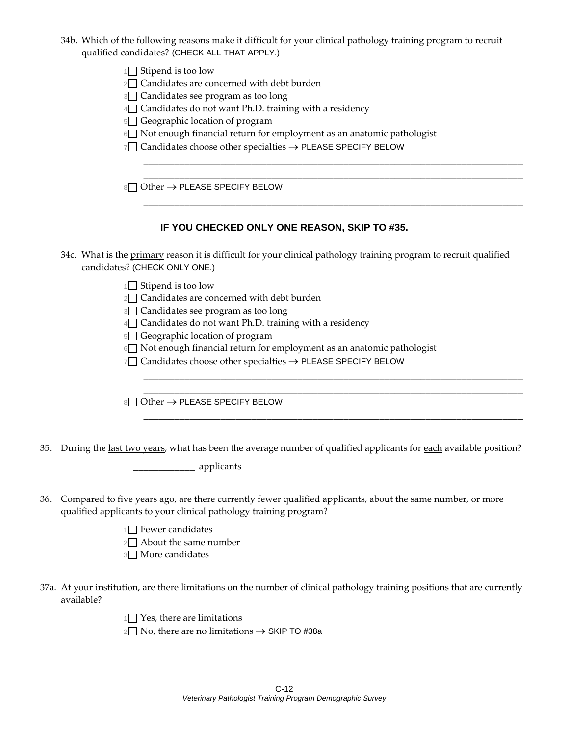34b. Which of the following reasons make it difficult for your clinical pathology training program to recruit qualified candidates? (CHECK ALL THAT APPLY.)

- 1☐ Stipend is too low
- 2☐ Candidates are concerned with debt burden
- 3☐ Candidates see program as too long
- 4☐ Candidates do not want Ph.D. training with a residency
- 5☐ Geographic location of program
- 6☐ Not enough financial return for employment as an anatomic pathologist
- 7☐ Candidates choose other specialties → PLEASE SPECIFY BELOW

  ______________________________________________________________________________

  ______________________________________________________________________________
- 8☐ Other → PLEASE SPECIFY BELOW

  ______________________________________________________________________________

**IF YOU CHECKED ONLY ONE REASON, SKIP TO #35.**

34c. What is the primary reason it is difficult for your clinical pathology training program to recruit qualified candidates? (CHECK ONLY ONE.)

- 1☐ Stipend is too low
- 2☐ Candidates are concerned with debt burden
- 3☐ Candidates see program as too long
- 4☐ Candidates do not want Ph.D. training with a residency
- 5☐ Geographic location of program
- 6☐ Not enough financial return for employment as an anatomic pathologist
- 7☐ Candidates choose other specialties → PLEASE SPECIFY BELOW

  ______________________________________________________________________________

  ______________________________________________________________________________
- 8☐ Other → PLEASE SPECIFY BELOW

  ______________________________________________________________________________

35. During the last two years, what has been the average number of qualified applicants for each available position?

    _____________ applicants

36. Compared to five years ago, are there currently fewer qualified applicants, about the same number, or more qualified applicants to your clinical pathology training program?

- 1☐ Fewer candidates
- 2☐ About the same number
- 3☐ More candidates

37a. At your institution, are there limitations on the number of clinical pathology training positions that are currently available?

- 1☐ Yes, there are limitations
- 2☐ No, there are no limitations → SKIP TO #38a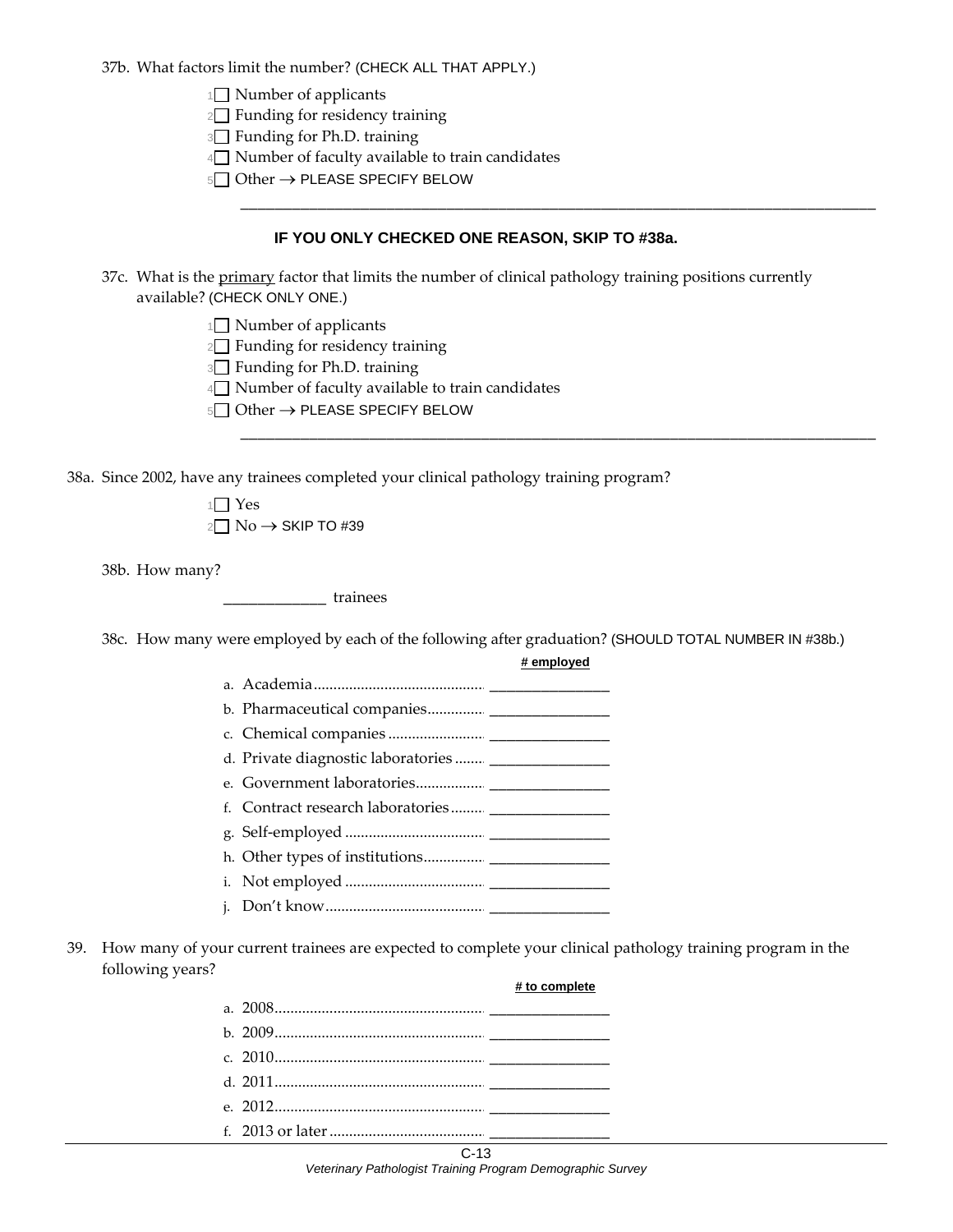37b. What factors limit the number? (CHECK ALL THAT APPLY.)

- 1☐ Number of applicants
- 2☐ Funding for residency training
- 3☐ Funding for Ph.D. training
- 4☐ Number of faculty available to train candidates
- 5☐ Other → PLEASE SPECIFY BELOW

______________________________________________________________________________

**IF YOU ONLY CHECKED ONE REASON, SKIP TO #38a.**

37c. What is the <u>primary</u> factor that limits the number of clinical pathology training positions currently available? (CHECK ONLY ONE.)

- 1☐ Number of applicants
- 2☐ Funding for residency training
- 3☐ Funding for Ph.D. training
- 4☐ Number of faculty available to train candidates
- 5☐ Other → PLEASE SPECIFY BELOW

______________________________________________________________________________

38a. Since 2002, have any trainees completed your clinical pathology training program?

- 1☐ Yes
- 2☐ No → SKIP TO #39

38b. How many?

_____________ trainees

38c. How many were employed by each of the following after graduation? (SHOULD TOTAL NUMBER IN #38b.)

| | # employed |
|---|---|
| a. Academia | _______________ |
| b. Pharmaceutical companies | _______________ |
| c. Chemical companies | _______________ |
| d. Private diagnostic laboratories | _______________ |
| e. Government laboratories | _______________ |
| f. Contract research laboratories | _______________ |
| g. Self-employed | _______________ |
| h. Other types of institutions | _______________ |
| i. Not employed | _______________ |
| j. Don't know | _______________ |

39. How many of your current trainees are expected to complete your clinical pathology training program in the following years?

| | # to complete |
|---|---|
| a. 2008 | _______________ |
| b. 2009 | _______________ |
| c. 2010 | _______________ |
| d. 2011 | _______________ |
| e. 2012 | _______________ |
| f. 2013 or later | _______________ |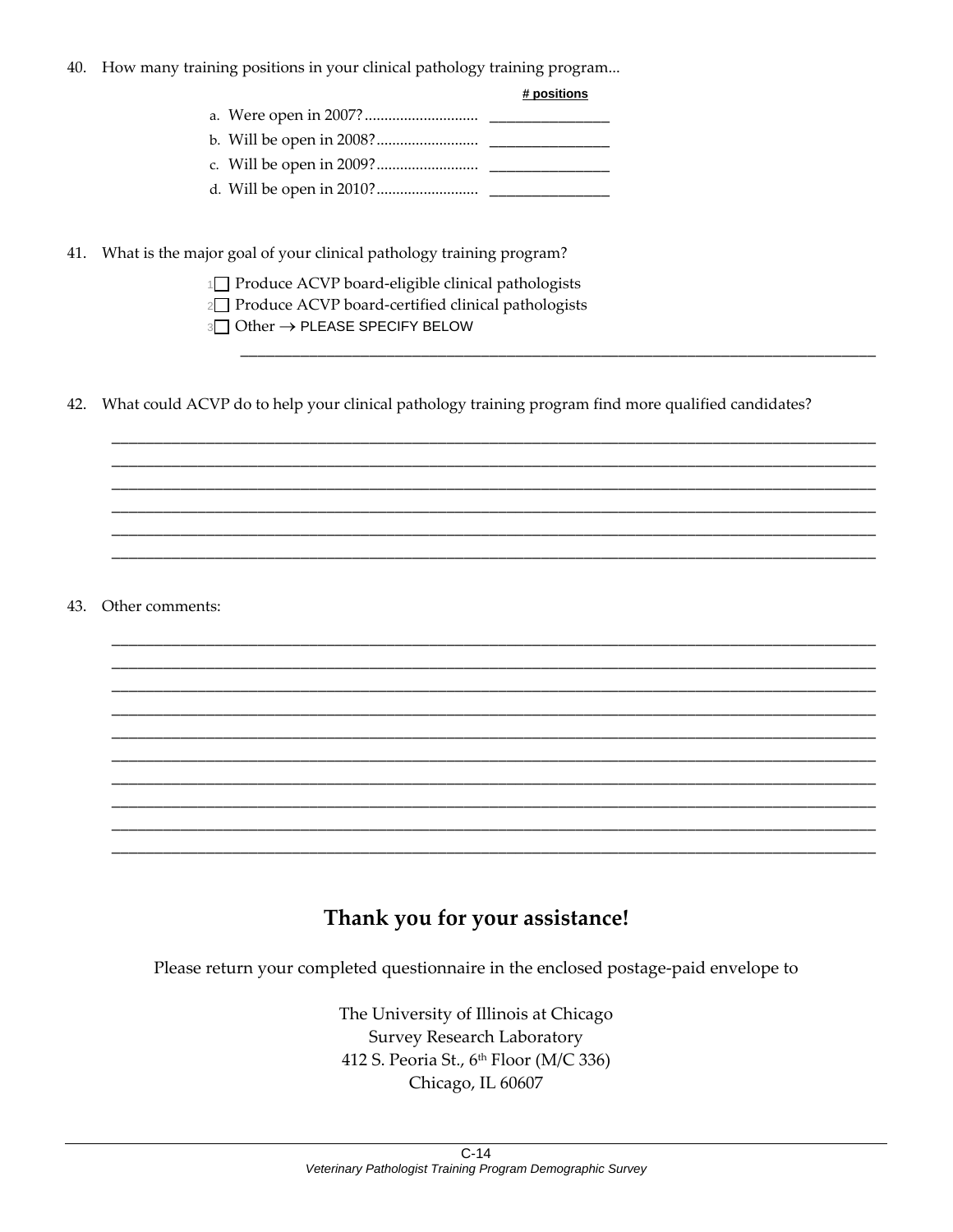40. How many training positions in your clinical pathology training program...

| | # positions |
|---|---|
| a. Were open in 2007? | _______________ |
| b. Will be open in 2008? | _______________ |
| c. Will be open in 2009? | _______________ |
| d. Will be open in 2010? | _______________ |

41. What is the major goal of your clinical pathology training program?

1 ☐ Produce ACVP board-eligible clinical pathologists
2 ☐ Produce ACVP board-certified clinical pathologists
3 ☐ Other → PLEASE SPECIFY BELOW

_______________________________________________________________

42. What could ACVP do to help your clinical pathology training program find more qualified candidates?

_______________________________________________________________
_______________________________________________________________
_______________________________________________________________
_______________________________________________________________
_______________________________________________________________
_______________________________________________________________

43. Other comments:

_______________________________________________________________
_______________________________________________________________
_______________________________________________________________
_______________________________________________________________
_______________________________________________________________
_______________________________________________________________
_______________________________________________________________
_______________________________________________________________
_______________________________________________________________
_______________________________________________________________

## Thank you for your assistance!

Please return your completed questionnaire in the enclosed postage-paid envelope to

The University of Illinois at Chicago
Survey Research Laboratory
412 S. Peoria St., 6th Floor (M/C 336)
Chicago, IL 60607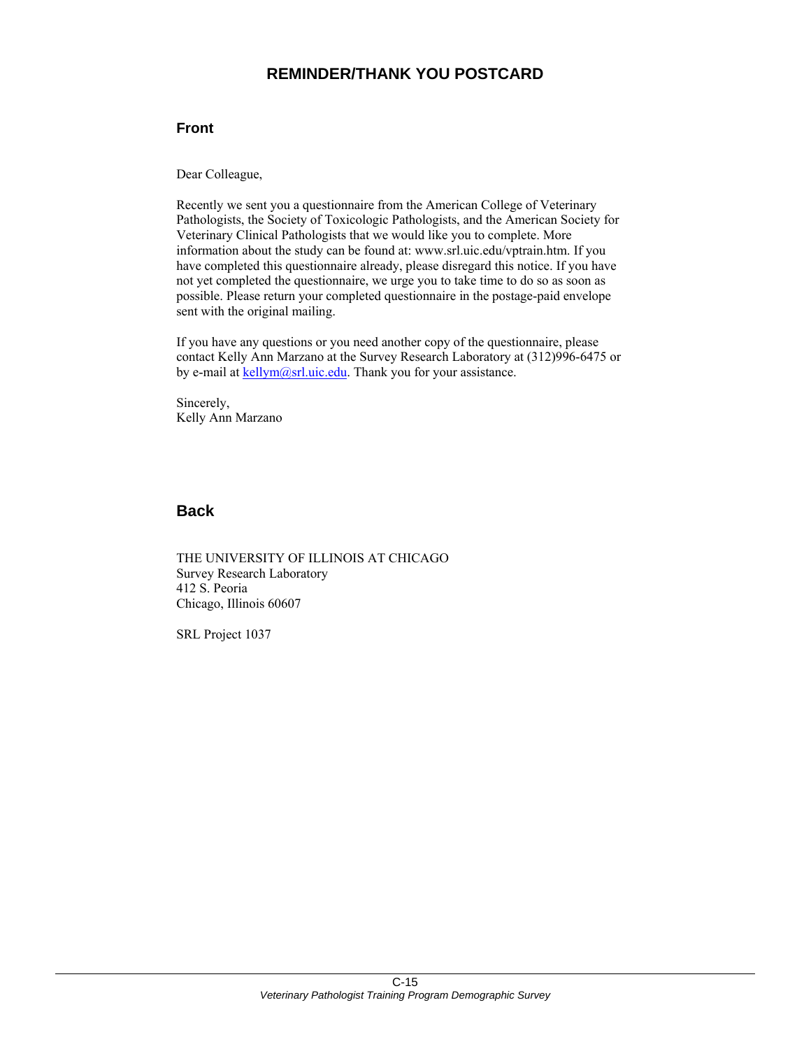# REMINDER/THANK YOU POSTCARD

## Front

Dear Colleague,

Recently we sent you a questionnaire from the American College of Veterinary Pathologists, the Society of Toxicologic Pathologists, and the American Society for Veterinary Clinical Pathologists that we would like you to complete. More information about the study can be found at: www.srl.uic.edu/vptrain.htm. If you have completed this questionnaire already, please disregard this notice. If you have not yet completed the questionnaire, we urge you to take time to do so as soon as possible. Please return your completed questionnaire in the postage-paid envelope sent with the original mailing.

If you have any questions or you need another copy of the questionnaire, please contact Kelly Ann Marzano at the Survey Research Laboratory at (312)996-6475 or by e-mail at kellym@srl.uic.edu. Thank you for your assistance.

Sincerely,
Kelly Ann Marzano

## Back

THE UNIVERSITY OF ILLINOIS AT CHICAGO
Survey Research Laboratory
412 S. Peoria
Chicago, Illinois 60607

SRL Project 1037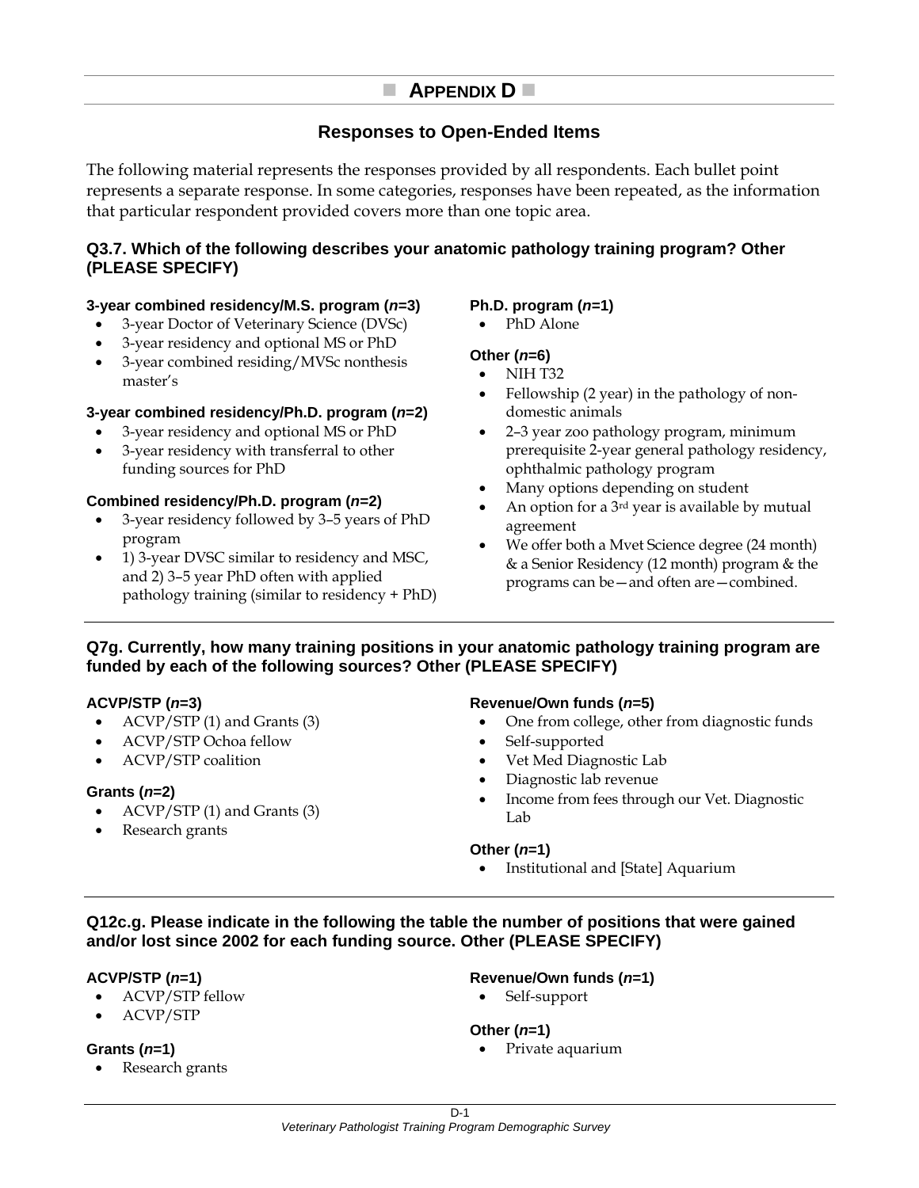# ■ APPENDIX D ■

## Responses to Open-Ended Items

The following material represents the responses provided by all respondents. Each bullet point represents a separate response. In some categories, responses have been repeated, as the information that particular respondent provided covers more than one topic area.

### Q3.7. Which of the following describes your anatomic pathology training program? Other (PLEASE SPECIFY)

**3-year combined residency/M.S. program (*n*=3)**

- 3-year Doctor of Veterinary Science (DVSc)
- 3-year residency and optional MS or PhD
- 3-year combined residing/MVSc nonthesis master's

**3-year combined residency/Ph.D. program (*n*=2)**

- 3-year residency and optional MS or PhD
- 3-year residency with transferral to other funding sources for PhD

**Combined residency/Ph.D. program (*n*=2)**

- 3-year residency followed by 3–5 years of PhD program
- 1) 3-year DVSC similar to residency and MSC, and 2) 3–5 year PhD often with applied pathology training (similar to residency + PhD)

**Ph.D. program (*n*=1)**

- PhD Alone

**Other (*n*=6)**

- NIH T32
- Fellowship (2 year) in the pathology of non-domestic animals
- 2–3 year zoo pathology program, minimum prerequisite 2-year general pathology residency, ophthalmic pathology program
- Many options depending on student
- An option for a 3rd year is available by mutual agreement
- We offer both a Mvet Science degree (24 month) & a Senior Residency (12 month) program & the programs can be—and often are—combined.

### Q7g. Currently, how many training positions in your anatomic pathology training program are funded by each of the following sources? Other (PLEASE SPECIFY)

**ACVP/STP (*n*=3)**

- ACVP/STP (1) and Grants (3)
- ACVP/STP Ochoa fellow
- ACVP/STP coalition

**Grants (*n*=2)**

- ACVP/STP (1) and Grants (3)
- Research grants

**Revenue/Own funds (*n*=5)**

- One from college, other from diagnostic funds
- Self-supported
- Vet Med Diagnostic Lab
- Diagnostic lab revenue
- Income from fees through our Vet. Diagnostic Lab

**Other (*n*=1)**

- Institutional and [State] Aquarium

### Q12c.g. Please indicate in the following the table the number of positions that were gained and/or lost since 2002 for each funding source. Other (PLEASE SPECIFY)

**ACVP/STP (*n*=1)**

- ACVP/STP fellow
- ACVP/STP

**Grants (*n*=1)**

- Research grants

**Revenue/Own funds (*n*=1)**

- Self-support

**Other (*n*=1)**

- Private aquarium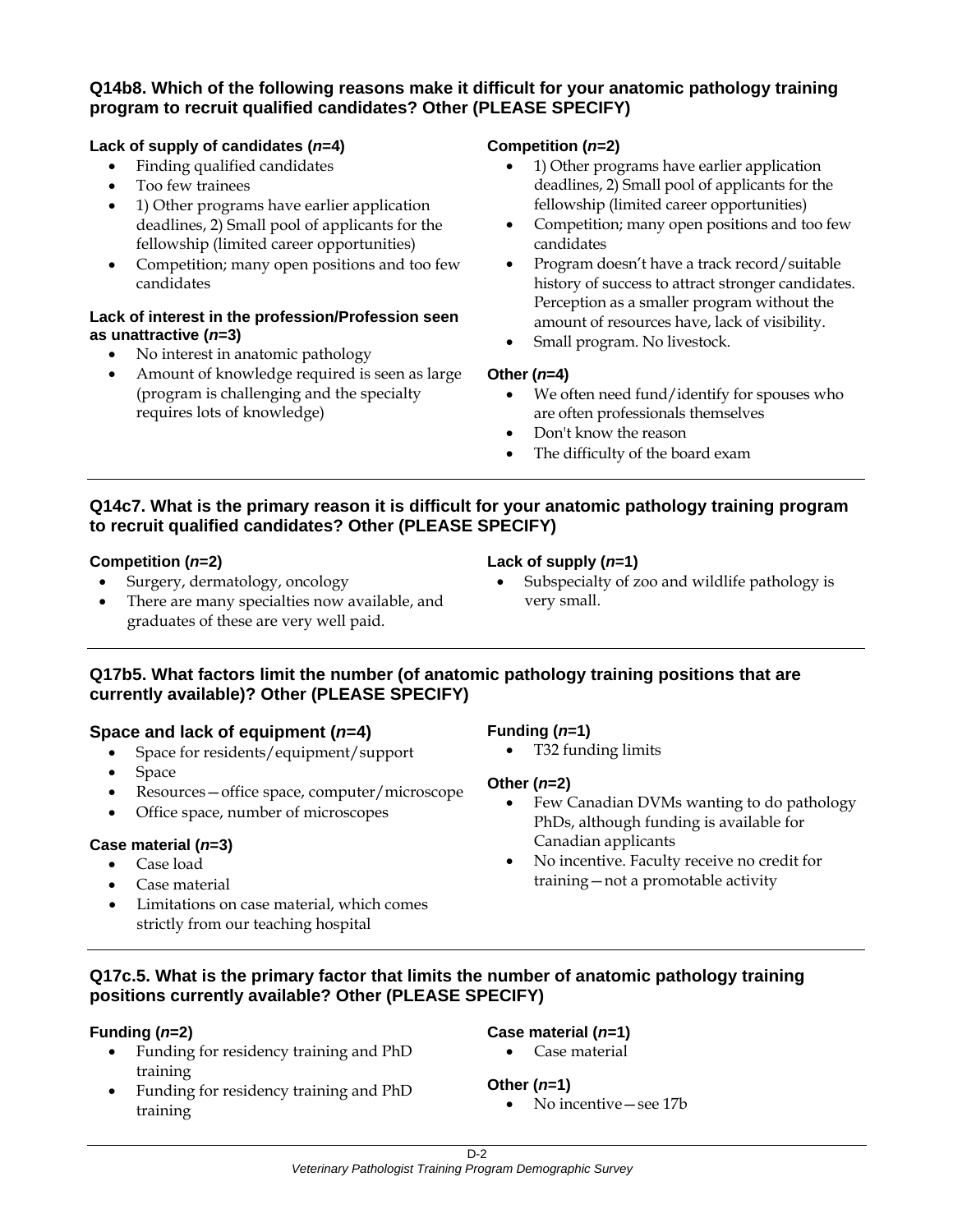### Q14b8. Which of the following reasons make it difficult for your anatomic pathology training program to recruit qualified candidates? Other (PLEASE SPECIFY)

**Lack of supply of candidates (*n*=4)**

- Finding qualified candidates
- Too few trainees
- 1) Other programs have earlier application deadlines, 2) Small pool of applicants for the fellowship (limited career opportunities)
- Competition; many open positions and too few candidates

**Lack of interest in the profession/Profession seen as unattractive (*n*=3)**

- No interest in anatomic pathology
- Amount of knowledge required is seen as large (program is challenging and the specialty requires lots of knowledge)

**Competition (*n*=2)**

- 1) Other programs have earlier application deadlines, 2) Small pool of applicants for the fellowship (limited career opportunities)
- Competition; many open positions and too few candidates
- Program doesn't have a track record/suitable history of success to attract stronger candidates. Perception as a smaller program without the amount of resources have, lack of visibility.
- Small program. No livestock.

**Other (*n*=4)**

- We often need fund/identify for spouses who are often professionals themselves
- Don't know the reason
- The difficulty of the board exam

---

### Q14c7. What is the primary reason it is difficult for your anatomic pathology training program to recruit qualified candidates? Other (PLEASE SPECIFY)

**Competition (*n*=2)**

- Surgery, dermatology, oncology
- There are many specialties now available, and graduates of these are very well paid.

**Lack of supply (*n*=1)**

- Subspecialty of zoo and wildlife pathology is very small.

---

### Q17b5. What factors limit the number (of anatomic pathology training positions that are currently available)? Other (PLEASE SPECIFY)

**Space and lack of equipment (*n*=4)**

- Space for residents/equipment/support
- Space
- Resources—office space, computer/microscope
- Office space, number of microscopes

**Case material (*n*=3)**

- Case load
- Case material
- Limitations on case material, which comes strictly from our teaching hospital

**Funding (*n*=1)**

- T32 funding limits

**Other (*n*=2)**

- Few Canadian DVMs wanting to do pathology PhDs, although funding is available for Canadian applicants
- No incentive. Faculty receive no credit for training—not a promotable activity

---

### Q17c.5. What is the primary factor that limits the number of anatomic pathology training positions currently available? Other (PLEASE SPECIFY)

**Funding (*n*=2)**

- Funding for residency training and PhD training
- Funding for residency training and PhD training

**Case material (*n*=1)**

- Case material

**Other (*n*=1)**

- No incentive—see 17b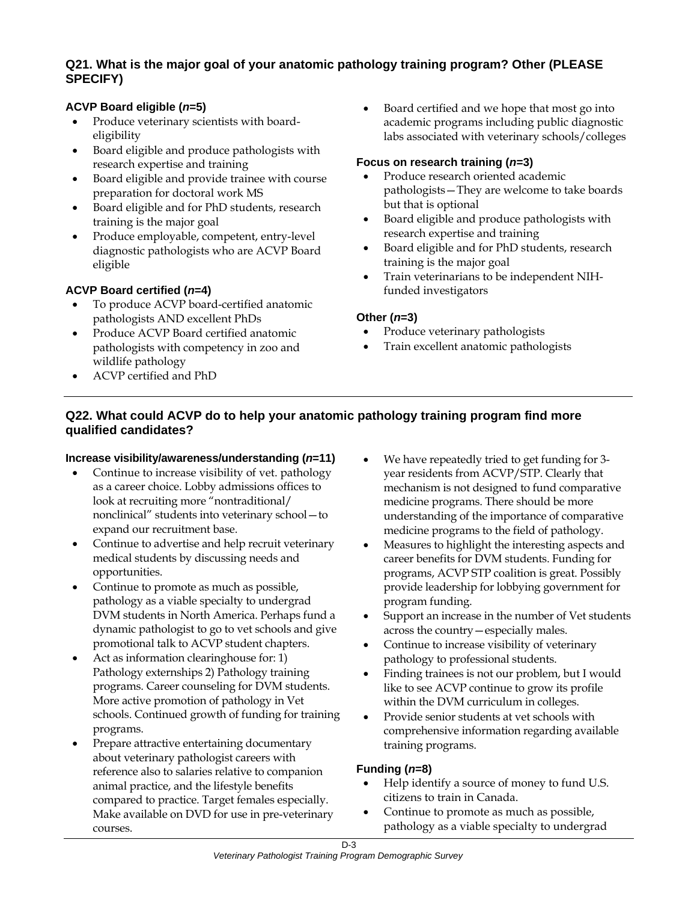## Q21. What is the major goal of your anatomic pathology training program? Other (PLEASE SPECIFY)

**ACVP Board eligible (*n*=5)**

- Produce veterinary scientists with board-eligibility
- Board eligible and produce pathologists with research expertise and training
- Board eligible and provide trainee with course preparation for doctoral work MS
- Board eligible and for PhD students, research training is the major goal
- Produce employable, competent, entry-level diagnostic pathologists who are ACVP Board eligible

**ACVP Board certified (*n*=4)**

- To produce ACVP board-certified anatomic pathologists AND excellent PhDs
- Produce ACVP Board certified anatomic pathologists with competency in zoo and wildlife pathology
- ACVP certified and PhD
- Board certified and we hope that most go into academic programs including public diagnostic labs associated with veterinary schools/colleges

**Focus on research training (*n*=3)**

- Produce research oriented academic pathologists—They are welcome to take boards but that is optional
- Board eligible and produce pathologists with research expertise and training
- Board eligible and for PhD students, research training is the major goal
- Train veterinarians to be independent NIH-funded investigators

**Other (*n*=3)**

- Produce veterinary pathologists
- Train excellent anatomic pathologists

## Q22. What could ACVP do to help your anatomic pathology training program find more qualified candidates?

**Increase visibility/awareness/understanding (*n*=11)**

- Continue to increase visibility of vet. pathology as a career choice. Lobby admissions offices to look at recruiting more "nontraditional/ nonclinical" students into veterinary school—to expand our recruitment base.
- Continue to advertise and help recruit veterinary medical students by discussing needs and opportunities.
- Continue to promote as much as possible, pathology as a viable specialty to undergrad DVM students in North America. Perhaps fund a dynamic pathologist to go to vet schools and give promotional talk to ACVP student chapters.
- Act as information clearinghouse for: 1) Pathology externships 2) Pathology training programs. Career counseling for DVM students. More active promotion of pathology in Vet schools. Continued growth of funding for training programs.
- Prepare attractive entertaining documentary about veterinary pathologist careers with reference also to salaries relative to companion animal practice, and the lifestyle benefits compared to practice. Target females especially. Make available on DVD for use in pre-veterinary courses.
- We have repeatedly tried to get funding for 3-year residents from ACVP/STP. Clearly that mechanism is not designed to fund comparative medicine programs. There should be more understanding of the importance of comparative medicine programs to the field of pathology.
- Measures to highlight the interesting aspects and career benefits for DVM students. Funding for programs, ACVP STP coalition is great. Possibly provide leadership for lobbying government for program funding.
- Support an increase in the number of Vet students across the country—especially males.
- Continue to increase visibility of veterinary pathology to professional students.
- Finding trainees is not our problem, but I would like to see ACVP continue to grow its profile within the DVM curriculum in colleges.
- Provide senior students at vet schools with comprehensive information regarding available training programs.

**Funding (*n*=8)**

- Help identify a source of money to fund U.S. citizens to train in Canada.
- Continue to promote as much as possible, pathology as a viable specialty to undergrad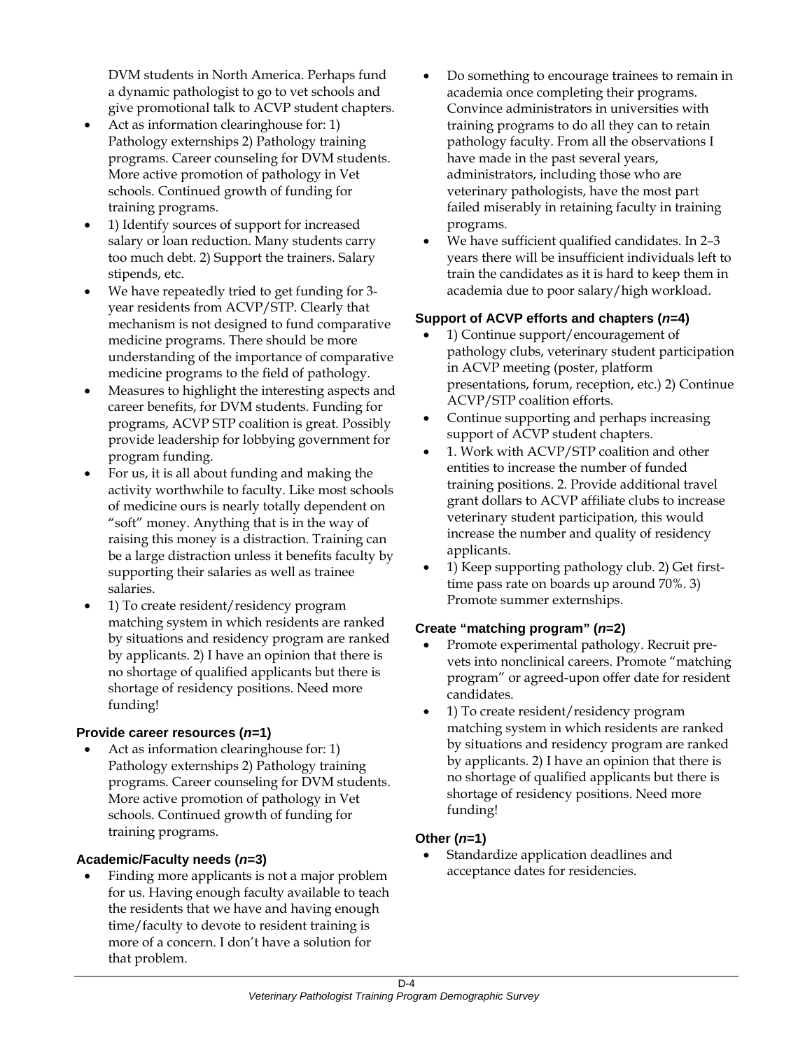DVM students in North America. Perhaps fund a dynamic pathologist to go to vet schools and give promotional talk to ACVP student chapters.

- Act as information clearinghouse for: 1) Pathology externships 2) Pathology training programs. Career counseling for DVM students. More active promotion of pathology in Vet schools. Continued growth of funding for training programs.
- 1) Identify sources of support for increased salary or loan reduction. Many students carry too much debt. 2) Support the trainers. Salary stipends, etc.
- We have repeatedly tried to get funding for 3-year residents from ACVP/STP. Clearly that mechanism is not designed to fund comparative medicine programs. There should be more understanding of the importance of comparative medicine programs to the field of pathology.
- Measures to highlight the interesting aspects and career benefits, for DVM students. Funding for programs, ACVP STP coalition is great. Possibly provide leadership for lobbying government for program funding.
- For us, it is all about funding and making the activity worthwhile to faculty. Like most schools of medicine ours is nearly totally dependent on "soft" money. Anything that is in the way of raising this money is a distraction. Training can be a large distraction unless it benefits faculty by supporting their salaries as well as trainee salaries.
- 1) To create resident/residency program matching system in which residents are ranked by situations and residency program are ranked by applicants. 2) I have an opinion that there is no shortage of qualified applicants but there is shortage of residency positions. Need more funding!

### Provide career resources (*n*=1)

- Act as information clearinghouse for: 1) Pathology externships 2) Pathology training programs. Career counseling for DVM students. More active promotion of pathology in Vet schools. Continued growth of funding for training programs.

### Academic/Faculty needs (*n*=3)

- Finding more applicants is not a major problem for us. Having enough faculty available to teach the residents that we have and having enough time/faculty to devote to resident training is more of a concern. I don't have a solution for that problem.
- Do something to encourage trainees to remain in academia once completing their programs. Convince administrators in universities with training programs to do all they can to retain pathology faculty. From all the observations I have made in the past several years, administrators, including those who are veterinary pathologists, have the most part failed miserably in retaining faculty in training programs.
- We have sufficient qualified candidates. In 2–3 years there will be insufficient individuals left to train the candidates as it is hard to keep them in academia due to poor salary/high workload.

### Support of ACVP efforts and chapters (*n*=4)

- 1) Continue support/encouragement of pathology clubs, veterinary student participation in ACVP meeting (poster, platform presentations, forum, reception, etc.) 2) Continue ACVP/STP coalition efforts.
- Continue supporting and perhaps increasing support of ACVP student chapters.
- 1. Work with ACVP/STP coalition and other entities to increase the number of funded training positions. 2. Provide additional travel grant dollars to ACVP affiliate clubs to increase veterinary student participation, this would increase the number and quality of residency applicants.
- 1) Keep supporting pathology club. 2) Get first-time pass rate on boards up around 70%. 3) Promote summer externships.

### Create "matching program" (*n*=2)

- Promote experimental pathology. Recruit pre-vets into nonclinical careers. Promote "matching program" or agreed-upon offer date for resident candidates.
- 1) To create resident/residency program matching system in which residents are ranked by situations and residency program are ranked by applicants. 2) I have an opinion that there is no shortage of qualified applicants but there is shortage of residency positions. Need more funding!

### Other (*n*=1)

- Standardize application deadlines and acceptance dates for residencies.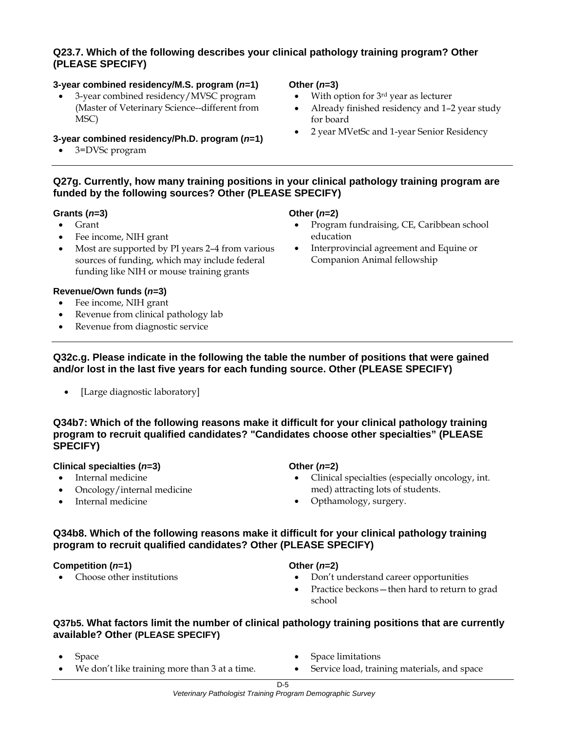### Q23.7. Which of the following describes your clinical pathology training program? Other (PLEASE SPECIFY)

**3-year combined residency/M.S. program (*n*=1)**

- 3-year combined residency/MVSC program (Master of Veterinary Science--different from MSC)

**3-year combined residency/Ph.D. program (*n*=1)**

- 3=DVSc program

**Other (*n*=3)**

- With option for 3rd year as lecturer
- Already finished residency and 1–2 year study for board
- 2 year MVetSc and 1-year Senior Residency

### Q27g. Currently, how many training positions in your clinical pathology training program are funded by the following sources? Other (PLEASE SPECIFY)

**Grants (*n*=3)**

- Grant
- Fee income, NIH grant
- Most are supported by PI years 2–4 from various sources of funding, which may include federal funding like NIH or mouse training grants

**Revenue/Own funds (*n*=3)**

- Fee income, NIH grant
- Revenue from clinical pathology lab
- Revenue from diagnostic service

**Other (*n*=2)**

- Program fundraising, CE, Caribbean school education
- Interprovincial agreement and Equine or Companion Animal fellowship

### Q32c.g. Please indicate in the following the table the number of positions that were gained and/or lost in the last five years for each funding source. Other (PLEASE SPECIFY)

- [Large diagnostic laboratory]

### Q34b7: Which of the following reasons make it difficult for your clinical pathology training program to recruit qualified candidates? "Candidates choose other specialties" (PLEASE SPECIFY)

**Clinical specialties (*n*=3)**

- Internal medicine
- Oncology/internal medicine
- Internal medicine

**Other (*n*=2)**

- Clinical specialties (especially oncology, int. med) attracting lots of students.
- Opthamology, surgery.

### Q34b8. Which of the following reasons make it difficult for your clinical pathology training program to recruit qualified candidates? Other (PLEASE SPECIFY)

**Competition (*n*=1)**

- Choose other institutions

**Other (*n*=2)**

- Don't understand career opportunities
- Practice beckons—then hard to return to grad school

### Q37b5. What factors limit the number of clinical pathology training positions that are currently available? Other (PLEASE SPECIFY)

- Space
- We don't like training more than 3 at a time.
- Space limitations
- Service load, training materials, and space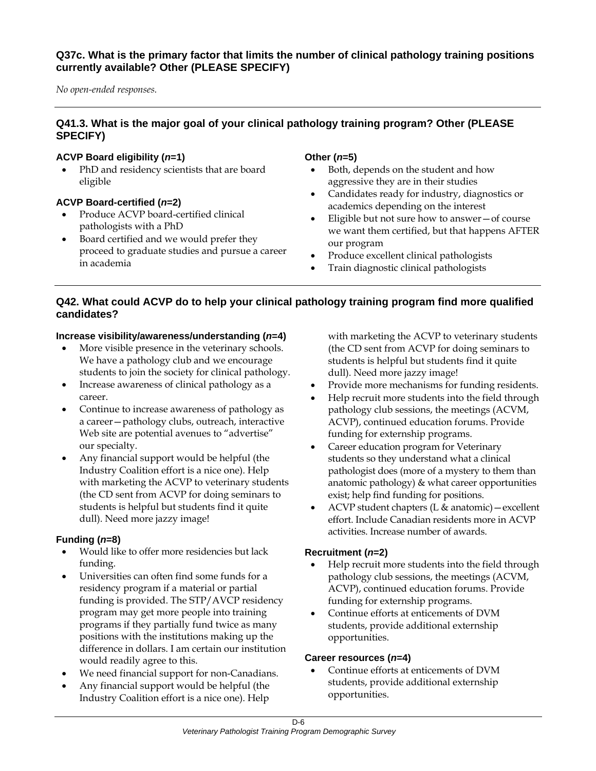### Q37c. What is the primary factor that limits the number of clinical pathology training positions currently available? Other (PLEASE SPECIFY)

*No open-ended responses.*

### Q41.3. What is the major goal of your clinical pathology training program? Other (PLEASE SPECIFY)

**ACVP Board eligibility (*n*=1)**

- PhD and residency scientists that are board eligible

**ACVP Board-certified (*n*=2)**

- Produce ACVP board-certified clinical pathologists with a PhD
- Board certified and we would prefer they proceed to graduate studies and pursue a career in academia

**Other (*n*=5)**

- Both, depends on the student and how aggressive they are in their studies
- Candidates ready for industry, diagnostics or academics depending on the interest
- Eligible but not sure how to answer—of course we want them certified, but that happens AFTER our program
- Produce excellent clinical pathologists
- Train diagnostic clinical pathologists

### Q42. What could ACVP do to help your clinical pathology training program find more qualified candidates?

**Increase visibility/awareness/understanding (*n*=4)**

- More visible presence in the veterinary schools. We have a pathology club and we encourage students to join the society for clinical pathology.
- Increase awareness of clinical pathology as a career.
- Continue to increase awareness of pathology as a career—pathology clubs, outreach, interactive Web site are potential avenues to "advertise" our specialty.
- Any financial support would be helpful (the Industry Coalition effort is a nice one). Help with marketing the ACVP to veterinary students (the CD sent from ACVP for doing seminars to students is helpful but students find it quite dull). Need more jazzy image!

**Funding (*n*=8)**

- Would like to offer more residencies but lack funding.
- Universities can often find some funds for a residency program if a material or partial funding is provided. The STP/AVCP residency program may get more people into training programs if they partially fund twice as many positions with the institutions making up the difference in dollars. I am certain our institution would readily agree to this.
- We need financial support for non-Canadians.
- Any financial support would be helpful (the Industry Coalition effort is a nice one). Help with marketing the ACVP to veterinary students (the CD sent from ACVP for doing seminars to students is helpful but students find it quite dull). Need more jazzy image!
- Provide more mechanisms for funding residents.
- Help recruit more students into the field through pathology club sessions, the meetings (ACVM, ACVP), continued education forums. Provide funding for externship programs.
- Career education program for Veterinary students so they understand what a clinical pathologist does (more of a mystery to them than anatomic pathology) & what career opportunities exist; help find funding for positions.
- ACVP student chapters (L & anatomic)—excellent effort. Include Canadian residents more in ACVP activities. Increase number of awards.

**Recruitment (*n*=2)**

- Help recruit more students into the field through pathology club sessions, the meetings (ACVM, ACVP), continued education forums. Provide funding for externship programs.
- Continue efforts at enticements of DVM students, provide additional externship opportunities.

**Career resources (*n*=4)**

- Continue efforts at enticements of DVM students, provide additional externship opportunities.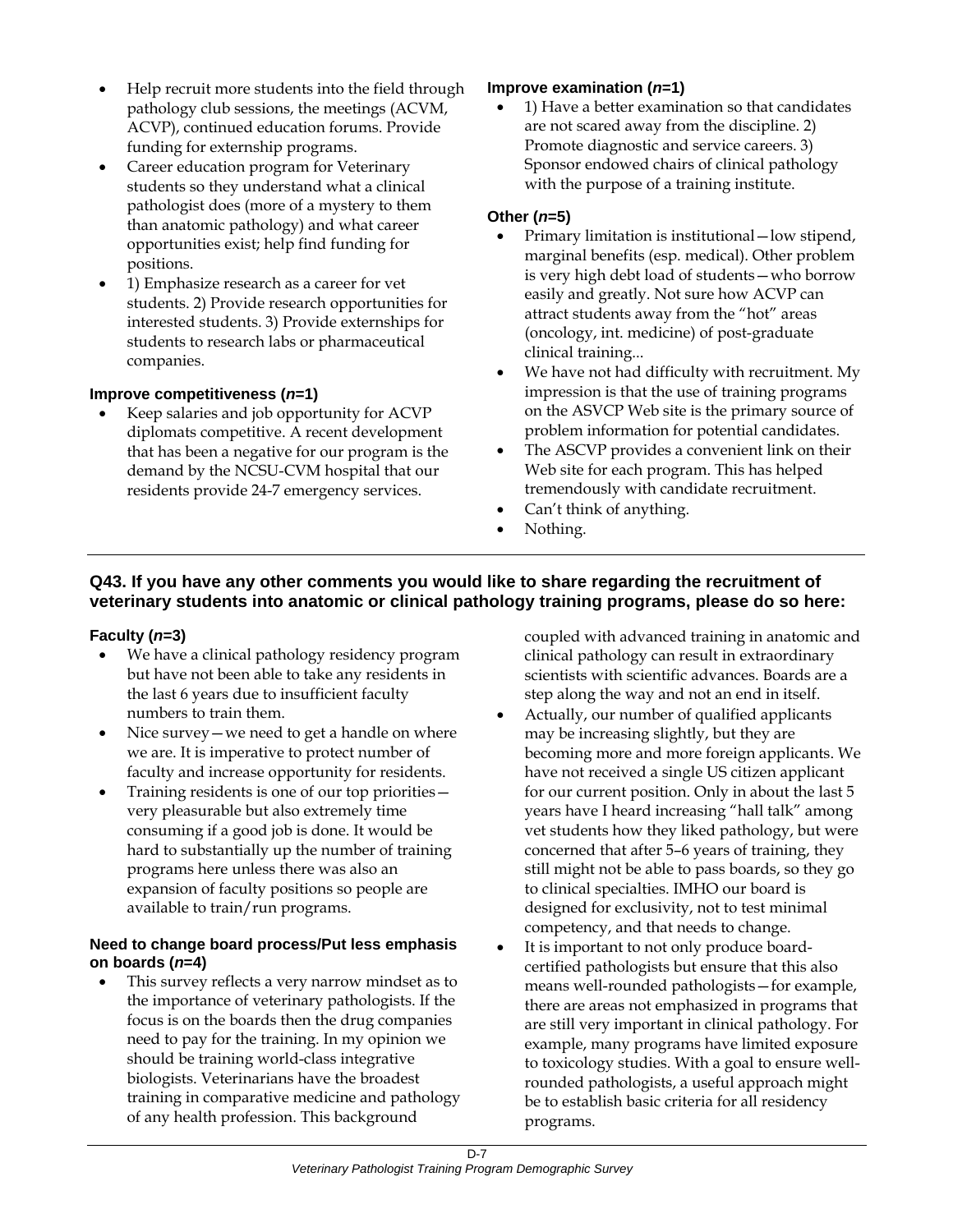- Help recruit more students into the field through pathology club sessions, the meetings (ACVM, ACVP), continued education forums. Provide funding for externship programs.
- Career education program for Veterinary students so they understand what a clinical pathologist does (more of a mystery to them than anatomic pathology) and what career opportunities exist; help find funding for positions.
- 1) Emphasize research as a career for vet students. 2) Provide research opportunities for interested students. 3) Provide externships for students to research labs or pharmaceutical companies.

#### Improve competitiveness (*n*=1)

- Keep salaries and job opportunity for ACVP diplomats competitive. A recent development that has been a negative for our program is the demand by the NCSU-CVM hospital that our residents provide 24-7 emergency services.

#### Improve examination (*n*=1)

- 1) Have a better examination so that candidates are not scared away from the discipline. 2) Promote diagnostic and service careers. 3) Sponsor endowed chairs of clinical pathology with the purpose of a training institute.

#### Other (*n*=5)

- Primary limitation is institutional—low stipend, marginal benefits (esp. medical). Other problem is very high debt load of students—who borrow easily and greatly. Not sure how ACVP can attract students away from the "hot" areas (oncology, int. medicine) of post-graduate clinical training...
- We have not had difficulty with recruitment. My impression is that the use of training programs on the ASVCP Web site is the primary source of problem information for potential candidates.
- The ASCVP provides a convenient link on their Web site for each program. This has helped tremendously with candidate recruitment.
- Can't think of anything.
- Nothing.

---

### Q43. If you have any other comments you would like to share regarding the recruitment of veterinary students into anatomic or clinical pathology training programs, please do so here:

#### Faculty (*n*=3)

- We have a clinical pathology residency program but have not been able to take any residents in the last 6 years due to insufficient faculty numbers to train them.
- Nice survey—we need to get a handle on where we are. It is imperative to protect number of faculty and increase opportunity for residents.
- Training residents is one of our top priorities—very pleasurable but also extremely time consuming if a good job is done. It would be hard to substantially up the number of training programs here unless there was also an expansion of faculty positions so people are available to train/run programs.

#### Need to change board process/Put less emphasis on boards (*n*=4)

- This survey reflects a very narrow mindset as to the importance of veterinary pathologists. If the focus is on the boards then the drug companies need to pay for the training. In my opinion we should be training world-class integrative biologists. Veterinarians have the broadest training in comparative medicine and pathology of any health profession. This background coupled with advanced training in anatomic and clinical pathology can result in extraordinary scientists with scientific advances. Boards are a step along the way and not an end in itself.
- Actually, our number of qualified applicants may be increasing slightly, but they are becoming more and more foreign applicants. We have not received a single US citizen applicant for our current position. Only in about the last 5 years have I heard increasing "hall talk" among vet students how they liked pathology, but were concerned that after 5–6 years of training, they still might not be able to pass boards, so they go to clinical specialties. IMHO our board is designed for exclusivity, not to test minimal competency, and that needs to change.
- It is important to not only produce board-certified pathologists but ensure that this also means well-rounded pathologists—for example, there are areas not emphasized in programs that are still very important in clinical pathology. For example, many programs have limited exposure to toxicology studies. With a goal to ensure well-rounded pathologists, a useful approach might be to establish basic criteria for all residency programs.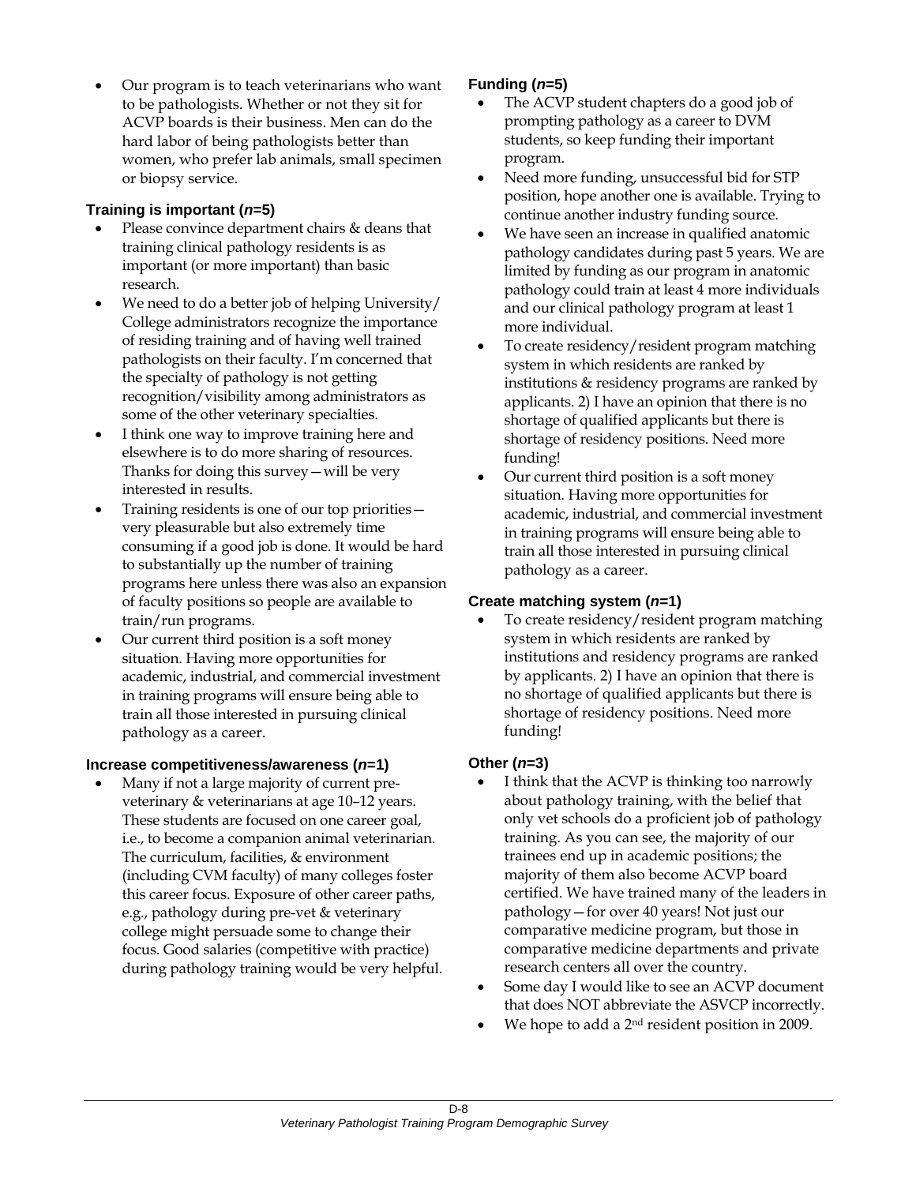- Our program is to teach veterinarians who want to be pathologists. Whether or not they sit for ACVP boards is their business. Men can do the hard labor of being pathologists better than women, who prefer lab animals, small specimen or biopsy service.

**Training is important (*n*=5)**

- Please convince department chairs & deans that training clinical pathology residents is as important (or more important) than basic research.
- We need to do a better job of helping University/ College administrators recognize the importance of residing training and of having well trained pathologists on their faculty. I'm concerned that the specialty of pathology is not getting recognition/visibility among administrators as some of the other veterinary specialties.
- I think one way to improve training here and elsewhere is to do more sharing of resources. Thanks for doing this survey—will be very interested in results.
- Training residents is one of our top priorities—very pleasurable but also extremely time consuming if a good job is done. It would be hard to substantially up the number of training programs here unless there was also an expansion of faculty positions so people are available to train/run programs.
- Our current third position is a soft money situation. Having more opportunities for academic, industrial, and commercial investment in training programs will ensure being able to train all those interested in pursuing clinical pathology as a career.

**Increase competitiveness/awareness (*n*=1)**

- Many if not a large majority of current pre-veterinary & veterinarians at age 10–12 years. These students are focused on one career goal, i.e., to become a companion animal veterinarian. The curriculum, facilities, & environment (including CVM faculty) of many colleges foster this career focus. Exposure of other career paths, e.g., pathology during pre-vet & veterinary college might persuade some to change their focus. Good salaries (competitive with practice) during pathology training would be very helpful.

**Funding (*n*=5)**

- The ACVP student chapters do a good job of prompting pathology as a career to DVM students, so keep funding their important program.
- Need more funding, unsuccessful bid for STP position, hope another one is available. Trying to continue another industry funding source.
- We have seen an increase in qualified anatomic pathology candidates during past 5 years. We are limited by funding as our program in anatomic pathology could train at least 4 more individuals and our clinical pathology program at least 1 more individual.
- To create residency/resident program matching system in which residents are ranked by institutions & residency programs are ranked by applicants. 2) I have an opinion that there is no shortage of qualified applicants but there is shortage of residency positions. Need more funding!
- Our current third position is a soft money situation. Having more opportunities for academic, industrial, and commercial investment in training programs will ensure being able to train all those interested in pursuing clinical pathology as a career.

**Create matching system (*n*=1)**

- To create residency/resident program matching system in which residents are ranked by institutions and residency programs are ranked by applicants. 2) I have an opinion that there is no shortage of qualified applicants but there is shortage of residency positions. Need more funding!

**Other (*n*=3)**

- I think that the ACVP is thinking too narrowly about pathology training, with the belief that only vet schools do a proficient job of pathology training. As you can see, the majority of our trainees end up in academic positions; the majority of them also become ACVP board certified. We have trained many of the leaders in pathology—for over 40 years! Not just our comparative medicine program, but those in comparative medicine departments and private research centers all over the country.
- Some day I would like to see an ACVP document that does NOT abbreviate the ASVCP incorrectly.
- We hope to add a 2nd resident position in 2009.